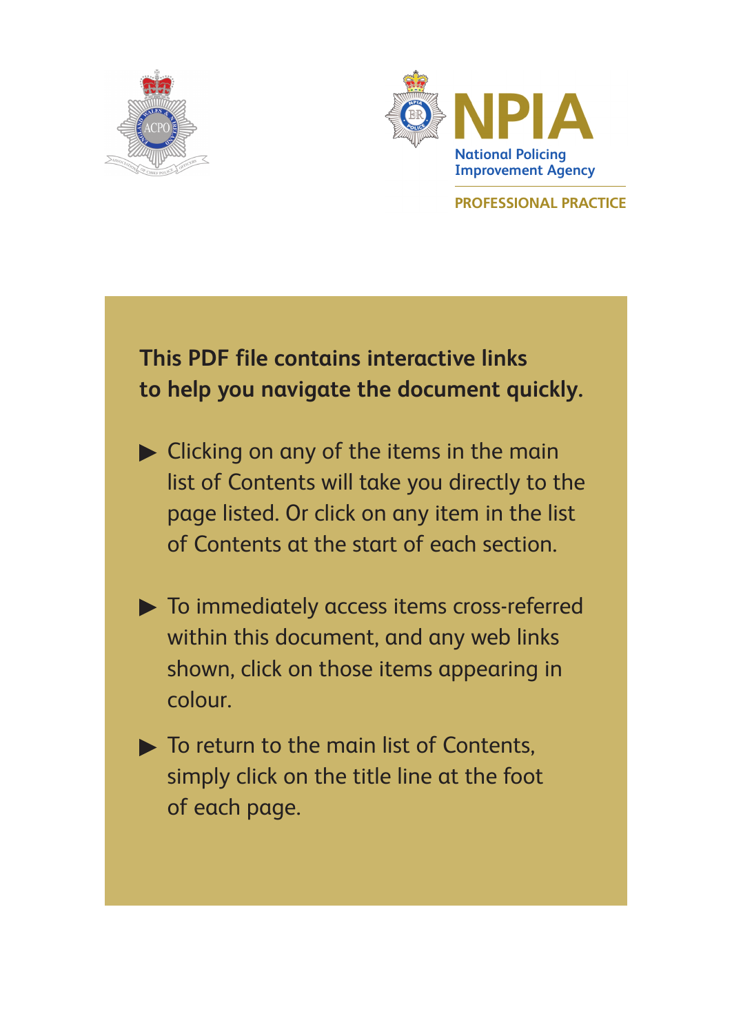NPIA

National Policing Improvement Agency

PROFESSIONAL PRACTICE

**This PDF file contains interactive links to help you navigate the document quickly.**

- Clicking on any of the items in the main list of Contents will take you directly to the page listed. Or click on any item in the list of Contents at the start of each section.
- To immediately access items cross-referred within this document, and any web links shown, click on those items appearing in colour.
- To return to the main list of Contents, simply click on the title line at the foot of each page.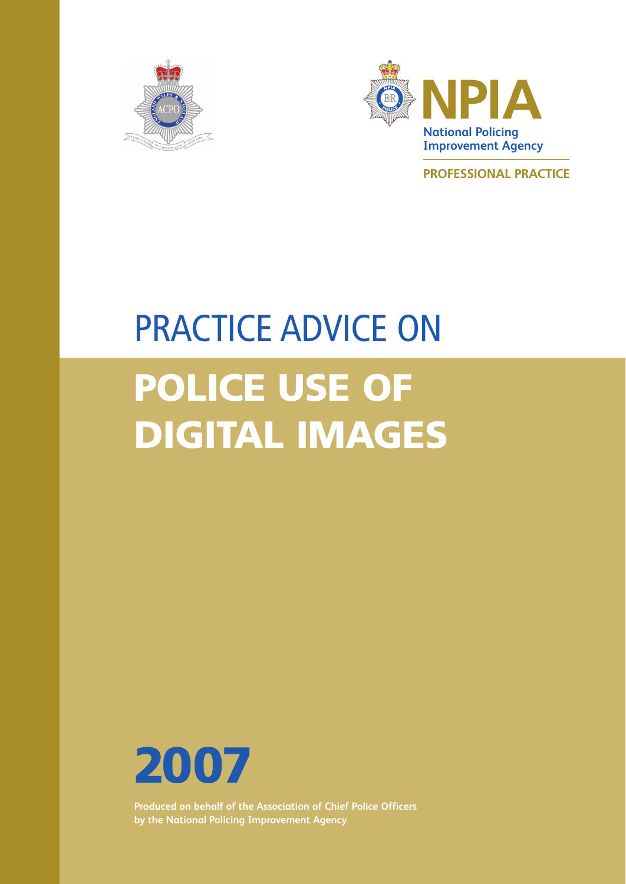NPIA

National Policing Improvement Agency

PROFESSIONAL PRACTICE

# PRACTICE ADVICE ON

# POLICE USE OF DIGITAL IMAGES

**2007**

**Produced on behalf of the Association of Chief Police Officers by the National Policing Improvement Agency**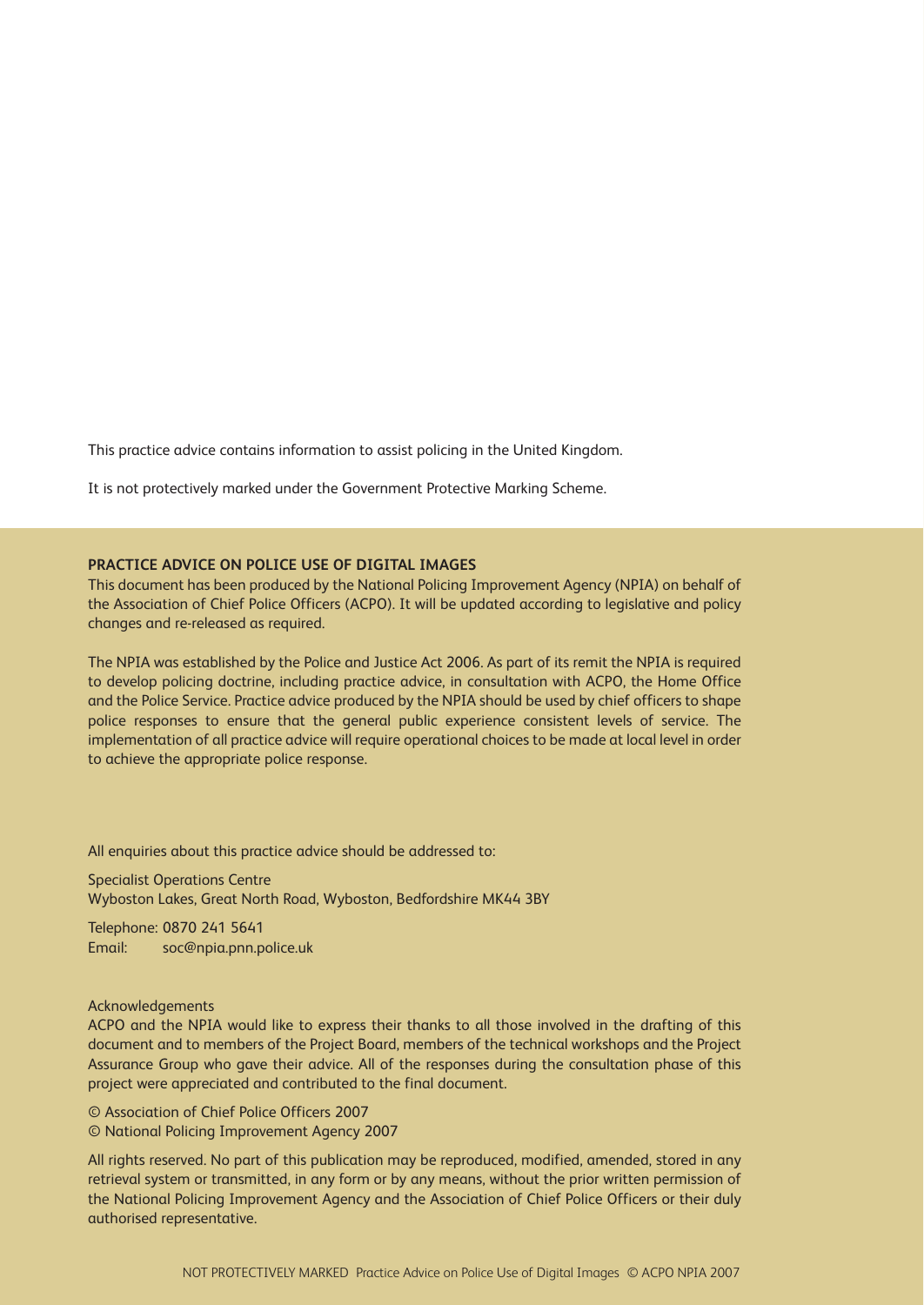This practice advice contains information to assist policing in the United Kingdom.

It is not protectively marked under the Government Protective Marking Scheme.

**PRACTICE ADVICE ON POLICE USE OF DIGITAL IMAGES**

This document has been produced by the National Policing Improvement Agency (NPIA) on behalf of the Association of Chief Police Officers (ACPO). It will be updated according to legislative and policy changes and re-released as required.

The NPIA was established by the Police and Justice Act 2006. As part of its remit the NPIA is required to develop policing doctrine, including practice advice, in consultation with ACPO, the Home Office and the Police Service. Practice advice produced by the NPIA should be used by chief officers to shape police responses to ensure that the general public experience consistent levels of service. The implementation of all practice advice will require operational choices to be made at local level in order to achieve the appropriate police response.

All enquiries about this practice advice should be addressed to:

Specialist Operations Centre
Wyboston Lakes, Great North Road, Wyboston, Bedfordshire MK44 3BY

Telephone: 0870 241 5641
Email: soc@npia.pnn.police.uk

Acknowledgements

ACPO and the NPIA would like to express their thanks to all those involved in the drafting of this document and to members of the Project Board, members of the technical workshops and the Project Assurance Group who gave their advice. All of the responses during the consultation phase of this project were appreciated and contributed to the final document.

© Association of Chief Police Officers 2007
© National Policing Improvement Agency 2007

All rights reserved. No part of this publication may be reproduced, modified, amended, stored in any retrieval system or transmitted, in any form or by any means, without the prior written permission of the National Policing Improvement Agency and the Association of Chief Police Officers or their duly authorised representative.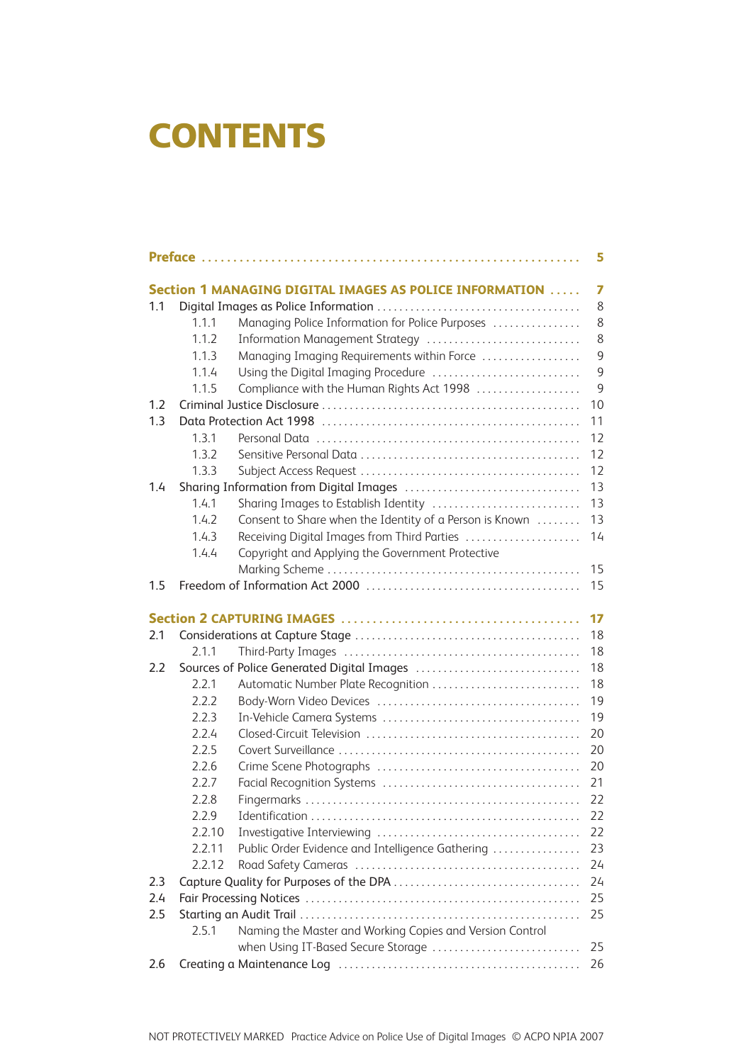# CONTENTS

| | | |
|---|---|---|
| **Preface** | | **5** |
| **Section 1 MANAGING DIGITAL IMAGES AS POLICE INFORMATION** | | **7** |
| 1.1 | Digital Images as Police Information | 8 |
| | 1.1.1 Managing Police Information for Police Purposes | 8 |
| | 1.1.2 Information Management Strategy | 8 |
| | 1.1.3 Managing Imaging Requirements within Force | 9 |
| | 1.1.4 Using the Digital Imaging Procedure | 9 |
| | 1.1.5 Compliance with the Human Rights Act 1998 | 9 |
| 1.2 | Criminal Justice Disclosure | 10 |
| 1.3 | Data Protection Act 1998 | 11 |
| | 1.3.1 Personal Data | 12 |
| | 1.3.2 Sensitive Personal Data | 12 |
| | 1.3.3 Subject Access Request | 12 |
| 1.4 | Sharing Information from Digital Images | 13 |
| | 1.4.1 Sharing Images to Establish Identity | 13 |
| | 1.4.2 Consent to Share when the Identity of a Person is Known | 13 |
| | 1.4.3 Receiving Digital Images from Third Parties | 14 |
| | 1.4.4 Copyright and Applying the Government Protective Marking Scheme | 15 |
| 1.5 | Freedom of Information Act 2000 | 15 |
| **Section 2 CAPTURING IMAGES** | | **17** |
| 2.1 | Considerations at Capture Stage | 18 |
| | 2.1.1 Third-Party Images | 18 |
| 2.2 | Sources of Police Generated Digital Images | 18 |
| | 2.2.1 Automatic Number Plate Recognition | 18 |
| | 2.2.2 Body-Worn Video Devices | 19 |
| | 2.2.3 In-Vehicle Camera Systems | 19 |
| | 2.2.4 Closed-Circuit Television | 20 |
| | 2.2.5 Covert Surveillance | 20 |
| | 2.2.6 Crime Scene Photographs | 20 |
| | 2.2.7 Facial Recognition Systems | 21 |
| | 2.2.8 Fingermarks | 22 |
| | 2.2.9 Identification | 22 |
| | 2.2.10 Investigative Interviewing | 22 |
| | 2.2.11 Public Order Evidence and Intelligence Gathering | 23 |
| | 2.2.12 Road Safety Cameras | 24 |
| 2.3 | Capture Quality for Purposes of the DPA | 24 |
| 2.4 | Fair Processing Notices | 25 |
| 2.5 | Starting an Audit Trail | 25 |
| | 2.5.1 Naming the Master and Working Copies and Version Control when Using IT-Based Secure Storage | 25 |
| 2.6 | Creating a Maintenance Log | 26 |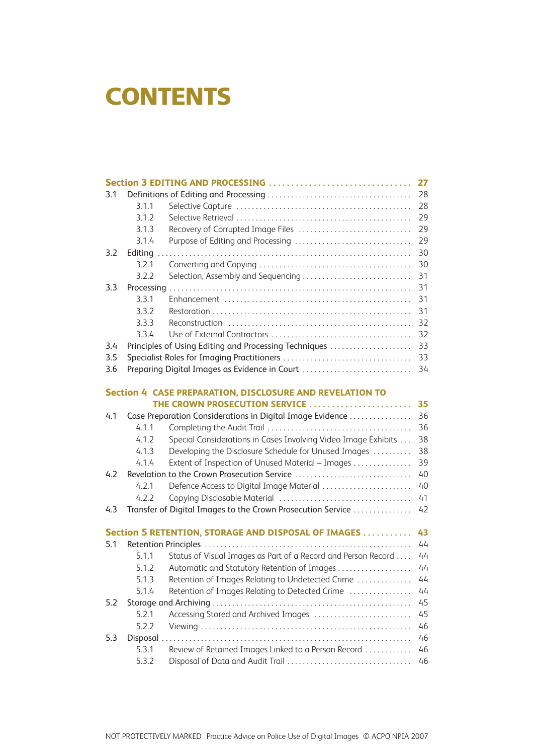# CONTENTS

| | | | |
|---|---|---|---|
| **Section 3 EDITING AND PROCESSING** | | | **27** |
| 3.1 | Definitions of Editing and Processing | | 28 |
| | 3.1.1 | Selective Capture | 28 |
| | 3.1.2 | Selective Retrieval | 29 |
| | 3.1.3 | Recovery of Corrupted Image Files | 29 |
| | 3.1.4 | Purpose of Editing and Processing | 29 |
| 3.2 | Editing | | 30 |
| | 3.2.1 | Converting and Copying | 30 |
| | 3.2.2 | Selection, Assembly and Sequencing | 31 |
| 3.3 | Processing | | 31 |
| | 3.3.1 | Enhancement | 31 |
| | 3.3.2 | Restoration | 31 |
| | 3.3.3 | Reconstruction | 32 |
| | 3.3.4 | Use of External Contractors | 32 |
| 3.4 | Principles of Using Editing and Processing Techniques | | 33 |
| 3.5 | Specialist Roles for Imaging Practitioners | | 33 |
| 3.6 | Preparing Digital Images as Evidence in Court | | 34 |
| **Section 4 CASE PREPARATION, DISCLOSURE AND REVELATION TO THE CROWN PROSECUTION SERVICE** | | | **35** |
| 4.1 | Case Preparation Considerations in Digital Image Evidence | | 36 |
| | 4.1.1 | Completing the Audit Trail | 36 |
| | 4.1.2 | Special Considerations in Cases Involving Video Image Exhibits | 38 |
| | 4.1.3 | Developing the Disclosure Schedule for Unused Images | 38 |
| | 4.1.4 | Extent of Inspection of Unused Material – Images | 39 |
| 4.2 | Revelation to the Crown Prosecution Service | | 40 |
| | 4.2.1 | Defence Access to Digital Image Material | 40 |
| | 4.2.2 | Copying Disclosable Material | 41 |
| 4.3 | Transfer of Digital Images to the Crown Prosecution Service | | 42 |
| **Section 5 RETENTION, STORAGE AND DISPOSAL OF IMAGES** | | | **43** |
| 5.1 | Retention Principles | | 44 |
| | 5.1.1 | Status of Visual Images as Part of a Record and Person Record | 44 |
| | 5.1.2 | Automatic and Statutory Retention of Images | 44 |
| | 5.1.3 | Retention of Images Relating to Undetected Crime | 44 |
| | 5.1.4 | Retention of Images Relating to Detected Crime | 44 |
| 5.2 | Storage and Archiving | | 45 |
| | 5.2.1 | Accessing Stored and Archived Images | 45 |
| | 5.2.2 | Viewing | 46 |
| 5.3 | Disposal | | 46 |
| | 5.3.1 | Review of Retained Images Linked to a Person Record | 46 |
| | 5.3.2 | Disposal of Data and Audit Trail | 46 |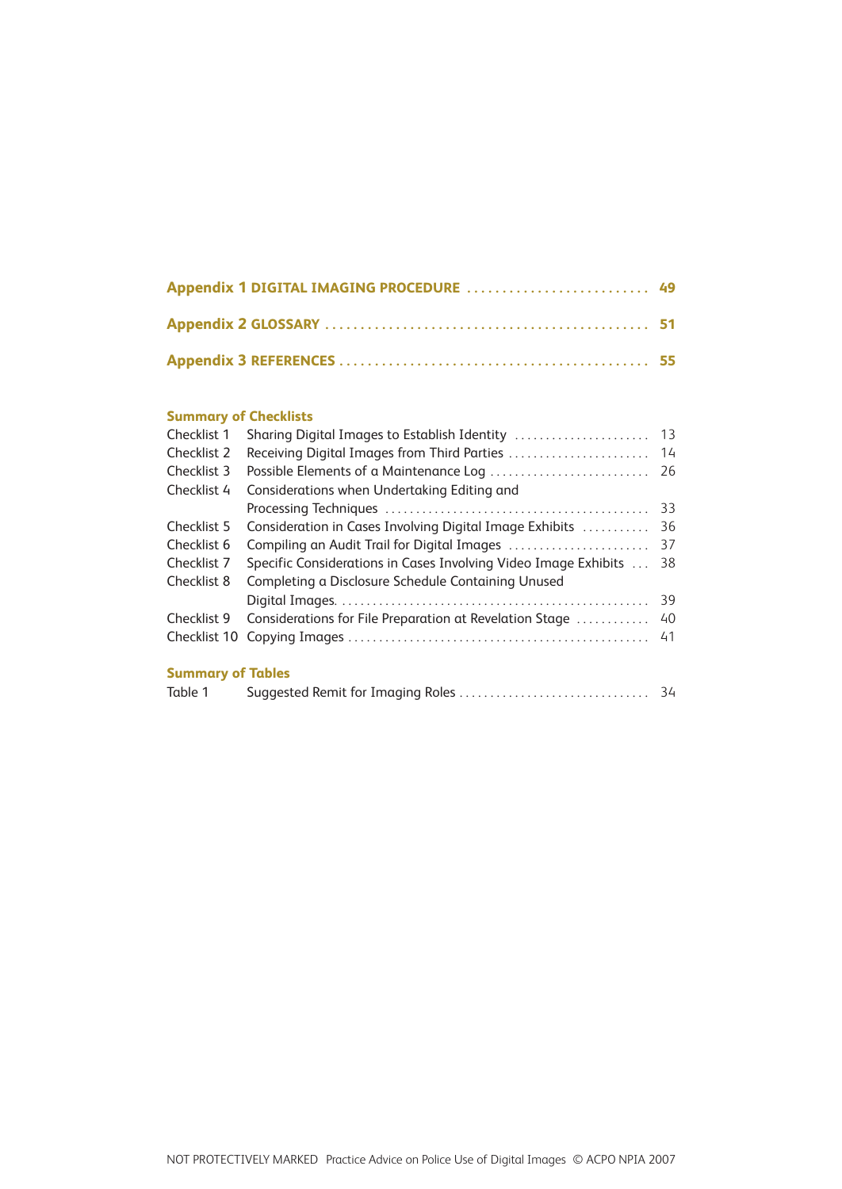**Appendix 1 DIGITAL IMAGING PROCEDURE** .......................... **49**

**Appendix 2 GLOSSARY** ............................................. **51**

**Appendix 3 REFERENCES** ........................................... **55**

**Summary of Checklists**

| | | |
|---|---|---|
| Checklist 1 | Sharing Digital Images to Establish Identity | 13 |
| Checklist 2 | Receiving Digital Images from Third Parties | 14 |
| Checklist 3 | Possible Elements of a Maintenance Log | 26 |
| Checklist 4 | Considerations when Undertaking Editing and Processing Techniques | 33 |
| Checklist 5 | Consideration in Cases Involving Digital Image Exhibits | 36 |
| Checklist 6 | Compiling an Audit Trail for Digital Images | 37 |
| Checklist 7 | Specific Considerations in Cases Involving Video Image Exhibits | 38 |
| Checklist 8 | Completing a Disclosure Schedule Containing Unused Digital Images. | 39 |
| Checklist 9 | Considerations for File Preparation at Revelation Stage | 40 |
| Checklist 10 | Copying Images | 41 |

**Summary of Tables**

| | | |
|---|---|---|
| Table 1 | Suggested Remit for Imaging Roles | 34 |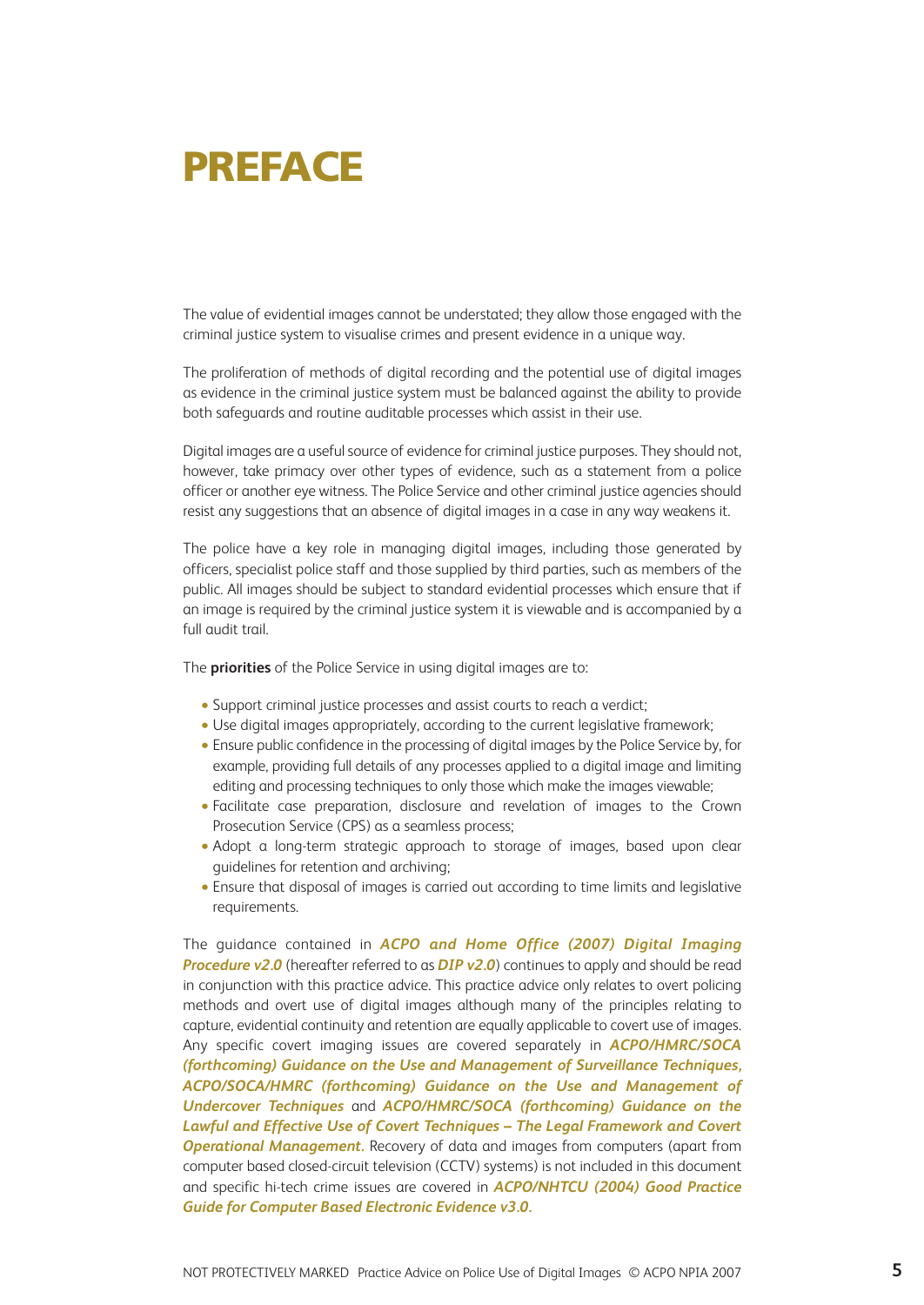# PREFACE

The value of evidential images cannot be understated; they allow those engaged with the criminal justice system to visualise crimes and present evidence in a unique way.

The proliferation of methods of digital recording and the potential use of digital images as evidence in the criminal justice system must be balanced against the ability to provide both safeguards and routine auditable processes which assist in their use.

Digital images are a useful source of evidence for criminal justice purposes. They should not, however, take primacy over other types of evidence, such as a statement from a police officer or another eye witness. The Police Service and other criminal justice agencies should resist any suggestions that an absence of digital images in a case in any way weakens it.

The police have a key role in managing digital images, including those generated by officers, specialist police staff and those supplied by third parties, such as members of the public. All images should be subject to standard evidential processes which ensure that if an image is required by the criminal justice system it is viewable and is accompanied by a full audit trail.

The **priorities** of the Police Service in using digital images are to:

- Support criminal justice processes and assist courts to reach a verdict;
- Use digital images appropriately, according to the current legislative framework;
- Ensure public confidence in the processing of digital images by the Police Service by, for example, providing full details of any processes applied to a digital image and limiting editing and processing techniques to only those which make the images viewable;
- Facilitate case preparation, disclosure and revelation of images to the Crown Prosecution Service (CPS) as a seamless process;
- Adopt a long-term strategic approach to storage of images, based upon clear guidelines for retention and archiving;
- Ensure that disposal of images is carried out according to time limits and legislative requirements.

The guidance contained in ***ACPO and Home Office (2007) Digital Imaging Procedure v2.0*** (hereafter referred to as ***DIP v2.0***) continues to apply and should be read in conjunction with this practice advice. This practice advice only relates to overt policing methods and overt use of digital images although many of the principles relating to capture, evidential continuity and retention are equally applicable to covert use of images. Any specific covert imaging issues are covered separately in ***ACPO/HMRC/SOCA (forthcoming) Guidance on the Use and Management of Surveillance Techniques, ACPO/SOCA/HMRC (forthcoming) Guidance on the Use and Management of Undercover Techniques*** and ***ACPO/HMRC/SOCA (forthcoming) Guidance on the Lawful and Effective Use of Covert Techniques – The Legal Framework and Covert Operational Management***. Recovery of data and images from computers (apart from computer based closed-circuit television (CCTV) systems) is not included in this document and specific hi-tech crime issues are covered in ***ACPO/NHTCU (2004) Good Practice Guide for Computer Based Electronic Evidence v3.0***.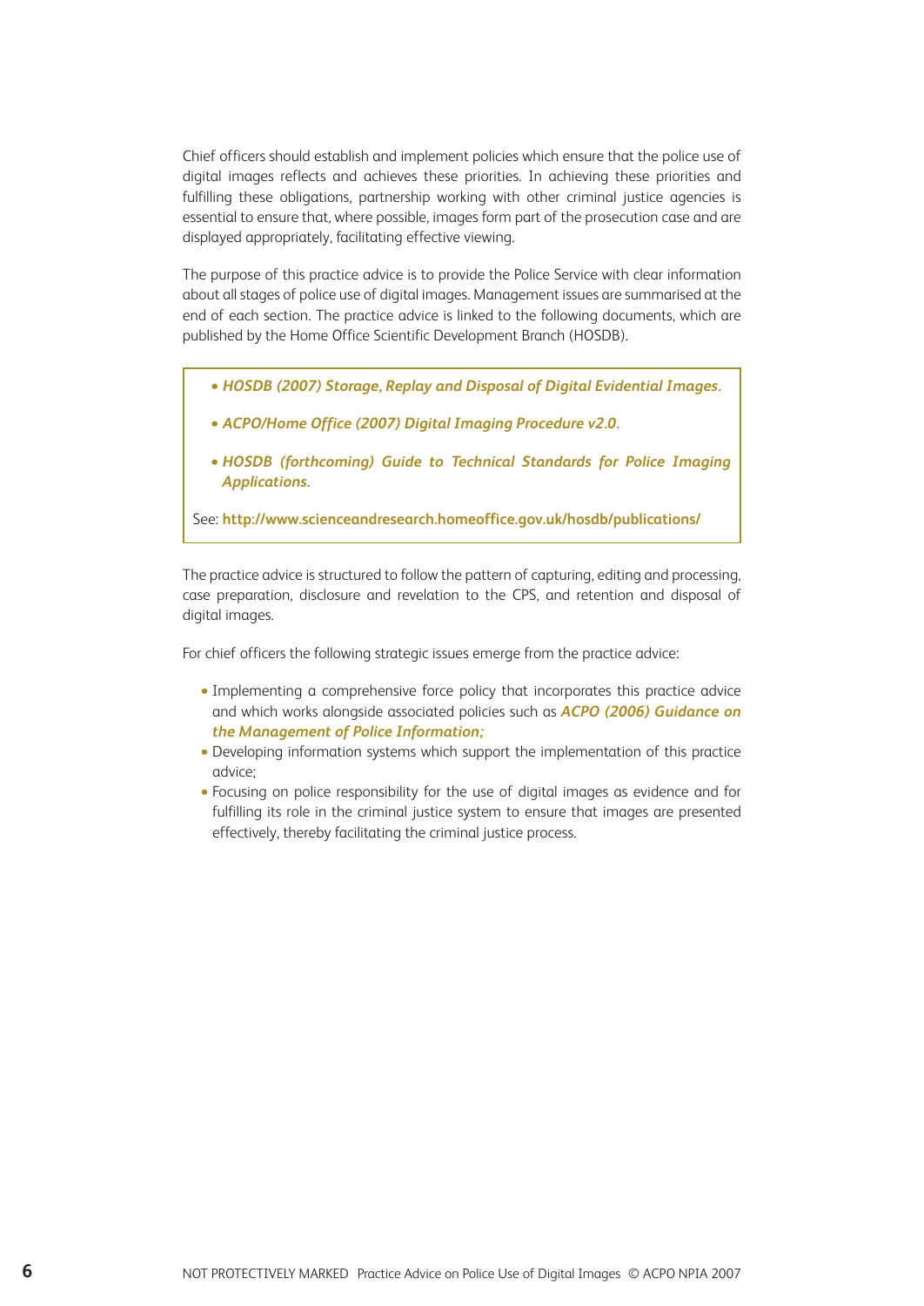Chief officers should establish and implement policies which ensure that the police use of digital images reflects and achieves these priorities. In achieving these priorities and fulfilling these obligations, partnership working with other criminal justice agencies is essential to ensure that, where possible, images form part of the prosecution case and are displayed appropriately, facilitating effective viewing.

The purpose of this practice advice is to provide the Police Service with clear information about all stages of police use of digital images. Management issues are summarised at the end of each section. The practice advice is linked to the following documents, which are published by the Home Office Scientific Development Branch (HOSDB).

- ***HOSDB (2007) Storage, Replay and Disposal of Digital Evidential Images.***
- ***ACPO/Home Office (2007) Digital Imaging Procedure v2.0.***
- ***HOSDB (forthcoming) Guide to Technical Standards for Police Imaging Applications.***

See: **http://www.scienceandresearch.homeoffice.gov.uk/hosdb/publications/**

The practice advice is structured to follow the pattern of capturing, editing and processing, case preparation, disclosure and revelation to the CPS, and retention and disposal of digital images.

For chief officers the following strategic issues emerge from the practice advice:

- Implementing a comprehensive force policy that incorporates this practice advice and which works alongside associated policies such as ***ACPO (2006) Guidance on the Management of Police Information;***
- Developing information systems which support the implementation of this practice advice;
- Focusing on police responsibility for the use of digital images as evidence and for fulfilling its role in the criminal justice system to ensure that images are presented effectively, thereby facilitating the criminal justice process.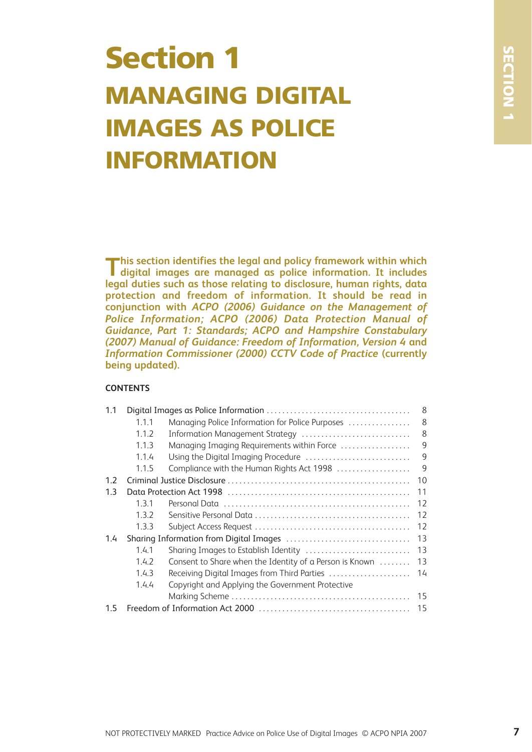# Section 1

# MANAGING DIGITAL IMAGES AS POLICE INFORMATION

**This section identifies the legal and policy framework within which digital images are managed as police information. It includes legal duties such as those relating to disclosure, human rights, data protection and freedom of information. It should be read in conjunction with *ACPO (2006) Guidance on the Management of Police Information; ACPO (2006) Data Protection Manual of Guidance, Part 1: Standards; ACPO and Hampshire Constabulary (2007) Manual of Guidance: Freedom of Information, Version 4* and *Information Commissioner (2000) CCTV Code of Practice* (currently being updated).**

**CONTENTS**

| | | | |
|---|---|---|---|
| 1.1 | Digital Images as Police Information | | 8 |
| | 1.1.1 | Managing Police Information for Police Purposes | 8 |
| | 1.1.2 | Information Management Strategy | 8 |
| | 1.1.3 | Managing Imaging Requirements within Force | 9 |
| | 1.1.4 | Using the Digital Imaging Procedure | 9 |
| | 1.1.5 | Compliance with the Human Rights Act 1998 | 9 |
| 1.2 | Criminal Justice Disclosure | | 10 |
| 1.3 | Data Protection Act 1998 | | 11 |
| | 1.3.1 | Personal Data | 12 |
| | 1.3.2 | Sensitive Personal Data | 12 |
| | 1.3.3 | Subject Access Request | 12 |
| 1.4 | Sharing Information from Digital Images | | 13 |
| | 1.4.1 | Sharing Images to Establish Identity | 13 |
| | 1.4.2 | Consent to Share when the Identity of a Person is Known | 13 |
| | 1.4.3 | Receiving Digital Images from Third Parties | 14 |
| | 1.4.4 | Copyright and Applying the Government Protective Marking Scheme | 15 |
| 1.5 | Freedom of Information Act 2000 | | 15 |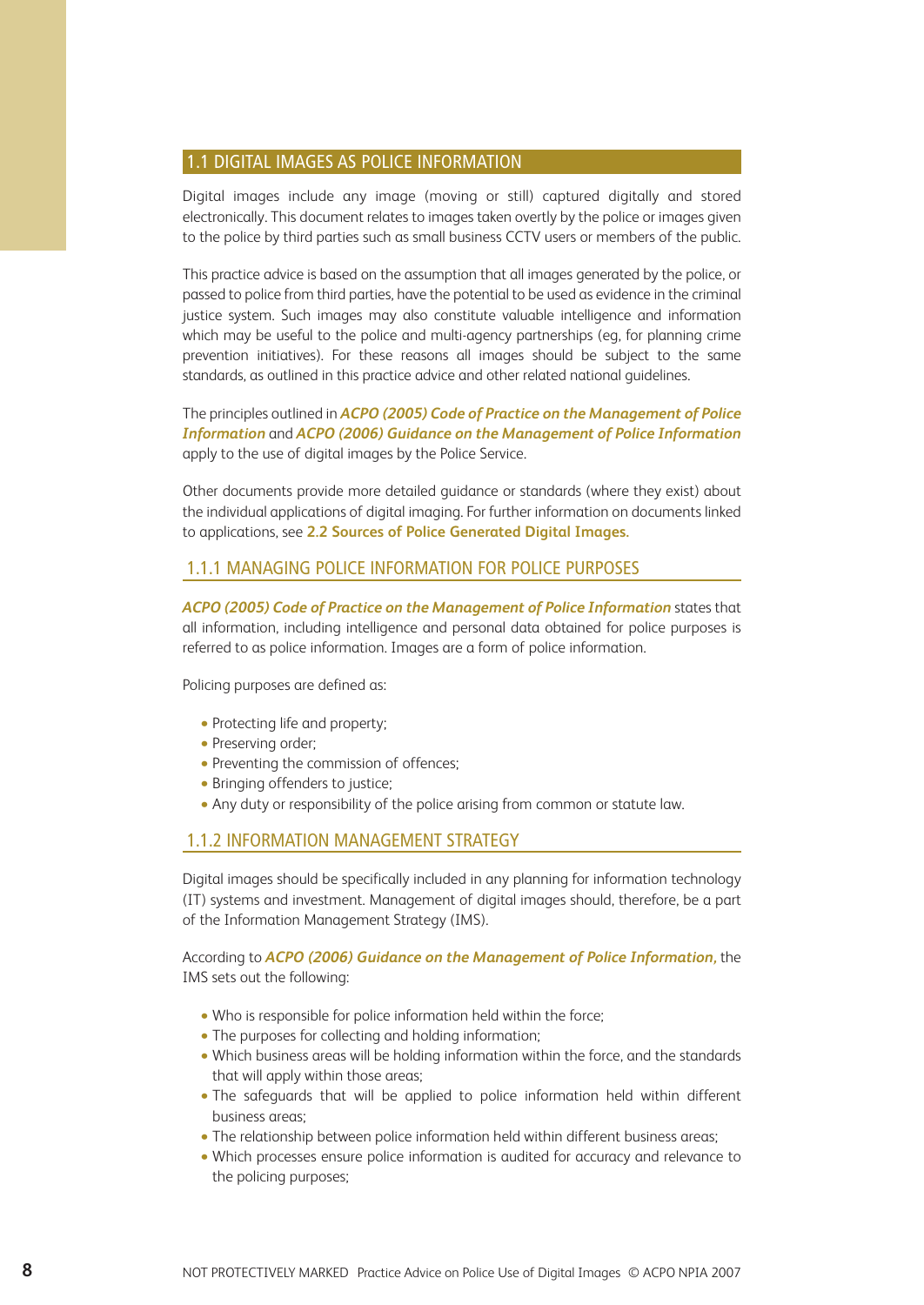## 1.1 DIGITAL IMAGES AS POLICE INFORMATION

Digital images include any image (moving or still) captured digitally and stored electronically. This document relates to images taken overtly by the police or images given to the police by third parties such as small business CCTV users or members of the public.

This practice advice is based on the assumption that all images generated by the police, or passed to police from third parties, have the potential to be used as evidence in the criminal justice system. Such images may also constitute valuable intelligence and information which may be useful to the police and multi-agency partnerships (eg, for planning crime prevention initiatives). For these reasons all images should be subject to the same standards, as outlined in this practice advice and other related national guidelines.

The principles outlined in ***ACPO (2005) Code of Practice on the Management of Police Information*** and ***ACPO (2006) Guidance on the Management of Police Information*** apply to the use of digital images by the Police Service.

Other documents provide more detailed guidance or standards (where they exist) about the individual applications of digital imaging. For further information on documents linked to applications, see **2.2 Sources of Police Generated Digital Images.**

### 1.1.1 MANAGING POLICE INFORMATION FOR POLICE PURPOSES

***ACPO (2005) Code of Practice on the Management of Police Information*** states that all information, including intelligence and personal data obtained for police purposes is referred to as police information. Images are a form of police information.

Policing purposes are defined as:

- Protecting life and property;
- Preserving order;
- Preventing the commission of offences;
- Bringing offenders to justice;
- Any duty or responsibility of the police arising from common or statute law.

### 1.1.2 INFORMATION MANAGEMENT STRATEGY

Digital images should be specifically included in any planning for information technology (IT) systems and investment. Management of digital images should, therefore, be a part of the Information Management Strategy (IMS).

According to ***ACPO (2006) Guidance on the Management of Police Information,*** the IMS sets out the following:

- Who is responsible for police information held within the force;
- The purposes for collecting and holding information;
- Which business areas will be holding information within the force, and the standards that will apply within those areas;
- The safeguards that will be applied to police information held within different business areas;
- The relationship between police information held within different business areas;
- Which processes ensure police information is audited for accuracy and relevance to the policing purposes;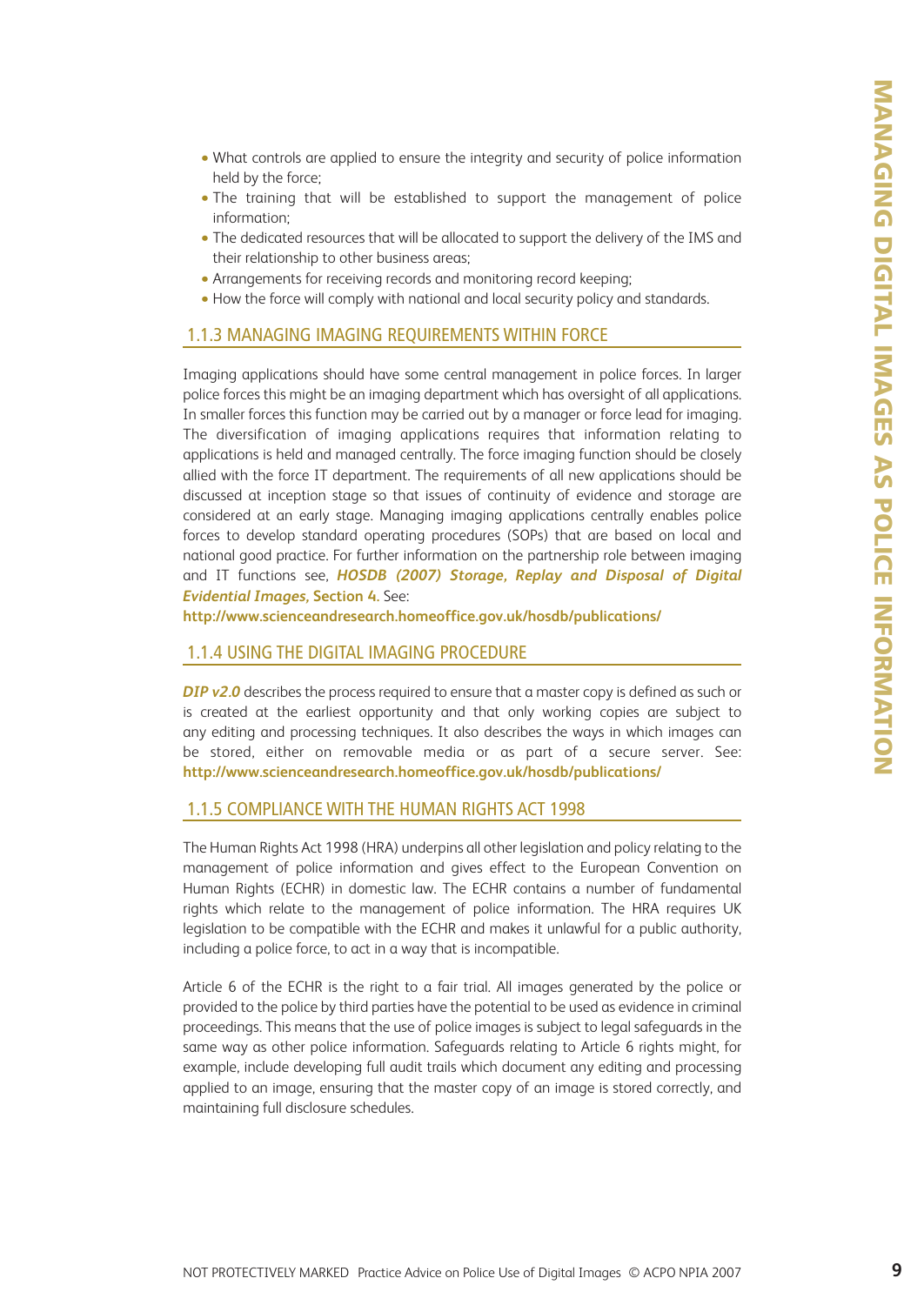- What controls are applied to ensure the integrity and security of police information held by the force;
- The training that will be established to support the management of police information;
- The dedicated resources that will be allocated to support the delivery of the IMS and their relationship to other business areas;
- Arrangements for receiving records and monitoring record keeping;
- How the force will comply with national and local security policy and standards.

### 1.1.3 MANAGING IMAGING REQUIREMENTS WITHIN FORCE

Imaging applications should have some central management in police forces. In larger police forces this might be an imaging department which has oversight of all applications. In smaller forces this function may be carried out by a manager or force lead for imaging. The diversification of imaging applications requires that information relating to applications is held and managed centrally. The force imaging function should be closely allied with the force IT department. The requirements of all new applications should be discussed at inception stage so that issues of continuity of evidence and storage are considered at an early stage. Managing imaging applications centrally enables police forces to develop standard operating procedures (SOPs) that are based on local and national good practice. For further information on the partnership role between imaging and IT functions see, ***HOSDB (2007) Storage, Replay and Disposal of Digital Evidential Images,*** **Section 4**. See:
**http://www.scienceandresearch.homeoffice.gov.uk/hosdb/publications/**

### 1.1.4 USING THE DIGITAL IMAGING PROCEDURE

***DIP v2.0*** describes the process required to ensure that a master copy is defined as such or is created at the earliest opportunity and that only working copies are subject to any editing and processing techniques. It also describes the ways in which images can be stored, either on removable media or as part of a secure server. See: **http://www.scienceandresearch.homeoffice.gov.uk/hosdb/publications/**

### 1.1.5 COMPLIANCE WITH THE HUMAN RIGHTS ACT 1998

The Human Rights Act 1998 (HRA) underpins all other legislation and policy relating to the management of police information and gives effect to the European Convention on Human Rights (ECHR) in domestic law. The ECHR contains a number of fundamental rights which relate to the management of police information. The HRA requires UK legislation to be compatible with the ECHR and makes it unlawful for a public authority, including a police force, to act in a way that is incompatible.

Article 6 of the ECHR is the right to a fair trial. All images generated by the police or provided to the police by third parties have the potential to be used as evidence in criminal proceedings. This means that the use of police images is subject to legal safeguards in the same way as other police information. Safeguards relating to Article 6 rights might, for example, include developing full audit trails which document any editing and processing applied to an image, ensuring that the master copy of an image is stored correctly, and maintaining full disclosure schedules.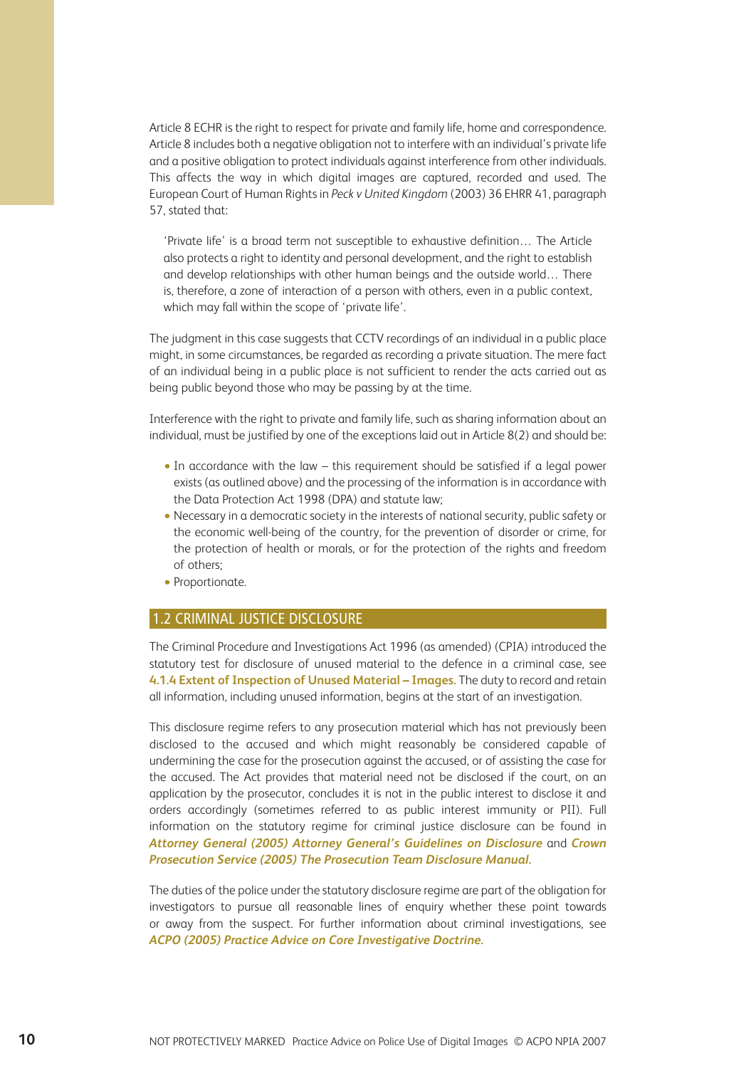Article 8 ECHR is the right to respect for private and family life, home and correspondence. Article 8 includes both a negative obligation not to interfere with an individual's private life and a positive obligation to protect individuals against interference from other individuals. This affects the way in which digital images are captured, recorded and used. The European Court of Human Rights in *Peck v United Kingdom* (2003) 36 EHRR 41, paragraph 57, stated that:

> 'Private life' is a broad term not susceptible to exhaustive definition… The Article also protects a right to identity and personal development, and the right to establish and develop relationships with other human beings and the outside world… There is, therefore, a zone of interaction of a person with others, even in a public context, which may fall within the scope of 'private life'.

The judgment in this case suggests that CCTV recordings of an individual in a public place might, in some circumstances, be regarded as recording a private situation. The mere fact of an individual being in a public place is not sufficient to render the acts carried out as being public beyond those who may be passing by at the time.

Interference with the right to private and family life, such as sharing information about an individual, must be justified by one of the exceptions laid out in Article 8(2) and should be:

- In accordance with the law – this requirement should be satisfied if a legal power exists (as outlined above) and the processing of the information is in accordance with the Data Protection Act 1998 (DPA) and statute law;
- Necessary in a democratic society in the interests of national security, public safety or the economic well-being of the country, for the prevention of disorder or crime, for the protection of health or morals, or for the protection of the rights and freedom of others;
- Proportionate.

## 1.2 CRIMINAL JUSTICE DISCLOSURE

The Criminal Procedure and Investigations Act 1996 (as amended) (CPIA) introduced the statutory test for disclosure of unused material to the defence in a criminal case, see **4.1.4 Extent of Inspection of Unused Material – Images**. The duty to record and retain all information, including unused information, begins at the start of an investigation.

This disclosure regime refers to any prosecution material which has not previously been disclosed to the accused and which might reasonably be considered capable of undermining the case for the prosecution against the accused, or of assisting the case for the accused. The Act provides that material need not be disclosed if the court, on an application by the prosecutor, concludes it is not in the public interest to disclose it and orders accordingly (sometimes referred to as public interest immunity or PII). Full information on the statutory regime for criminal justice disclosure can be found in ***Attorney General (2005) Attorney General's Guidelines on Disclosure*** and ***Crown Prosecution Service (2005) The Prosecution Team Disclosure Manual.***

The duties of the police under the statutory disclosure regime are part of the obligation for investigators to pursue all reasonable lines of enquiry whether these point towards or away from the suspect. For further information about criminal investigations, see ***ACPO (2005) Practice Advice on Core Investigative Doctrine.***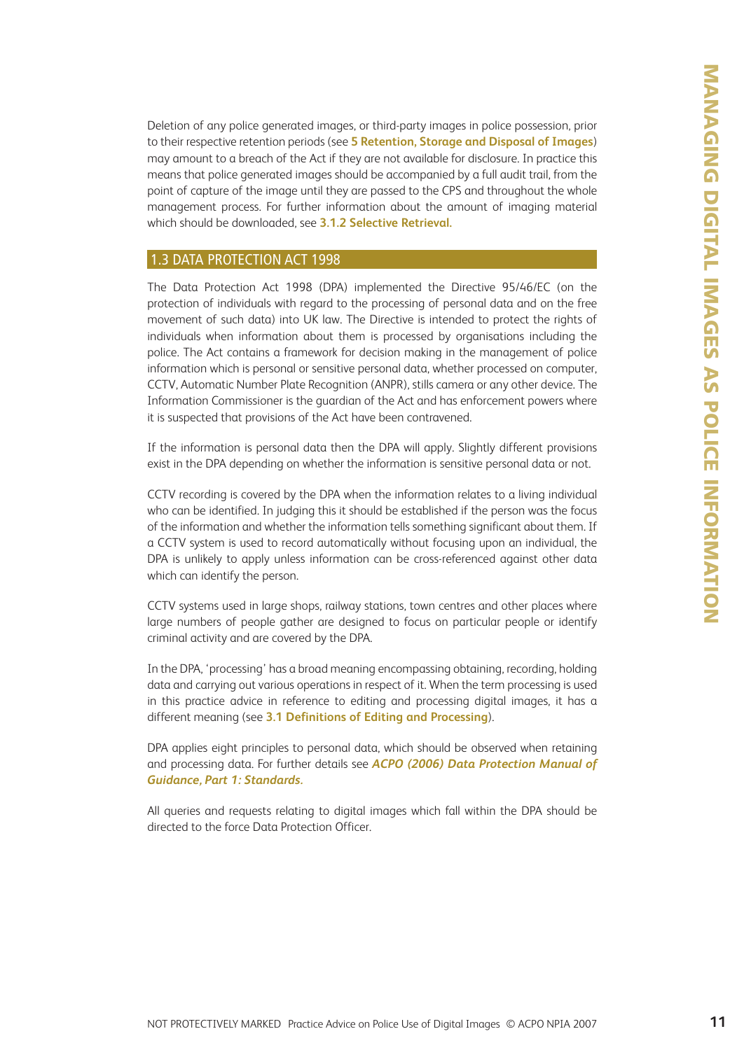Deletion of any police generated images, or third-party images in police possession, prior to their respective retention periods (see **5 Retention, Storage and Disposal of Images**) may amount to a breach of the Act if they are not available for disclosure. In practice this means that police generated images should be accompanied by a full audit trail, from the point of capture of the image until they are passed to the CPS and throughout the whole management process. For further information about the amount of imaging material which should be downloaded, see **3.1.2 Selective Retrieval.**

## 1.3 DATA PROTECTION ACT 1998

The Data Protection Act 1998 (DPA) implemented the Directive 95/46/EC (on the protection of individuals with regard to the processing of personal data and on the free movement of such data) into UK law. The Directive is intended to protect the rights of individuals when information about them is processed by organisations including the police. The Act contains a framework for decision making in the management of police information which is personal or sensitive personal data, whether processed on computer, CCTV, Automatic Number Plate Recognition (ANPR), stills camera or any other device. The Information Commissioner is the guardian of the Act and has enforcement powers where it is suspected that provisions of the Act have been contravened.

If the information is personal data then the DPA will apply. Slightly different provisions exist in the DPA depending on whether the information is sensitive personal data or not.

CCTV recording is covered by the DPA when the information relates to a living individual who can be identified. In judging this it should be established if the person was the focus of the information and whether the information tells something significant about them. If a CCTV system is used to record automatically without focusing upon an individual, the DPA is unlikely to apply unless information can be cross-referenced against other data which can identify the person.

CCTV systems used in large shops, railway stations, town centres and other places where large numbers of people gather are designed to focus on particular people or identify criminal activity and are covered by the DPA.

In the DPA, 'processing' has a broad meaning encompassing obtaining, recording, holding data and carrying out various operations in respect of it. When the term processing is used in this practice advice in reference to editing and processing digital images, it has a different meaning (see **3.1 Definitions of Editing and Processing**).

DPA applies eight principles to personal data, which should be observed when retaining and processing data. For further details see ***ACPO (2006) Data Protection Manual of Guidance, Part 1: Standards.***

All queries and requests relating to digital images which fall within the DPA should be directed to the force Data Protection Officer.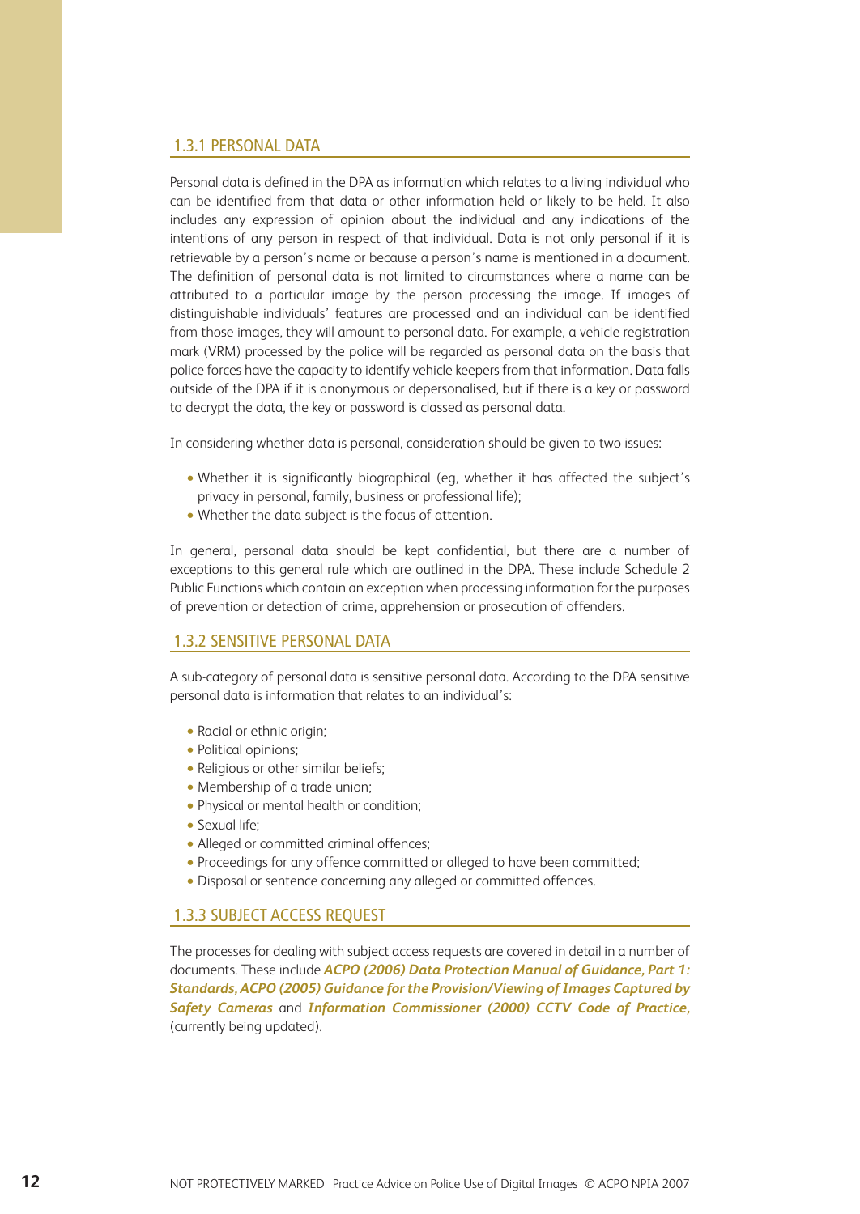### 1.3.1 PERSONAL DATA

Personal data is defined in the DPA as information which relates to a living individual who can be identified from that data or other information held or likely to be held. It also includes any expression of opinion about the individual and any indications of the intentions of any person in respect of that individual. Data is not only personal if it is retrievable by a person's name or because a person's name is mentioned in a document. The definition of personal data is not limited to circumstances where a name can be attributed to a particular image by the person processing the image. If images of distinguishable individuals' features are processed and an individual can be identified from those images, they will amount to personal data. For example, a vehicle registration mark (VRM) processed by the police will be regarded as personal data on the basis that police forces have the capacity to identify vehicle keepers from that information. Data falls outside of the DPA if it is anonymous or depersonalised, but if there is a key or password to decrypt the data, the key or password is classed as personal data.

In considering whether data is personal, consideration should be given to two issues:

- Whether it is significantly biographical (eg, whether it has affected the subject's privacy in personal, family, business or professional life);
- Whether the data subject is the focus of attention.

In general, personal data should be kept confidential, but there are a number of exceptions to this general rule which are outlined in the DPA. These include Schedule 2 Public Functions which contain an exception when processing information for the purposes of prevention or detection of crime, apprehension or prosecution of offenders.

### 1.3.2 SENSITIVE PERSONAL DATA

A sub-category of personal data is sensitive personal data. According to the DPA sensitive personal data is information that relates to an individual's:

- Racial or ethnic origin;
- Political opinions;
- Religious or other similar beliefs;
- Membership of a trade union;
- Physical or mental health or condition;
- Sexual life;
- Alleged or committed criminal offences;
- Proceedings for any offence committed or alleged to have been committed;
- Disposal or sentence concerning any alleged or committed offences.

### 1.3.3 SUBJECT ACCESS REQUEST

The processes for dealing with subject access requests are covered in detail in a number of documents. These include ***ACPO (2006) Data Protection Manual of Guidance, Part 1: Standards, ACPO (2005) Guidance for the Provision/Viewing of Images Captured by Safety Cameras*** and ***Information Commissioner (2000) CCTV Code of Practice***, (currently being updated).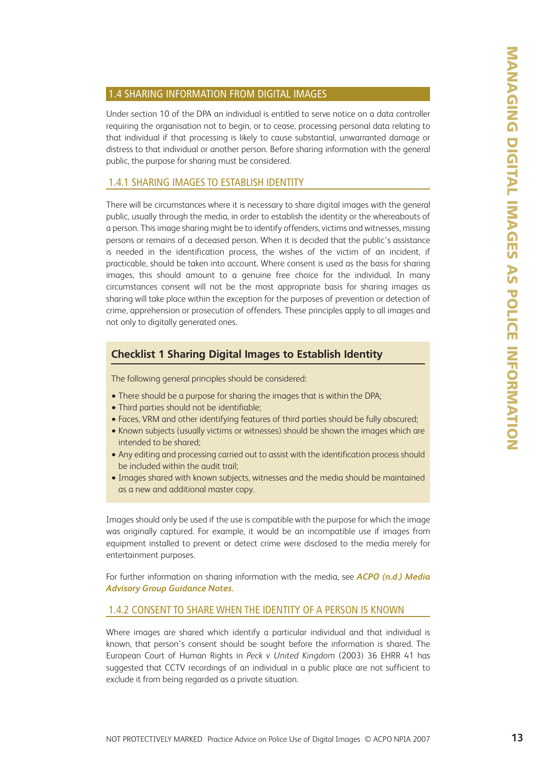## 1.4 SHARING INFORMATION FROM DIGITAL IMAGES

Under section 10 of the DPA an individual is entitled to serve notice on a data controller requiring the organisation not to begin, or to cease, processing personal data relating to that individual if that processing is likely to cause substantial, unwarranted damage or distress to that individual or another person. Before sharing information with the general public, the purpose for sharing must be considered.

### 1.4.1 SHARING IMAGES TO ESTABLISH IDENTITY

There will be circumstances where it is necessary to share digital images with the general public, usually through the media, in order to establish the identity or the whereabouts of a person. This image sharing might be to identify offenders, victims and witnesses, missing persons or remains of a deceased person. When it is decided that the public's assistance is needed in the identification process, the wishes of the victim of an incident, if practicable, should be taken into account. Where consent is used as the basis for sharing images, this should amount to a genuine free choice for the individual. In many circumstances consent will not be the most appropriate basis for sharing images as sharing will take place within the exception for the purposes of prevention or detection of crime, apprehension or prosecution of offenders. These principles apply to all images and not only to digitally generated ones.

**Checklist 1 Sharing Digital Images to Establish Identity**

The following general principles should be considered:

- There should be a purpose for sharing the images that is within the DPA;
- Third parties should not be identifiable;
- Faces, VRM and other identifying features of third parties should be fully obscured;
- Known subjects (usually victims or witnesses) should be shown the images which are intended to be shared;
- Any editing and processing carried out to assist with the identification process should be included within the audit trail;
- Images shared with known subjects, witnesses and the media should be maintained as a new and additional master copy.

Images should only be used if the use is compatible with the purpose for which the image was originally captured. For example, it would be an incompatible use if images from equipment installed to prevent or detect crime were disclosed to the media merely for entertainment purposes.

For further information on sharing information with the media, see ***ACPO (n.d.) Media Advisory Group Guidance Notes.***

### 1.4.2 CONSENT TO SHARE WHEN THE IDENTITY OF A PERSON IS KNOWN

Where images are shared which identify a particular individual and that individual is known, that person's consent should be sought before the information is shared. The European Court of Human Rights in *Peck v United Kingdom* (2003) 36 EHRR 41 has suggested that CCTV recordings of an individual in a public place are not sufficient to exclude it from being regarded as a private situation.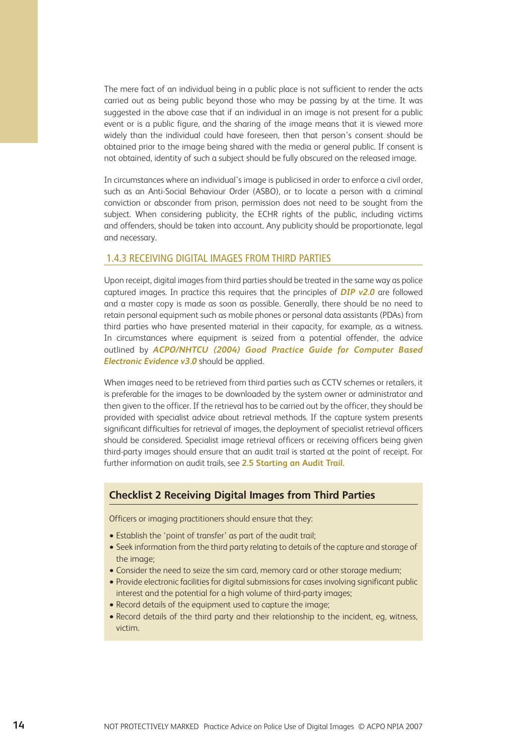The mere fact of an individual being in a public place is not sufficient to render the acts carried out as being public beyond those who may be passing by at the time. It was suggested in the above case that if an individual in an image is not present for a public event or is a public figure, and the sharing of the image means that it is viewed more widely than the individual could have foreseen, then that person's consent should be obtained prior to the image being shared with the media or general public. If consent is not obtained, identity of such a subject should be fully obscured on the released image.

In circumstances where an individual's image is publicised in order to enforce a civil order, such as an Anti-Social Behaviour Order (ASBO), or to locate a person with a criminal conviction or absconder from prison, permission does not need to be sought from the subject. When considering publicity, the ECHR rights of the public, including victims and offenders, should be taken into account. Any publicity should be proportionate, legal and necessary.

### 1.4.3 RECEIVING DIGITAL IMAGES FROM THIRD PARTIES

Upon receipt, digital images from third parties should be treated in the same way as police captured images. In practice this requires that the principles of ***DIP v2.0*** are followed and a master copy is made as soon as possible. Generally, there should be no need to retain personal equipment such as mobile phones or personal data assistants (PDAs) from third parties who have presented material in their capacity, for example, as a witness. In circumstances where equipment is seized from a potential offender, the advice outlined by ***ACPO/NHTCU (2004) Good Practice Guide for Computer Based Electronic Evidence v3.0*** should be applied.

When images need to be retrieved from third parties such as CCTV schemes or retailers, it is preferable for the images to be downloaded by the system owner or administrator and then given to the officer. If the retrieval has to be carried out by the officer, they should be provided with specialist advice about retrieval methods. If the capture system presents significant difficulties for retrieval of images, the deployment of specialist retrieval officers should be considered. Specialist image retrieval officers or receiving officers being given third-party images should ensure that an audit trail is started at the point of receipt. For further information on audit trails, see **2.5 Starting an Audit Trail.**

#### Checklist 2 Receiving Digital Images from Third Parties

Officers or imaging practitioners should ensure that they:

- Establish the 'point of transfer' as part of the audit trail;
- Seek information from the third party relating to details of the capture and storage of the image;
- Consider the need to seize the sim card, memory card or other storage medium;
- Provide electronic facilities for digital submissions for cases involving significant public interest and the potential for a high volume of third-party images;
- Record details of the equipment used to capture the image;
- Record details of the third party and their relationship to the incident, eg, witness, victim.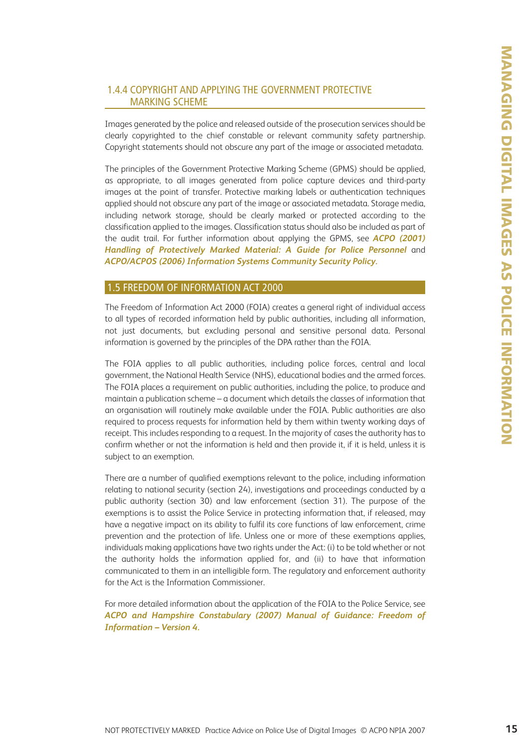### 1.4.4 COPYRIGHT AND APPLYING THE GOVERNMENT PROTECTIVE MARKING SCHEME

Images generated by the police and released outside of the prosecution services should be clearly copyrighted to the chief constable or relevant community safety partnership. Copyright statements should not obscure any part of the image or associated metadata.

The principles of the Government Protective Marking Scheme (GPMS) should be applied, as appropriate, to all images generated from police capture devices and third-party images at the point of transfer. Protective marking labels or authentication techniques applied should not obscure any part of the image or associated metadata. Storage media, including network storage, should be clearly marked or protected according to the classification applied to the images. Classification status should also be included as part of the audit trail. For further information about applying the GPMS, see ***ACPO (2001) Handling of Protectively Marked Material: A Guide for Police Personnel*** and ***ACPO/ACPOS (2006) Information Systems Community Security Policy.***

## 1.5 FREEDOM OF INFORMATION ACT 2000

The Freedom of Information Act 2000 (FOIA) creates a general right of individual access to all types of recorded information held by public authorities, including all information, not just documents, but excluding personal and sensitive personal data. Personal information is governed by the principles of the DPA rather than the FOIA.

The FOIA applies to all public authorities, including police forces, central and local government, the National Health Service (NHS), educational bodies and the armed forces. The FOIA places a requirement on public authorities, including the police, to produce and maintain a publication scheme – a document which details the classes of information that an organisation will routinely make available under the FOIA. Public authorities are also required to process requests for information held by them within twenty working days of receipt. This includes responding to a request. In the majority of cases the authority has to confirm whether or not the information is held and then provide it, if it is held, unless it is subject to an exemption.

There are a number of qualified exemptions relevant to the police, including information relating to national security (section 24), investigations and proceedings conducted by a public authority (section 30) and law enforcement (section 31). The purpose of the exemptions is to assist the Police Service in protecting information that, if released, may have a negative impact on its ability to fulfil its core functions of law enforcement, crime prevention and the protection of life. Unless one or more of these exemptions applies, individuals making applications have two rights under the Act: (i) to be told whether or not the authority holds the information applied for, and (ii) to have that information communicated to them in an intelligible form. The regulatory and enforcement authority for the Act is the Information Commissioner.

For more detailed information about the application of the FOIA to the Police Service, see ***ACPO and Hampshire Constabulary (2007) Manual of Guidance: Freedom of Information – Version 4.***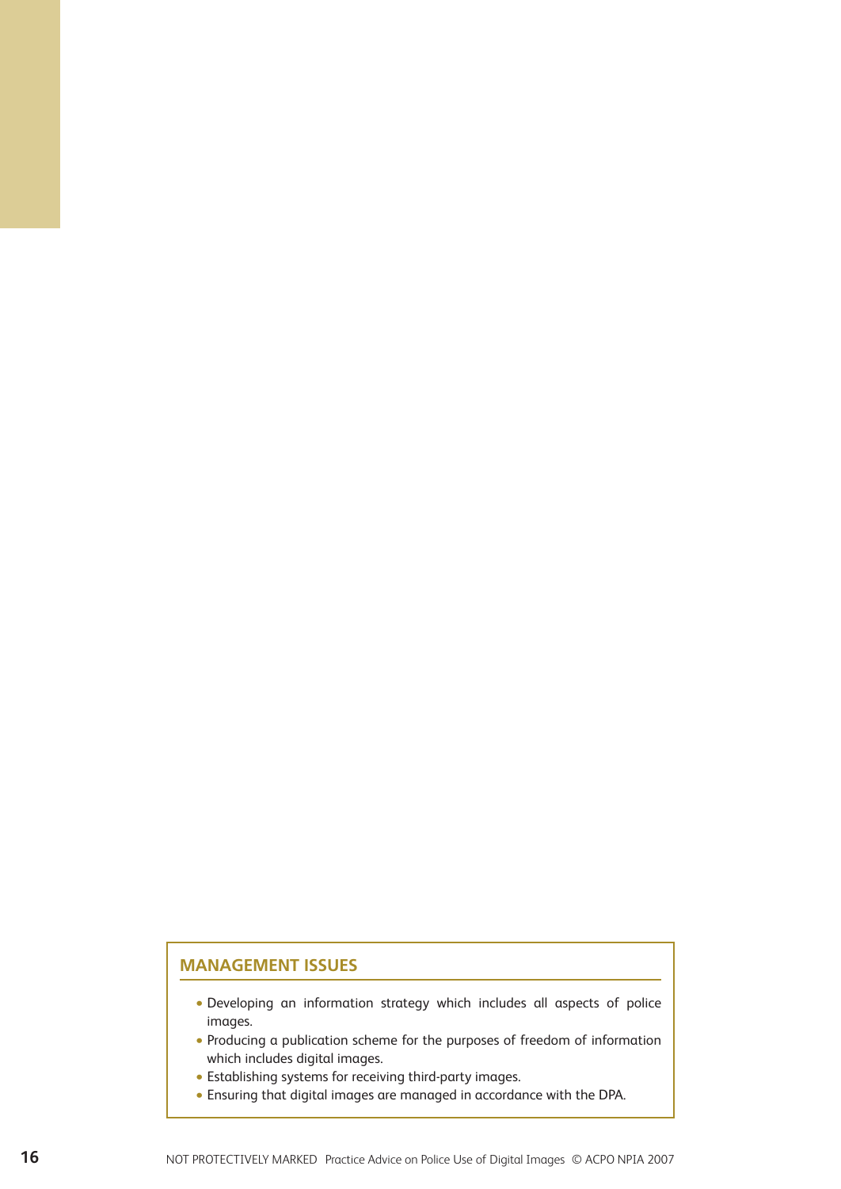## MANAGEMENT ISSUES

- Developing an information strategy which includes all aspects of police images.
- Producing a publication scheme for the purposes of freedom of information which includes digital images.
- Establishing systems for receiving third-party images.
- Ensuring that digital images are managed in accordance with the DPA.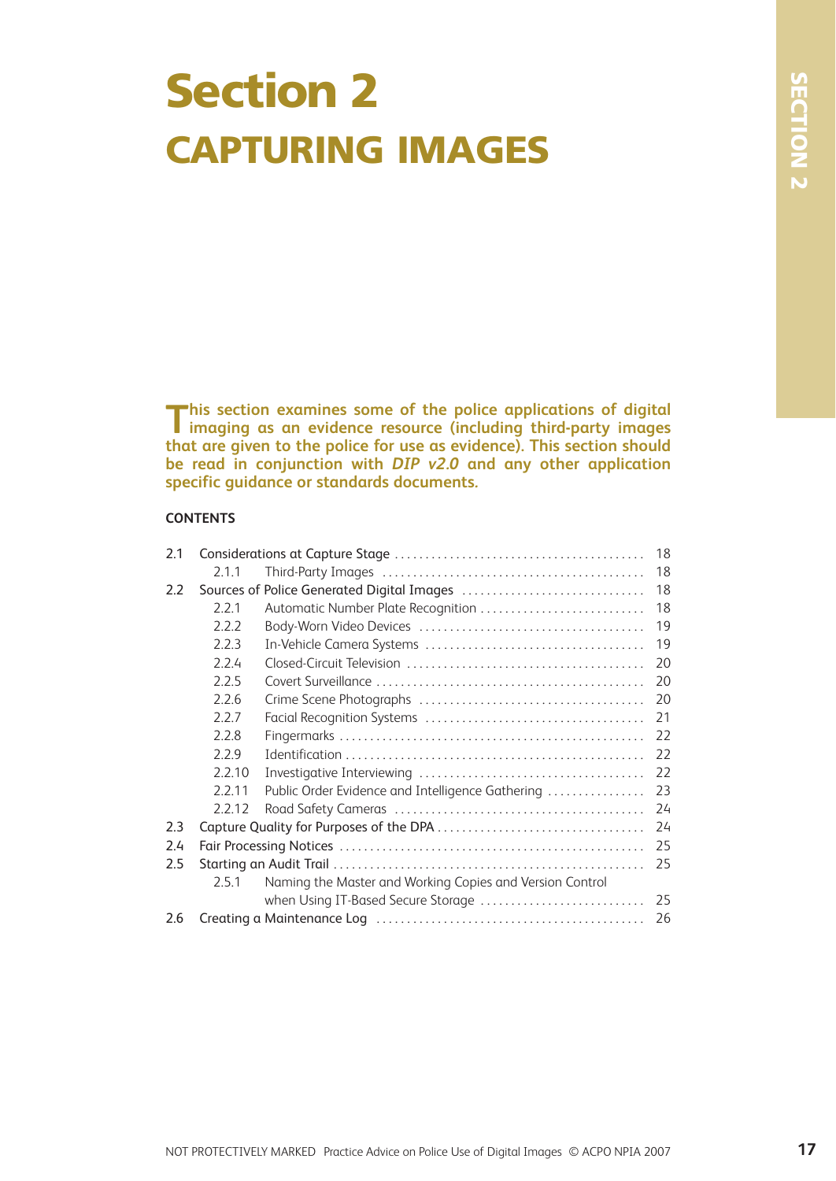# Section 2

## CAPTURING IMAGES

**This section examines some of the police applications of digital imaging as an evidence resource (including third-party images that are given to the police for use as evidence). This section should be read in conjunction with *DIP v2.0* and any other application specific guidance or standards documents.**

**CONTENTS**

| | | | |
|---|---|---|---|
| 2.1 | Considerations at Capture Stage | | 18 |
| | 2.1.1 | Third-Party Images | 18 |
| 2.2 | Sources of Police Generated Digital Images | | 18 |
| | 2.2.1 | Automatic Number Plate Recognition | 18 |
| | 2.2.2 | Body-Worn Video Devices | 19 |
| | 2.2.3 | In-Vehicle Camera Systems | 19 |
| | 2.2.4 | Closed-Circuit Television | 20 |
| | 2.2.5 | Covert Surveillance | 20 |
| | 2.2.6 | Crime Scene Photographs | 20 |
| | 2.2.7 | Facial Recognition Systems | 21 |
| | 2.2.8 | Fingermarks | 22 |
| | 2.2.9 | Identification | 22 |
| | 2.2.10 | Investigative Interviewing | 22 |
| | 2.2.11 | Public Order Evidence and Intelligence Gathering | 23 |
| | 2.2.12 | Road Safety Cameras | 24 |
| 2.3 | Capture Quality for Purposes of the DPA | | 24 |
| 2.4 | Fair Processing Notices | | 25 |
| 2.5 | Starting an Audit Trail | | 25 |
| | 2.5.1 | Naming the Master and Working Copies and Version Control when Using IT-Based Secure Storage | 25 |
| 2.6 | Creating a Maintenance Log | | 26 |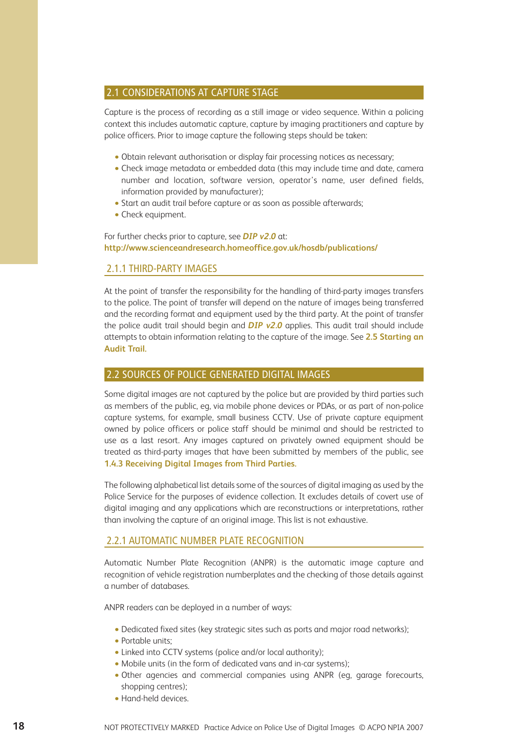## 2.1 CONSIDERATIONS AT CAPTURE STAGE

Capture is the process of recording as a still image or video sequence. Within a policing context this includes automatic capture, capture by imaging practitioners and capture by police officers. Prior to image capture the following steps should be taken:

- Obtain relevant authorisation or display fair processing notices as necessary;
- Check image metadata or embedded data (this may include time and date, camera number and location, software version, operator's name, user defined fields, information provided by manufacturer);
- Start an audit trail before capture or as soon as possible afterwards;
- Check equipment.

For further checks prior to capture, see ***DIP v2.0*** at:
**http://www.scienceandresearch.homeoffice.gov.uk/hosdb/publications/**

### 2.1.1 THIRD-PARTY IMAGES

At the point of transfer the responsibility for the handling of third-party images transfers to the police. The point of transfer will depend on the nature of images being transferred and the recording format and equipment used by the third party. At the point of transfer the police audit trail should begin and ***DIP v2.0*** applies. This audit trail should include attempts to obtain information relating to the capture of the image. See **2.5 Starting an Audit Trail.**

## 2.2 SOURCES OF POLICE GENERATED DIGITAL IMAGES

Some digital images are not captured by the police but are provided by third parties such as members of the public, eg, via mobile phone devices or PDAs, or as part of non-police capture systems, for example, small business CCTV. Use of private capture equipment owned by police officers or police staff should be minimal and should be restricted to use as a last resort. Any images captured on privately owned equipment should be treated as third-party images that have been submitted by members of the public, see **1.4.3 Receiving Digital Images from Third Parties.**

The following alphabetical list details some of the sources of digital imaging as used by the Police Service for the purposes of evidence collection. It excludes details of covert use of digital imaging and any applications which are reconstructions or interpretations, rather than involving the capture of an original image. This list is not exhaustive.

### 2.2.1 AUTOMATIC NUMBER PLATE RECOGNITION

Automatic Number Plate Recognition (ANPR) is the automatic image capture and recognition of vehicle registration numberplates and the checking of those details against a number of databases.

ANPR readers can be deployed in a number of ways:

- Dedicated fixed sites (key strategic sites such as ports and major road networks);
- Portable units;
- Linked into CCTV systems (police and/or local authority);
- Mobile units (in the form of dedicated vans and in-car systems);
- Other agencies and commercial companies using ANPR (eg, garage forecourts, shopping centres);
- Hand-held devices.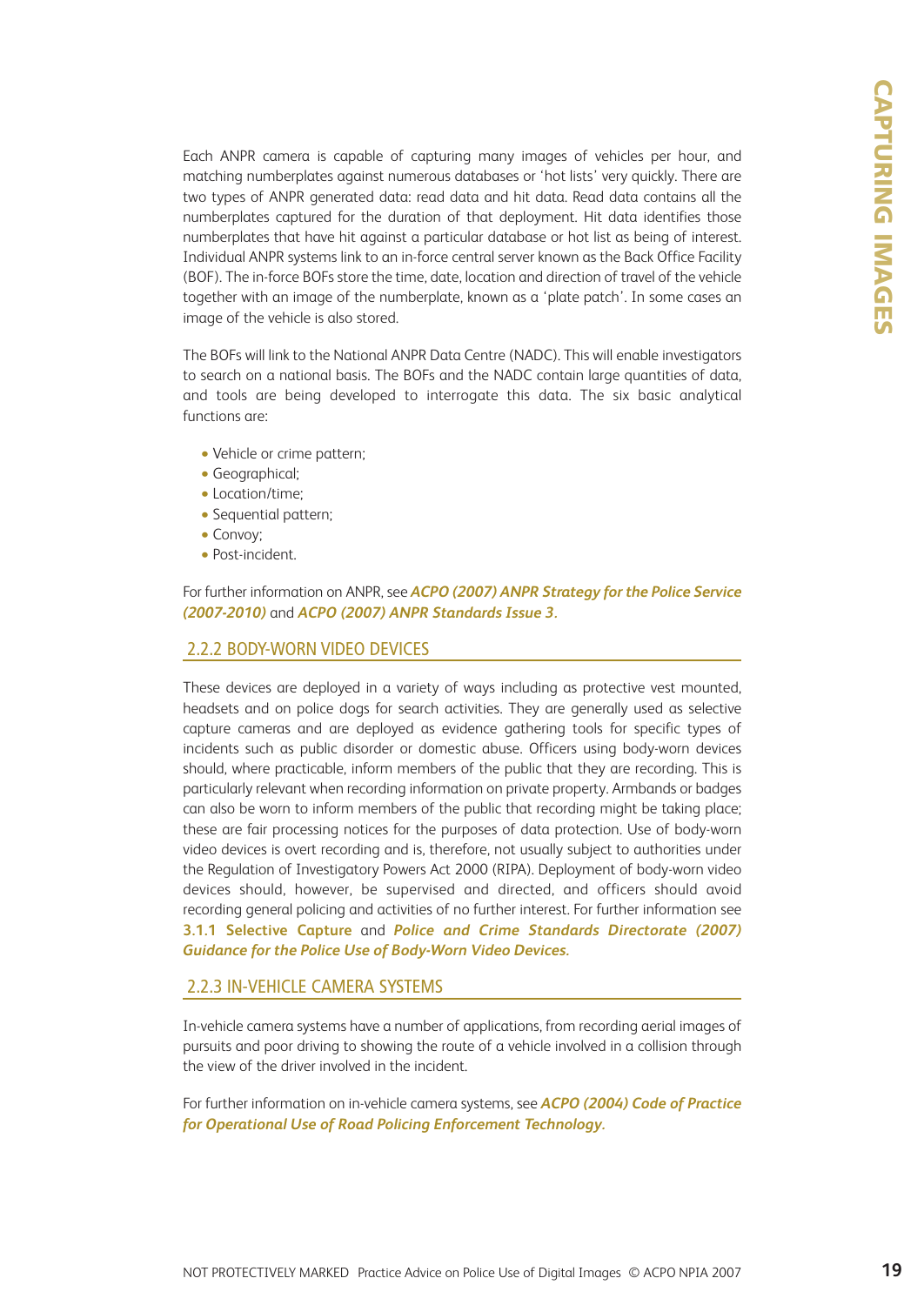Each ANPR camera is capable of capturing many images of vehicles per hour, and matching numberplates against numerous databases or 'hot lists' very quickly. There are two types of ANPR generated data: read data and hit data. Read data contains all the numberplates captured for the duration of that deployment. Hit data identifies those numberplates that have hit against a particular database or hot list as being of interest. Individual ANPR systems link to an in-force central server known as the Back Office Facility (BOF). The in-force BOFs store the time, date, location and direction of travel of the vehicle together with an image of the numberplate, known as a 'plate patch'. In some cases an image of the vehicle is also stored.

The BOFs will link to the National ANPR Data Centre (NADC). This will enable investigators to search on a national basis. The BOFs and the NADC contain large quantities of data, and tools are being developed to interrogate this data. The six basic analytical functions are:

- Vehicle or crime pattern;
- Geographical;
- Location/time;
- Sequential pattern;
- Convoy;
- Post-incident.

For further information on ANPR, see ***ACPO (2007) ANPR Strategy for the Police Service (2007-2010)*** and ***ACPO (2007) ANPR Standards Issue 3***.

### 2.2.2 BODY-WORN VIDEO DEVICES

These devices are deployed in a variety of ways including as protective vest mounted, headsets and on police dogs for search activities. They are generally used as selective capture cameras and are deployed as evidence gathering tools for specific types of incidents such as public disorder or domestic abuse. Officers using body-worn devices should, where practicable, inform members of the public that they are recording. This is particularly relevant when recording information on private property. Armbands or badges can also be worn to inform members of the public that recording might be taking place; these are fair processing notices for the purposes of data protection. Use of body-worn video devices is overt recording and is, therefore, not usually subject to authorities under the Regulation of Investigatory Powers Act 2000 (RIPA). Deployment of body-worn video devices should, however, be supervised and directed, and officers should avoid recording general policing and activities of no further interest. For further information see **3.1.1 Selective Capture** and ***Police and Crime Standards Directorate (2007) Guidance for the Police Use of Body-Worn Video Devices.***

### 2.2.3 IN-VEHICLE CAMERA SYSTEMS

In-vehicle camera systems have a number of applications, from recording aerial images of pursuits and poor driving to showing the route of a vehicle involved in a collision through the view of the driver involved in the incident.

For further information on in-vehicle camera systems, see ***ACPO (2004) Code of Practice for Operational Use of Road Policing Enforcement Technology***.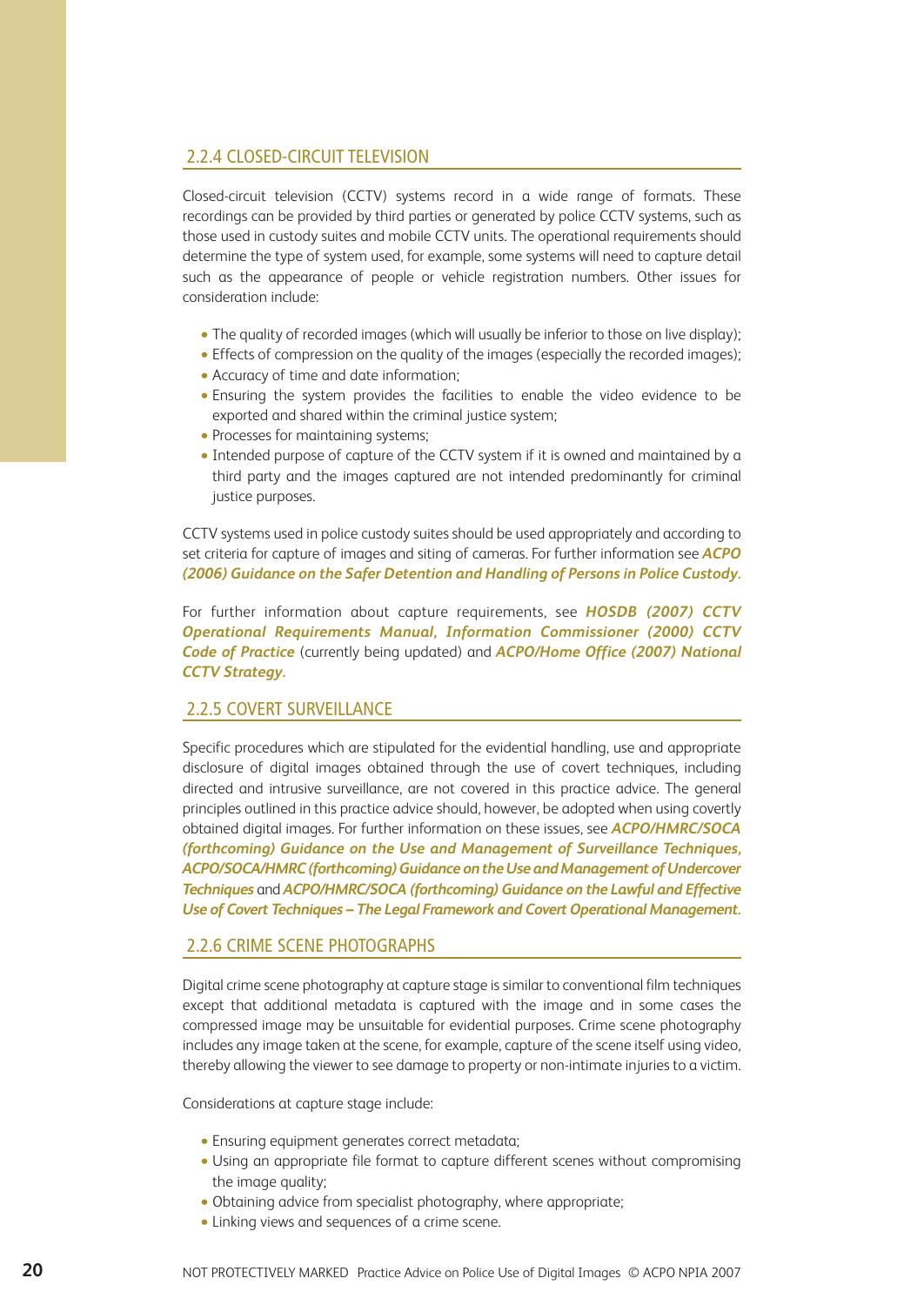### 2.2.4 CLOSED-CIRCUIT TELEVISION

Closed-circuit television (CCTV) systems record in a wide range of formats. These recordings can be provided by third parties or generated by police CCTV systems, such as those used in custody suites and mobile CCTV units. The operational requirements should determine the type of system used, for example, some systems will need to capture detail such as the appearance of people or vehicle registration numbers. Other issues for consideration include:

- The quality of recorded images (which will usually be inferior to those on live display);
- Effects of compression on the quality of the images (especially the recorded images);
- Accuracy of time and date information;
- Ensuring the system provides the facilities to enable the video evidence to be exported and shared within the criminal justice system;
- Processes for maintaining systems;
- Intended purpose of capture of the CCTV system if it is owned and maintained by a third party and the images captured are not intended predominantly for criminal justice purposes.

CCTV systems used in police custody suites should be used appropriately and according to set criteria for capture of images and siting of cameras. For further information see ***ACPO (2006) Guidance on the Safer Detention and Handling of Persons in Police Custody.***

For further information about capture requirements, see ***HOSDB (2007) CCTV Operational Requirements Manual, Information Commissioner (2000) CCTV Code of Practice*** (currently being updated) and ***ACPO/Home Office (2007) National CCTV Strategy.***

### 2.2.5 COVERT SURVEILLANCE

Specific procedures which are stipulated for the evidential handling, use and appropriate disclosure of digital images obtained through the use of covert techniques, including directed and intrusive surveillance, are not covered in this practice advice. The general principles outlined in this practice advice should, however, be adopted when using covertly obtained digital images. For further information on these issues, see ***ACPO/HMRC/SOCA (forthcoming) Guidance on the Use and Management of Surveillance Techniques, ACPO/SOCA/HMRC (forthcoming) Guidance on the Use and Management of Undercover Techniques*** and ***ACPO/HMRC/SOCA (forthcoming) Guidance on the Lawful and Effective Use of Covert Techniques – The Legal Framework and Covert Operational Management.***

### 2.2.6 CRIME SCENE PHOTOGRAPHS

Digital crime scene photography at capture stage is similar to conventional film techniques except that additional metadata is captured with the image and in some cases the compressed image may be unsuitable for evidential purposes. Crime scene photography includes any image taken at the scene, for example, capture of the scene itself using video, thereby allowing the viewer to see damage to property or non-intimate injuries to a victim.

Considerations at capture stage include:

- Ensuring equipment generates correct metadata;
- Using an appropriate file format to capture different scenes without compromising the image quality;
- Obtaining advice from specialist photography, where appropriate;
- Linking views and sequences of a crime scene.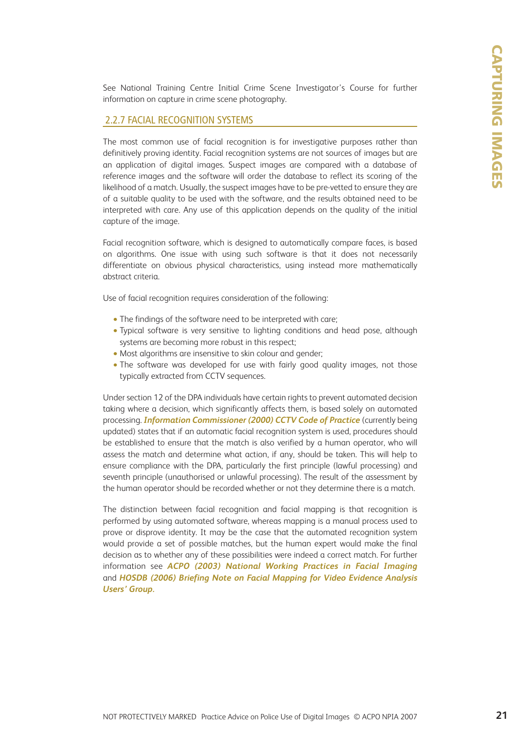See National Training Centre Initial Crime Scene Investigator's Course for further information on capture in crime scene photography.

### 2.2.7 FACIAL RECOGNITION SYSTEMS

The most common use of facial recognition is for investigative purposes rather than definitively proving identity. Facial recognition systems are not sources of images but are an application of digital images. Suspect images are compared with a database of reference images and the software will order the database to reflect its scoring of the likelihood of a match. Usually, the suspect images have to be pre-vetted to ensure they are of a suitable quality to be used with the software, and the results obtained need to be interpreted with care. Any use of this application depends on the quality of the initial capture of the image.

Facial recognition software, which is designed to automatically compare faces, is based on algorithms. One issue with using such software is that it does not necessarily differentiate on obvious physical characteristics, using instead more mathematically abstract criteria.

Use of facial recognition requires consideration of the following:

- The findings of the software need to be interpreted with care;
- Typical software is very sensitive to lighting conditions and head pose, although systems are becoming more robust in this respect;
- Most algorithms are insensitive to skin colour and gender;
- The software was developed for use with fairly good quality images, not those typically extracted from CCTV sequences.

Under section 12 of the DPA individuals have certain rights to prevent automated decision taking where a decision, which significantly affects them, is based solely on automated processing. ***Information Commissioner (2000) CCTV Code of Practice*** (currently being updated) states that if an automatic facial recognition system is used, procedures should be established to ensure that the match is also verified by a human operator, who will assess the match and determine what action, if any, should be taken. This will help to ensure compliance with the DPA, particularly the first principle (lawful processing) and seventh principle (unauthorised or unlawful processing). The result of the assessment by the human operator should be recorded whether or not they determine there is a match.

The distinction between facial recognition and facial mapping is that recognition is performed by using automated software, whereas mapping is a manual process used to prove or disprove identity. It may be the case that the automated recognition system would provide a set of possible matches, but the human expert would make the final decision as to whether any of these possibilities were indeed a correct match. For further information see ***ACPO (2003) National Working Practices in Facial Imaging*** and ***HOSDB (2006) Briefing Note on Facial Mapping for Video Evidence Analysis Users' Group.***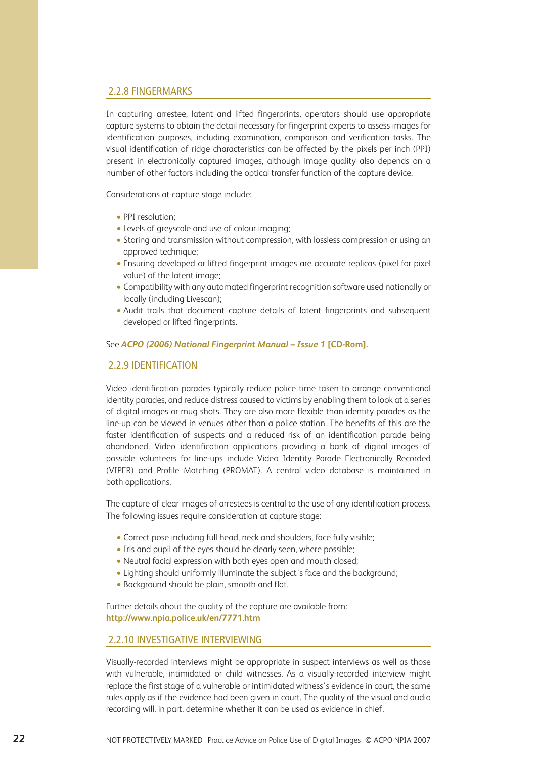## 2.2.8 FINGERMARKS

In capturing arrestee, latent and lifted fingerprints, operators should use appropriate capture systems to obtain the detail necessary for fingerprint experts to assess images for identification purposes, including examination, comparison and verification tasks. The visual identification of ridge characteristics can be affected by the pixels per inch (PPI) present in electronically captured images, although image quality also depends on a number of other factors including the optical transfer function of the capture device.

Considerations at capture stage include:

- PPI resolution;
- Levels of greyscale and use of colour imaging;
- Storing and transmission without compression, with lossless compression or using an approved technique;
- Ensuring developed or lifted fingerprint images are accurate replicas (pixel for pixel value) of the latent image;
- Compatibility with any automated fingerprint recognition software used nationally or locally (including Livescan);
- Audit trails that document capture details of latent fingerprints and subsequent developed or lifted fingerprints.

See ***ACPO (2006) National Fingerprint Manual – Issue 1* [CD-Rom].**

## 2.2.9 IDENTIFICATION

Video identification parades typically reduce police time taken to arrange conventional identity parades, and reduce distress caused to victims by enabling them to look at a series of digital images or mug shots. They are also more flexible than identity parades as the line-up can be viewed in venues other than a police station. The benefits of this are the faster identification of suspects and a reduced risk of an identification parade being abandoned. Video identification applications providing a bank of digital images of possible volunteers for line-ups include Video Identity Parade Electronically Recorded (VIPER) and Profile Matching (PROMAT). A central video database is maintained in both applications.

The capture of clear images of arrestees is central to the use of any identification process. The following issues require consideration at capture stage:

- Correct pose including full head, neck and shoulders, face fully visible;
- Iris and pupil of the eyes should be clearly seen, where possible;
- Neutral facial expression with both eyes open and mouth closed;
- Lighting should uniformly illuminate the subject's face and the background;
- Background should be plain, smooth and flat.

Further details about the quality of the capture are available from:
**http://www.npia.police.uk/en/7771.htm**

## 2.2.10 INVESTIGATIVE INTERVIEWING

Visually-recorded interviews might be appropriate in suspect interviews as well as those with vulnerable, intimidated or child witnesses. As a visually-recorded interview might replace the first stage of a vulnerable or intimidated witness's evidence in court, the same rules apply as if the evidence had been given in court. The quality of the visual and audio recording will, in part, determine whether it can be used as evidence in chief.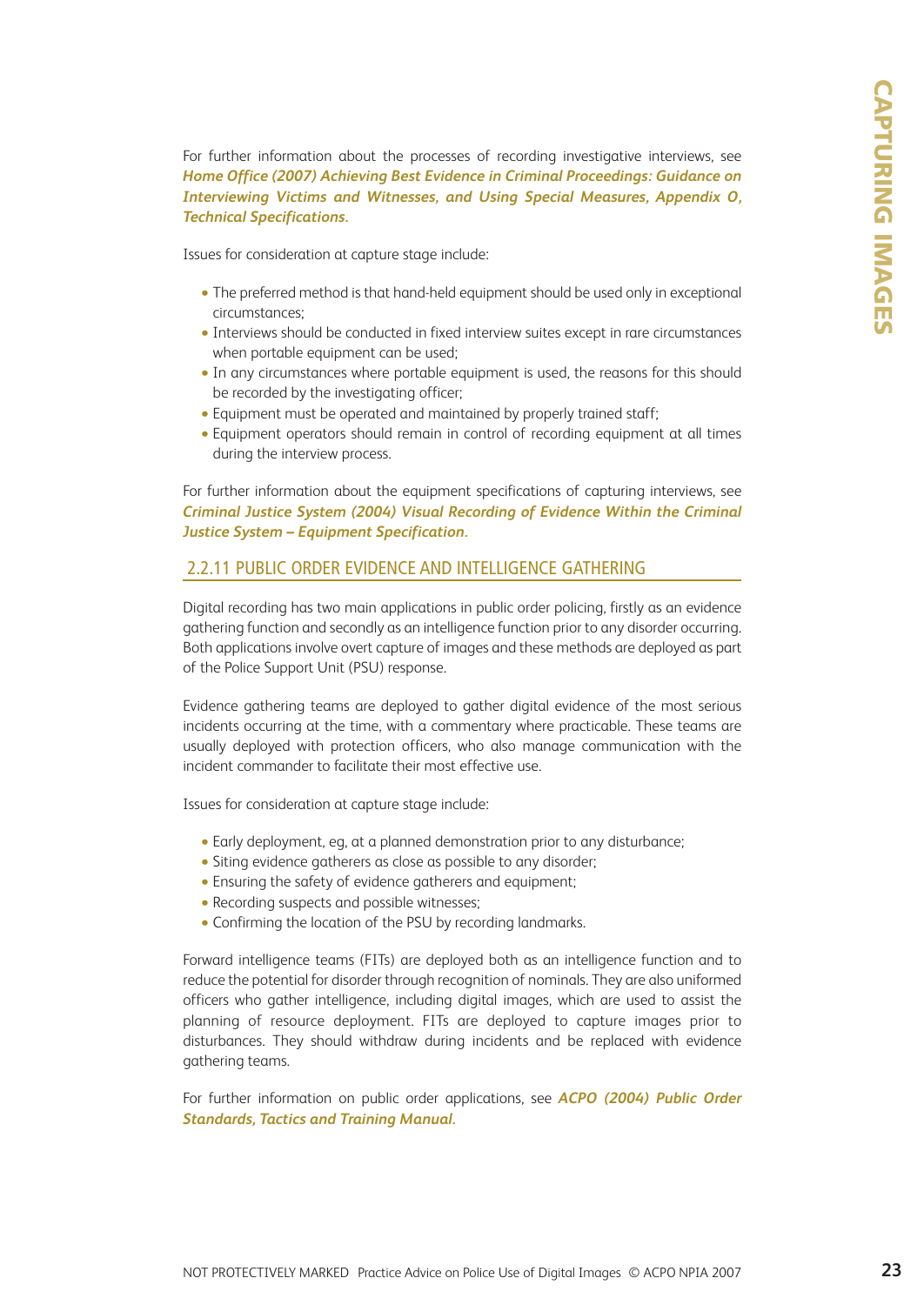For further information about the processes of recording investigative interviews, see ***Home Office (2007) Achieving Best Evidence in Criminal Proceedings: Guidance on Interviewing Victims and Witnesses, and Using Special Measures, Appendix O, Technical Specifications.***

Issues for consideration at capture stage include:

- The preferred method is that hand-held equipment should be used only in exceptional circumstances;
- Interviews should be conducted in fixed interview suites except in rare circumstances when portable equipment can be used;
- In any circumstances where portable equipment is used, the reasons for this should be recorded by the investigating officer;
- Equipment must be operated and maintained by properly trained staff;
- Equipment operators should remain in control of recording equipment at all times during the interview process.

For further information about the equipment specifications of capturing interviews, see ***Criminal Justice System (2004) Visual Recording of Evidence Within the Criminal Justice System – Equipment Specification.***

### 2.2.11 PUBLIC ORDER EVIDENCE AND INTELLIGENCE GATHERING

Digital recording has two main applications in public order policing, firstly as an evidence gathering function and secondly as an intelligence function prior to any disorder occurring. Both applications involve overt capture of images and these methods are deployed as part of the Police Support Unit (PSU) response.

Evidence gathering teams are deployed to gather digital evidence of the most serious incidents occurring at the time, with a commentary where practicable. These teams are usually deployed with protection officers, who also manage communication with the incident commander to facilitate their most effective use.

Issues for consideration at capture stage include:

- Early deployment, eg, at a planned demonstration prior to any disturbance;
- Siting evidence gatherers as close as possible to any disorder;
- Ensuring the safety of evidence gatherers and equipment;
- Recording suspects and possible witnesses;
- Confirming the location of the PSU by recording landmarks.

Forward intelligence teams (FITs) are deployed both as an intelligence function and to reduce the potential for disorder through recognition of nominals. They are also uniformed officers who gather intelligence, including digital images, which are used to assist the planning of resource deployment. FITs are deployed to capture images prior to disturbances. They should withdraw during incidents and be replaced with evidence gathering teams.

For further information on public order applications, see ***ACPO (2004) Public Order Standards, Tactics and Training Manual.***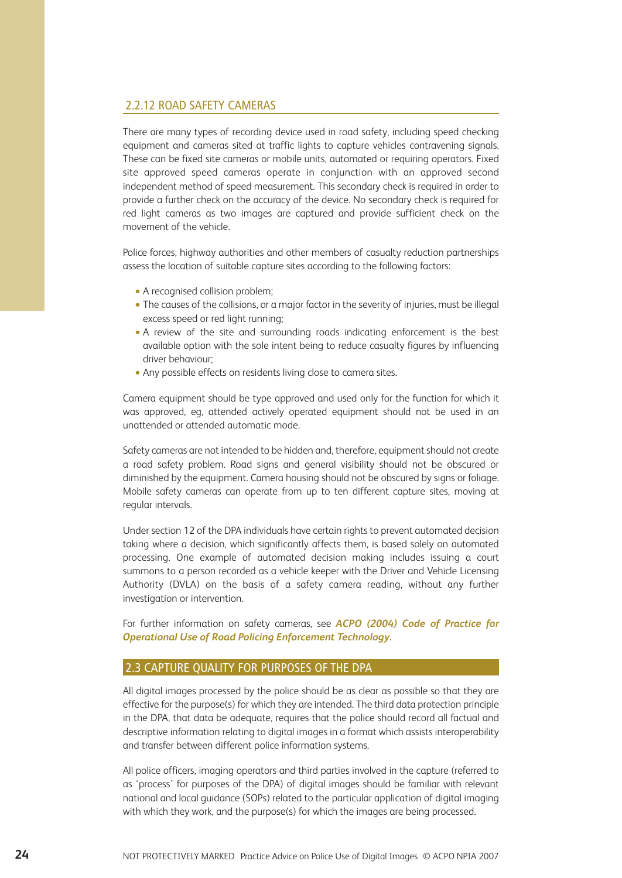### 2.2.12 ROAD SAFETY CAMERAS

There are many types of recording device used in road safety, including speed checking equipment and cameras sited at traffic lights to capture vehicles contravening signals. These can be fixed site cameras or mobile units, automated or requiring operators. Fixed site approved speed cameras operate in conjunction with an approved second independent method of speed measurement. This secondary check is required in order to provide a further check on the accuracy of the device. No secondary check is required for red light cameras as two images are captured and provide sufficient check on the movement of the vehicle.

Police forces, highway authorities and other members of casualty reduction partnerships assess the location of suitable capture sites according to the following factors:

- A recognised collision problem;
- The causes of the collisions, or a major factor in the severity of injuries, must be illegal excess speed or red light running;
- A review of the site and surrounding roads indicating enforcement is the best available option with the sole intent being to reduce casualty figures by influencing driver behaviour;
- Any possible effects on residents living close to camera sites.

Camera equipment should be type approved and used only for the function for which it was approved, eg, attended actively operated equipment should not be used in an unattended or attended automatic mode.

Safety cameras are not intended to be hidden and, therefore, equipment should not create a road safety problem. Road signs and general visibility should not be obscured or diminished by the equipment. Camera housing should not be obscured by signs or foliage. Mobile safety cameras can operate from up to ten different capture sites, moving at regular intervals.

Under section 12 of the DPA individuals have certain rights to prevent automated decision taking where a decision, which significantly affects them, is based solely on automated processing. One example of automated decision making includes issuing a court summons to a person recorded as a vehicle keeper with the Driver and Vehicle Licensing Authority (DVLA) on the basis of a safety camera reading, without any further investigation or intervention.

For further information on safety cameras, see ***ACPO (2004) Code of Practice for Operational Use of Road Policing Enforcement Technology.***

## 2.3 CAPTURE QUALITY FOR PURPOSES OF THE DPA

All digital images processed by the police should be as clear as possible so that they are effective for the purpose(s) for which they are intended. The third data protection principle in the DPA, that data be adequate, requires that the police should record all factual and descriptive information relating to digital images in a format which assists interoperability and transfer between different police information systems.

All police officers, imaging operators and third parties involved in the capture (referred to as 'process' for purposes of the DPA) of digital images should be familiar with relevant national and local guidance (SOPs) related to the particular application of digital imaging with which they work, and the purpose(s) for which the images are being processed.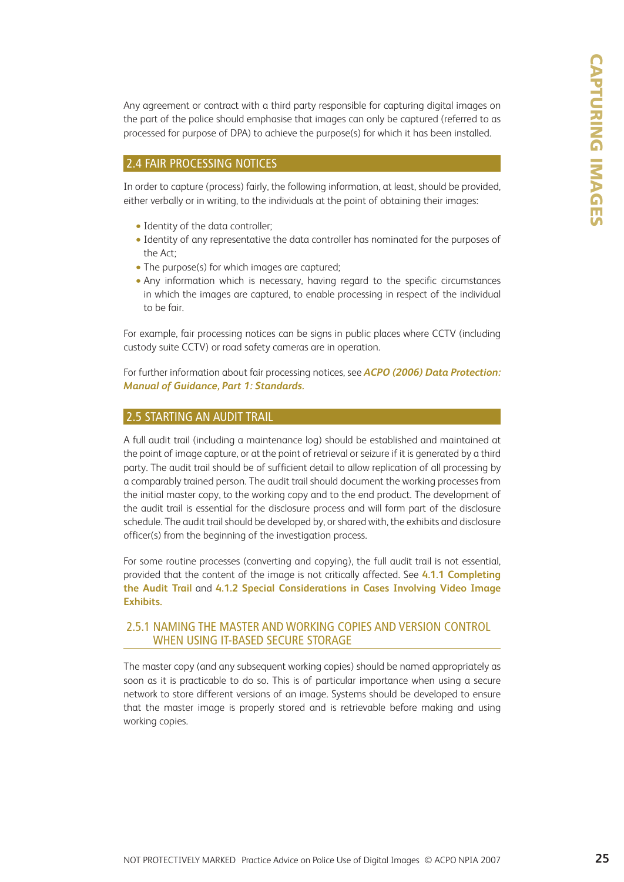Any agreement or contract with a third party responsible for capturing digital images on the part of the police should emphasise that images can only be captured (referred to as processed for purpose of DPA) to achieve the purpose(s) for which it has been installed.

## 2.4 FAIR PROCESSING NOTICES

In order to capture (process) fairly, the following information, at least, should be provided, either verbally or in writing, to the individuals at the point of obtaining their images:

- Identity of the data controller;
- Identity of any representative the data controller has nominated for the purposes of the Act;
- The purpose(s) for which images are captured;
- Any information which is necessary, having regard to the specific circumstances in which the images are captured, to enable processing in respect of the individual to be fair.

For example, fair processing notices can be signs in public places where CCTV (including custody suite CCTV) or road safety cameras are in operation.

For further information about fair processing notices, see ***ACPO (2006) Data Protection: Manual of Guidance, Part 1: Standards.***

## 2.5 STARTING AN AUDIT TRAIL

A full audit trail (including a maintenance log) should be established and maintained at the point of image capture, or at the point of retrieval or seizure if it is generated by a third party. The audit trail should be of sufficient detail to allow replication of all processing by a comparably trained person. The audit trail should document the working processes from the initial master copy, to the working copy and to the end product. The development of the audit trail is essential for the disclosure process and will form part of the disclosure schedule. The audit trail should be developed by, or shared with, the exhibits and disclosure officer(s) from the beginning of the investigation process.

For some routine processes (converting and copying), the full audit trail is not essential, provided that the content of the image is not critically affected. See **4.1.1 Completing the Audit Trail** and **4.1.2 Special Considerations in Cases Involving Video Image Exhibits.**

### 2.5.1 NAMING THE MASTER AND WORKING COPIES AND VERSION CONTROL WHEN USING IT-BASED SECURE STORAGE

The master copy (and any subsequent working copies) should be named appropriately as soon as it is practicable to do so. This is of particular importance when using a secure network to store different versions of an image. Systems should be developed to ensure that the master image is properly stored and is retrievable before making and using working copies.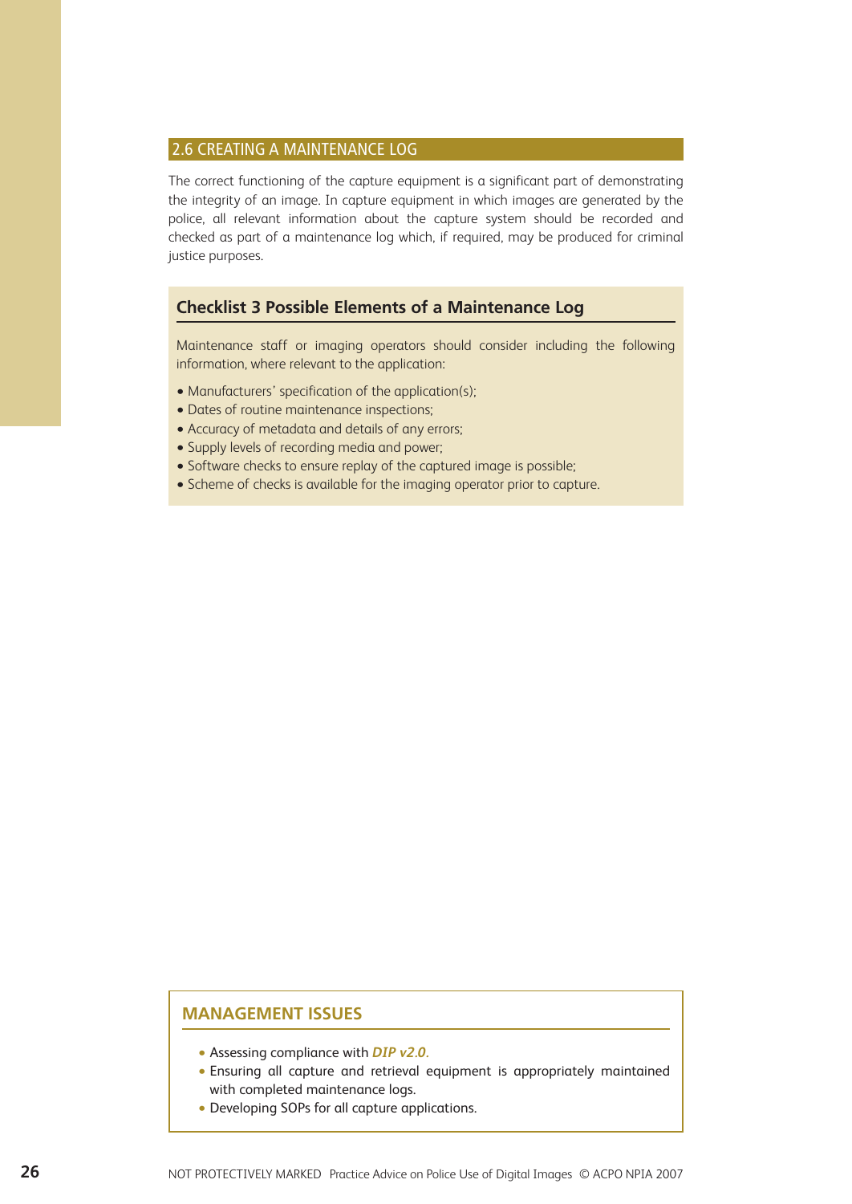## 2.6 CREATING A MAINTENANCE LOG

The correct functioning of the capture equipment is a significant part of demonstrating the integrity of an image. In capture equipment in which images are generated by the police, all relevant information about the capture system should be recorded and checked as part of a maintenance log which, if required, may be produced for criminal justice purposes.

### Checklist 3 Possible Elements of a Maintenance Log

Maintenance staff or imaging operators should consider including the following information, where relevant to the application:

- Manufacturers' specification of the application(s);
- Dates of routine maintenance inspections;
- Accuracy of metadata and details of any errors;
- Supply levels of recording media and power;
- Software checks to ensure replay of the captured image is possible;
- Scheme of checks is available for the imaging operator prior to capture.

### MANAGEMENT ISSUES

- Assessing compliance with ***DIP v2.0***.
- Ensuring all capture and retrieval equipment is appropriately maintained with completed maintenance logs.
- Developing SOPs for all capture applications.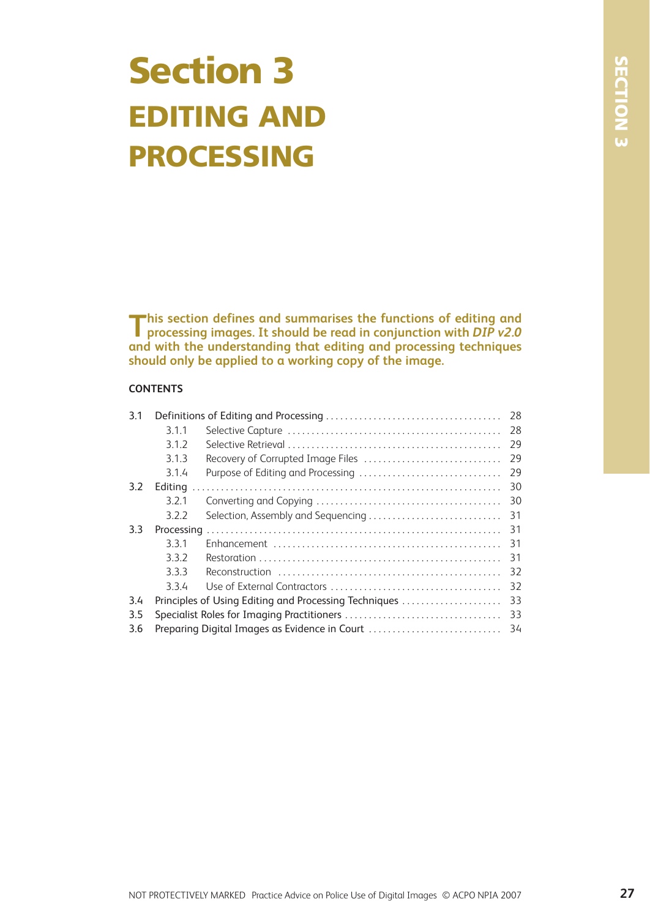# Section 3

## EDITING AND PROCESSING

**This section defines and summarises the functions of editing and processing images. It should be read in conjunction with *DIP v2.0* and with the understanding that editing and processing techniques should only be applied to a working copy of the image.**

**CONTENTS**

| | | | |
|---|---|---|---|
| 3.1 | Definitions of Editing and Processing | | 28 |
| | 3.1.1 | Selective Capture | 28 |
| | 3.1.2 | Selective Retrieval | 29 |
| | 3.1.3 | Recovery of Corrupted Image Files | 29 |
| | 3.1.4 | Purpose of Editing and Processing | 29 |
| 3.2 | Editing | | 30 |
| | 3.2.1 | Converting and Copying | 30 |
| | 3.2.2 | Selection, Assembly and Sequencing | 31 |
| 3.3 | Processing | | 31 |
| | 3.3.1 | Enhancement | 31 |
| | 3.3.2 | Restoration | 31 |
| | 3.3.3 | Reconstruction | 32 |
| | 3.3.4 | Use of External Contractors | 32 |
| 3.4 | Principles of Using Editing and Processing Techniques | | 33 |
| 3.5 | Specialist Roles for Imaging Practitioners | | 33 |
| 3.6 | Preparing Digital Images as Evidence in Court | | 34 |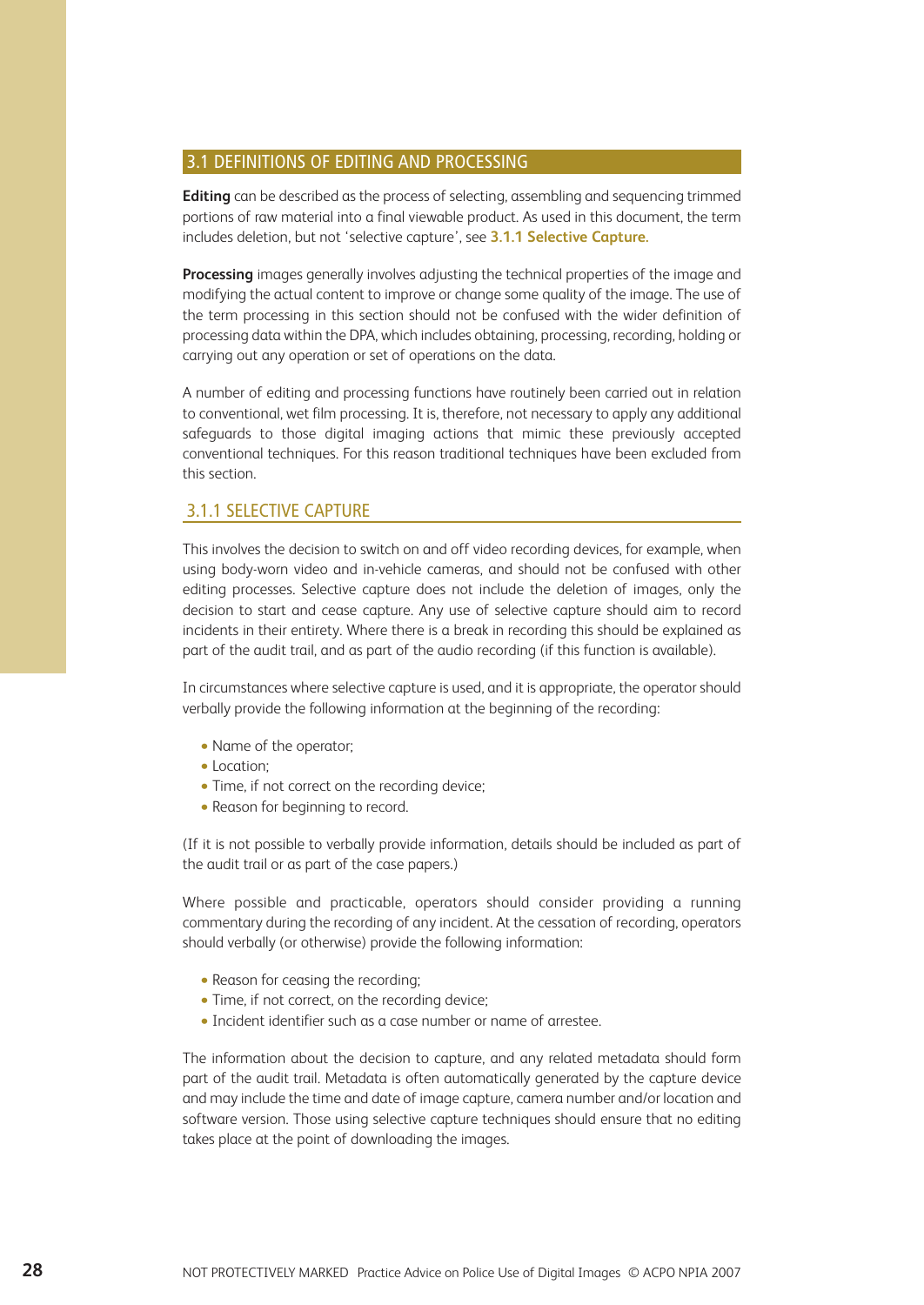## 3.1 DEFINITIONS OF EDITING AND PROCESSING

**Editing** can be described as the process of selecting, assembling and sequencing trimmed portions of raw material into a final viewable product. As used in this document, the term includes deletion, but not 'selective capture', see **3.1.1 Selective Capture.**

**Processing** images generally involves adjusting the technical properties of the image and modifying the actual content to improve or change some quality of the image. The use of the term processing in this section should not be confused with the wider definition of processing data within the DPA, which includes obtaining, processing, recording, holding or carrying out any operation or set of operations on the data.

A number of editing and processing functions have routinely been carried out in relation to conventional, wet film processing. It is, therefore, not necessary to apply any additional safeguards to those digital imaging actions that mimic these previously accepted conventional techniques. For this reason traditional techniques have been excluded from this section.

### 3.1.1 SELECTIVE CAPTURE

This involves the decision to switch on and off video recording devices, for example, when using body-worn video and in-vehicle cameras, and should not be confused with other editing processes. Selective capture does not include the deletion of images, only the decision to start and cease capture. Any use of selective capture should aim to record incidents in their entirety. Where there is a break in recording this should be explained as part of the audit trail, and as part of the audio recording (if this function is available).

In circumstances where selective capture is used, and it is appropriate, the operator should verbally provide the following information at the beginning of the recording:

- Name of the operator;
- Location;
- Time, if not correct on the recording device;
- Reason for beginning to record.

(If it is not possible to verbally provide information, details should be included as part of the audit trail or as part of the case papers.)

Where possible and practicable, operators should consider providing a running commentary during the recording of any incident. At the cessation of recording, operators should verbally (or otherwise) provide the following information:

- Reason for ceasing the recording;
- Time, if not correct, on the recording device;
- Incident identifier such as a case number or name of arrestee.

The information about the decision to capture, and any related metadata should form part of the audit trail. Metadata is often automatically generated by the capture device and may include the time and date of image capture, camera number and/or location and software version. Those using selective capture techniques should ensure that no editing takes place at the point of downloading the images.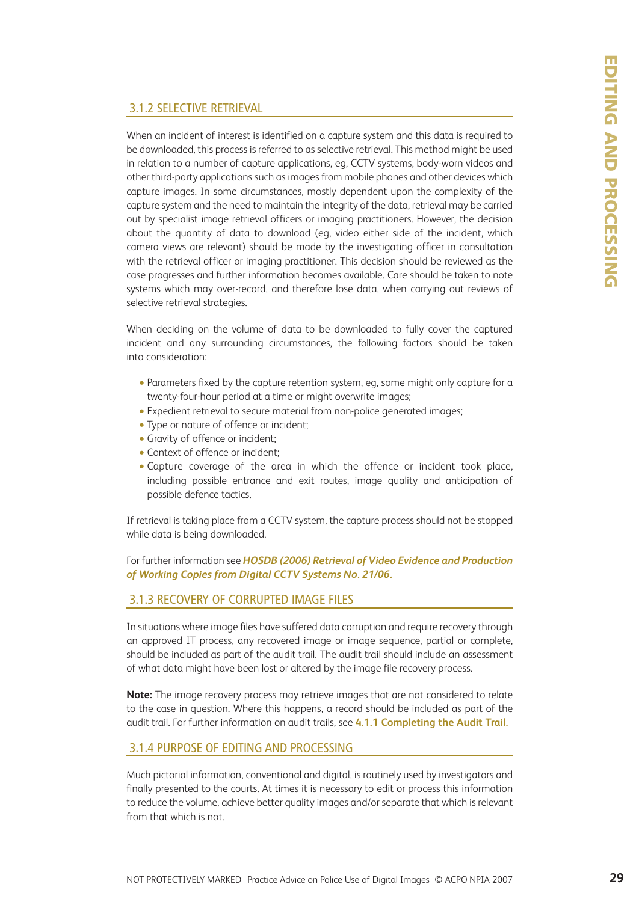## 3.1.2 SELECTIVE RETRIEVAL

When an incident of interest is identified on a capture system and this data is required to be downloaded, this process is referred to as selective retrieval. This method might be used in relation to a number of capture applications, eg, CCTV systems, body-worn videos and other third-party applications such as images from mobile phones and other devices which capture images. In some circumstances, mostly dependent upon the complexity of the capture system and the need to maintain the integrity of the data, retrieval may be carried out by specialist image retrieval officers or imaging practitioners. However, the decision about the quantity of data to download (eg, video either side of the incident, which camera views are relevant) should be made by the investigating officer in consultation with the retrieval officer or imaging practitioner. This decision should be reviewed as the case progresses and further information becomes available. Care should be taken to note systems which may over-record, and therefore lose data, when carrying out reviews of selective retrieval strategies.

When deciding on the volume of data to be downloaded to fully cover the captured incident and any surrounding circumstances, the following factors should be taken into consideration:

- Parameters fixed by the capture retention system, eg, some might only capture for a twenty-four-hour period at a time or might overwrite images;
- Expedient retrieval to secure material from non-police generated images;
- Type or nature of offence or incident;
- Gravity of offence or incident;
- Context of offence or incident;
- Capture coverage of the area in which the offence or incident took place, including possible entrance and exit routes, image quality and anticipation of possible defence tactics.

If retrieval is taking place from a CCTV system, the capture process should not be stopped while data is being downloaded.

For further information see ***HOSDB (2006) Retrieval of Video Evidence and Production of Working Copies from Digital CCTV Systems No. 21/06.***

## 3.1.3 RECOVERY OF CORRUPTED IMAGE FILES

In situations where image files have suffered data corruption and require recovery through an approved IT process, any recovered image or image sequence, partial or complete, should be included as part of the audit trail. The audit trail should include an assessment of what data might have been lost or altered by the image file recovery process.

**Note:** The image recovery process may retrieve images that are not considered to relate to the case in question. Where this happens, a record should be included as part of the audit trail. For further information on audit trails, see **4.1.1 Completing the Audit Trail.**

## 3.1.4 PURPOSE OF EDITING AND PROCESSING

Much pictorial information, conventional and digital, is routinely used by investigators and finally presented to the courts. At times it is necessary to edit or process this information to reduce the volume, achieve better quality images and/or separate that which is relevant from that which is not.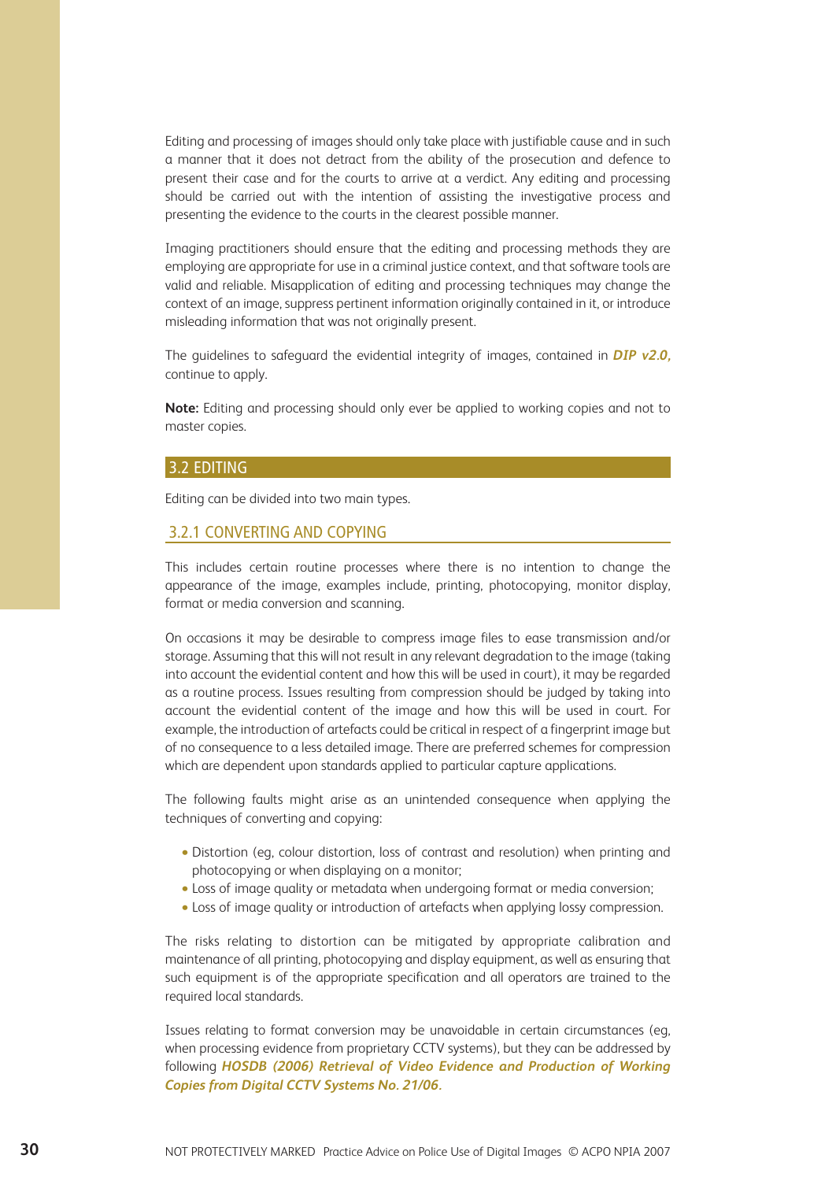Editing and processing of images should only take place with justifiable cause and in such a manner that it does not detract from the ability of the prosecution and defence to present their case and for the courts to arrive at a verdict. Any editing and processing should be carried out with the intention of assisting the investigative process and presenting the evidence to the courts in the clearest possible manner.

Imaging practitioners should ensure that the editing and processing methods they are employing are appropriate for use in a criminal justice context, and that software tools are valid and reliable. Misapplication of editing and processing techniques may change the context of an image, suppress pertinent information originally contained in it, or introduce misleading information that was not originally present.

The guidelines to safeguard the evidential integrity of images, contained in ***DIP v2.0***, continue to apply.

**Note:** Editing and processing should only ever be applied to working copies and not to master copies.

## 3.2 EDITING

Editing can be divided into two main types.

### 3.2.1 CONVERTING AND COPYING

This includes certain routine processes where there is no intention to change the appearance of the image, examples include, printing, photocopying, monitor display, format or media conversion and scanning.

On occasions it may be desirable to compress image files to ease transmission and/or storage. Assuming that this will not result in any relevant degradation to the image (taking into account the evidential content and how this will be used in court), it may be regarded as a routine process. Issues resulting from compression should be judged by taking into account the evidential content of the image and how this will be used in court. For example, the introduction of artefacts could be critical in respect of a fingerprint image but of no consequence to a less detailed image. There are preferred schemes for compression which are dependent upon standards applied to particular capture applications.

The following faults might arise as an unintended consequence when applying the techniques of converting and copying:

- Distortion (eg, colour distortion, loss of contrast and resolution) when printing and photocopying or when displaying on a monitor;
- Loss of image quality or metadata when undergoing format or media conversion;
- Loss of image quality or introduction of artefacts when applying lossy compression.

The risks relating to distortion can be mitigated by appropriate calibration and maintenance of all printing, photocopying and display equipment, as well as ensuring that such equipment is of the appropriate specification and all operators are trained to the required local standards.

Issues relating to format conversion may be unavoidable in certain circumstances (eg, when processing evidence from proprietary CCTV systems), but they can be addressed by following ***HOSDB (2006) Retrieval of Video Evidence and Production of Working Copies from Digital CCTV Systems No. 21/06***.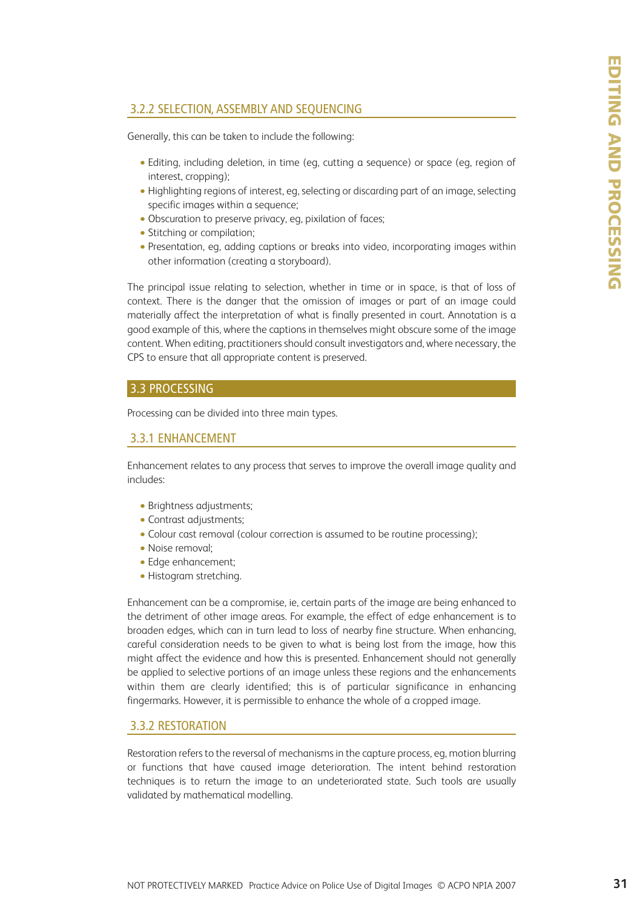### 3.2.2 SELECTION, ASSEMBLY AND SEQUENCING

Generally, this can be taken to include the following:

- Editing, including deletion, in time (eg, cutting a sequence) or space (eg, region of interest, cropping);
- Highlighting regions of interest, eg, selecting or discarding part of an image, selecting specific images within a sequence;
- Obscuration to preserve privacy, eg, pixilation of faces;
- Stitching or compilation;
- Presentation, eg, adding captions or breaks into video, incorporating images within other information (creating a storyboard).

The principal issue relating to selection, whether in time or in space, is that of loss of context. There is the danger that the omission of images or part of an image could materially affect the interpretation of what is finally presented in court. Annotation is a good example of this, where the captions in themselves might obscure some of the image content. When editing, practitioners should consult investigators and, where necessary, the CPS to ensure that all appropriate content is preserved.

## 3.3 PROCESSING

Processing can be divided into three main types.

### 3.3.1 ENHANCEMENT

Enhancement relates to any process that serves to improve the overall image quality and includes:

- Brightness adjustments;
- Contrast adjustments;
- Colour cast removal (colour correction is assumed to be routine processing);
- Noise removal;
- Edge enhancement;
- Histogram stretching.

Enhancement can be a compromise, ie, certain parts of the image are being enhanced to the detriment of other image areas. For example, the effect of edge enhancement is to broaden edges, which can in turn lead to loss of nearby fine structure. When enhancing, careful consideration needs to be given to what is being lost from the image, how this might affect the evidence and how this is presented. Enhancement should not generally be applied to selective portions of an image unless these regions and the enhancements within them are clearly identified; this is of particular significance in enhancing fingermarks. However, it is permissible to enhance the whole of a cropped image.

### 3.3.2 RESTORATION

Restoration refers to the reversal of mechanisms in the capture process, eg, motion blurring or functions that have caused image deterioration. The intent behind restoration techniques is to return the image to an undeteriorated state. Such tools are usually validated by mathematical modelling.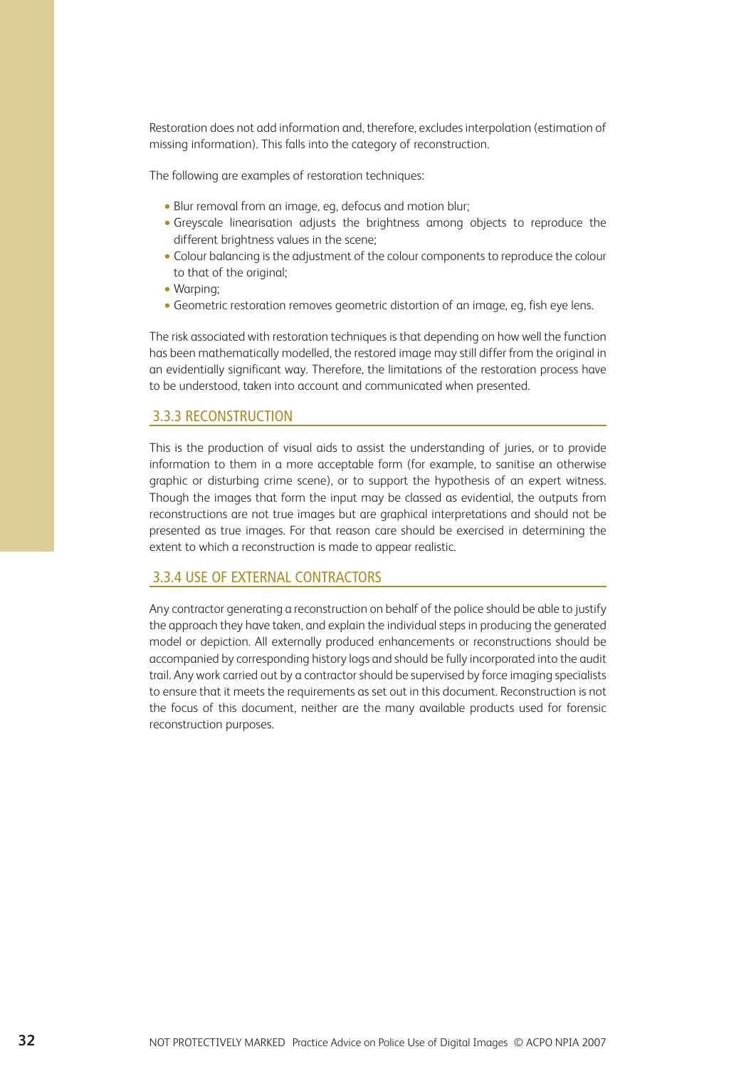Restoration does not add information and, therefore, excludes interpolation (estimation of missing information). This falls into the category of reconstruction.

The following are examples of restoration techniques:

- Blur removal from an image, eg, defocus and motion blur;
- Greyscale linearisation adjusts the brightness among objects to reproduce the different brightness values in the scene;
- Colour balancing is the adjustment of the colour components to reproduce the colour to that of the original;
- Warping;
- Geometric restoration removes geometric distortion of an image, eg, fish eye lens.

The risk associated with restoration techniques is that depending on how well the function has been mathematically modelled, the restored image may still differ from the original in an evidentially significant way. Therefore, the limitations of the restoration process have to be understood, taken into account and communicated when presented.

### 3.3.3 RECONSTRUCTION

This is the production of visual aids to assist the understanding of juries, or to provide information to them in a more acceptable form (for example, to sanitise an otherwise graphic or disturbing crime scene), or to support the hypothesis of an expert witness. Though the images that form the input may be classed as evidential, the outputs from reconstructions are not true images but are graphical interpretations and should not be presented as true images. For that reason care should be exercised in determining the extent to which a reconstruction is made to appear realistic.

### 3.3.4 USE OF EXTERNAL CONTRACTORS

Any contractor generating a reconstruction on behalf of the police should be able to justify the approach they have taken, and explain the individual steps in producing the generated model or depiction. All externally produced enhancements or reconstructions should be accompanied by corresponding history logs and should be fully incorporated into the audit trail. Any work carried out by a contractor should be supervised by force imaging specialists to ensure that it meets the requirements as set out in this document. Reconstruction is not the focus of this document, neither are the many available products used for forensic reconstruction purposes.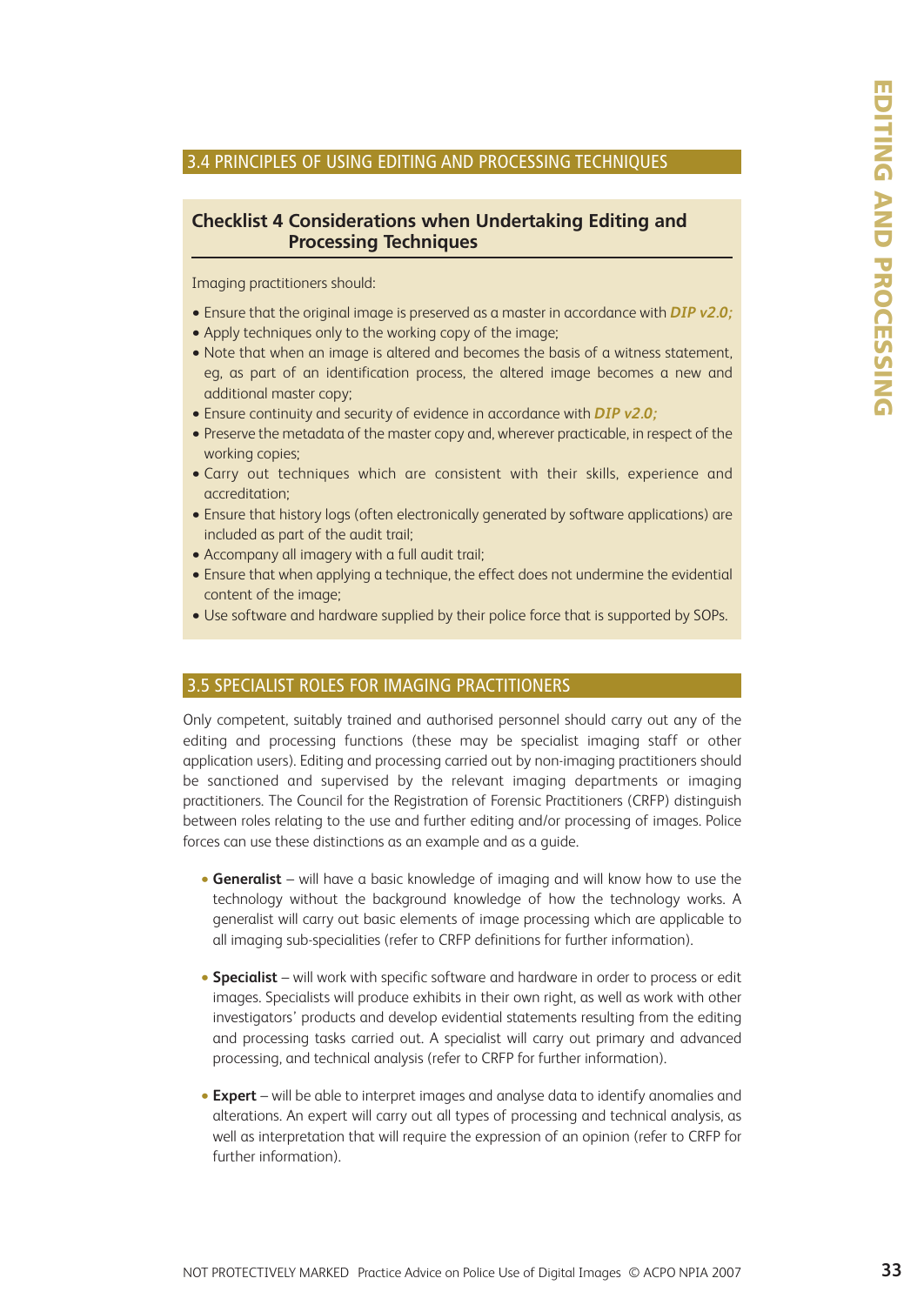## 3.4 PRINCIPLES OF USING EDITING AND PROCESSING TECHNIQUES

### Checklist 4 Considerations when Undertaking Editing and Processing Techniques

Imaging practitioners should:

- Ensure that the original image is preserved as a master in accordance with ***DIP v2.0;***
- Apply techniques only to the working copy of the image;
- Note that when an image is altered and becomes the basis of a witness statement, eg, as part of an identification process, the altered image becomes a new and additional master copy;
- Ensure continuity and security of evidence in accordance with ***DIP v2.0;***
- Preserve the metadata of the master copy and, wherever practicable, in respect of the working copies;
- Carry out techniques which are consistent with their skills, experience and accreditation;
- Ensure that history logs (often electronically generated by software applications) are included as part of the audit trail;
- Accompany all imagery with a full audit trail;
- Ensure that when applying a technique, the effect does not undermine the evidential content of the image;
- Use software and hardware supplied by their police force that is supported by SOPs.

## 3.5 SPECIALIST ROLES FOR IMAGING PRACTITIONERS

Only competent, suitably trained and authorised personnel should carry out any of the editing and processing functions (these may be specialist imaging staff or other application users). Editing and processing carried out by non-imaging practitioners should be sanctioned and supervised by the relevant imaging departments or imaging practitioners. The Council for the Registration of Forensic Practitioners (CRFP) distinguish between roles relating to the use and further editing and/or processing of images. Police forces can use these distinctions as an example and as a guide.

- **Generalist** – will have a basic knowledge of imaging and will know how to use the technology without the background knowledge of how the technology works. A generalist will carry out basic elements of image processing which are applicable to all imaging sub-specialities (refer to CRFP definitions for further information).

- **Specialist** – will work with specific software and hardware in order to process or edit images. Specialists will produce exhibits in their own right, as well as work with other investigators' products and develop evidential statements resulting from the editing and processing tasks carried out. A specialist will carry out primary and advanced processing, and technical analysis (refer to CRFP for further information).

- **Expert** – will be able to interpret images and analyse data to identify anomalies and alterations. An expert will carry out all types of processing and technical analysis, as well as interpretation that will require the expression of an opinion (refer to CRFP for further information).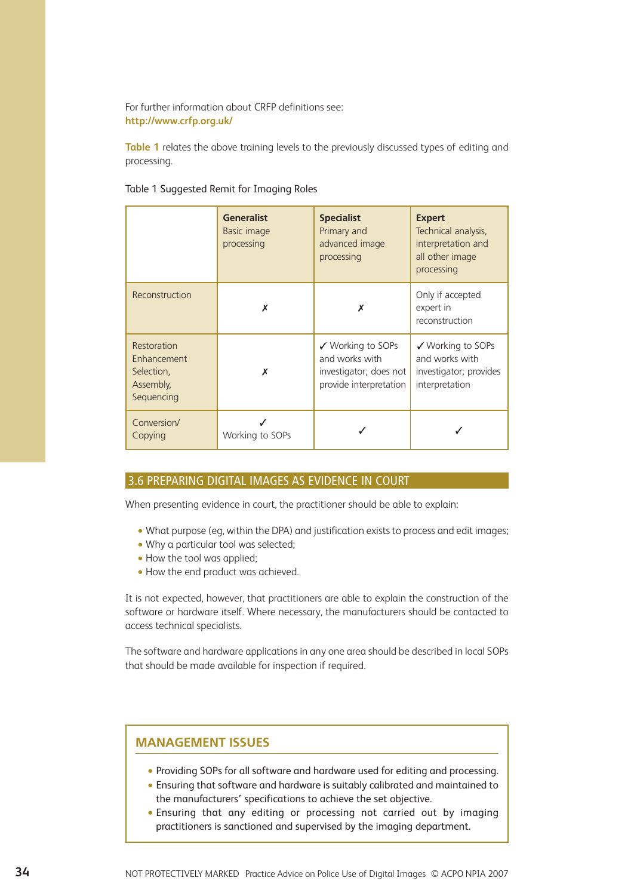For further information about CRFP definitions see:
http://www.crfp.org.uk/

Table 1 relates the above training levels to the previously discussed types of editing and processing.

Table 1 Suggested Remit for Imaging Roles

| | **Generalist** Basic image processing | **Specialist** Primary and advanced image processing | **Expert** Technical analysis, interpretation and all other image processing |
|---|---|---|---|
| Reconstruction | ✗ | ✗ | Only if accepted expert in reconstruction |
| Restoration Enhancement Selection, Assembly, Sequencing | ✗ | ✓ Working to SOPs and works with investigator; does not provide interpretation | ✓ Working to SOPs and works with investigator; provides interpretation |
| Conversion/ Copying | ✓ Working to SOPs | ✓ | ✓ |

## 3.6 PREPARING DIGITAL IMAGES AS EVIDENCE IN COURT

When presenting evidence in court, the practitioner should be able to explain:

- What purpose (eg, within the DPA) and justification exists to process and edit images;
- Why a particular tool was selected;
- How the tool was applied;
- How the end product was achieved.

It is not expected, however, that practitioners are able to explain the construction of the software or hardware itself. Where necessary, the manufacturers should be contacted to access technical specialists.

The software and hardware applications in any one area should be described in local SOPs that should be made available for inspection if required.

### MANAGEMENT ISSUES

- Providing SOPs for all software and hardware used for editing and processing.
- Ensuring that software and hardware is suitably calibrated and maintained to the manufacturers' specifications to achieve the set objective.
- Ensuring that any editing or processing not carried out by imaging practitioners is sanctioned and supervised by the imaging department.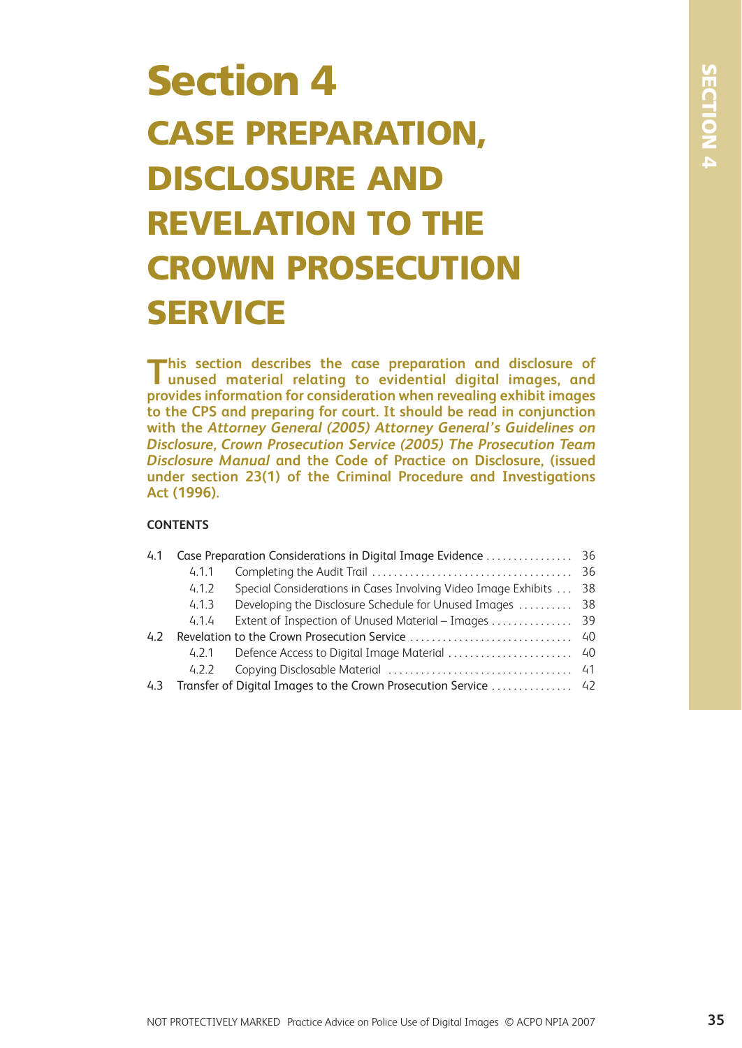# Section 4

# CASE PREPARATION, DISCLOSURE AND REVELATION TO THE CROWN PROSECUTION SERVICE

**This section describes the case preparation and disclosure of unused material relating to evidential digital images, and provides information for consideration when revealing exhibit images to the CPS and preparing for court. It should be read in conjunction with the *Attorney General (2005) Attorney General's Guidelines on Disclosure, Crown Prosecution Service (2005) The Prosecution Team Disclosure Manual* and the Code of Practice on Disclosure, (issued under section 23(1) of the Criminal Procedure and Investigations Act (1996).**

**CONTENTS**

| | | | |
|---|---|---|---|
| 4.1 | Case Preparation Considerations in Digital Image Evidence | | 36 |
| | 4.1.1 | Completing the Audit Trail | 36 |
| | 4.1.2 | Special Considerations in Cases Involving Video Image Exhibits | 38 |
| | 4.1.3 | Developing the Disclosure Schedule for Unused Images | 38 |
| | 4.1.4 | Extent of Inspection of Unused Material – Images | 39 |
| 4.2 | Revelation to the Crown Prosecution Service | | 40 |
| | 4.2.1 | Defence Access to Digital Image Material | 40 |
| | 4.2.2 | Copying Disclosable Material | 41 |
| 4.3 | Transfer of Digital Images to the Crown Prosecution Service | | 42 |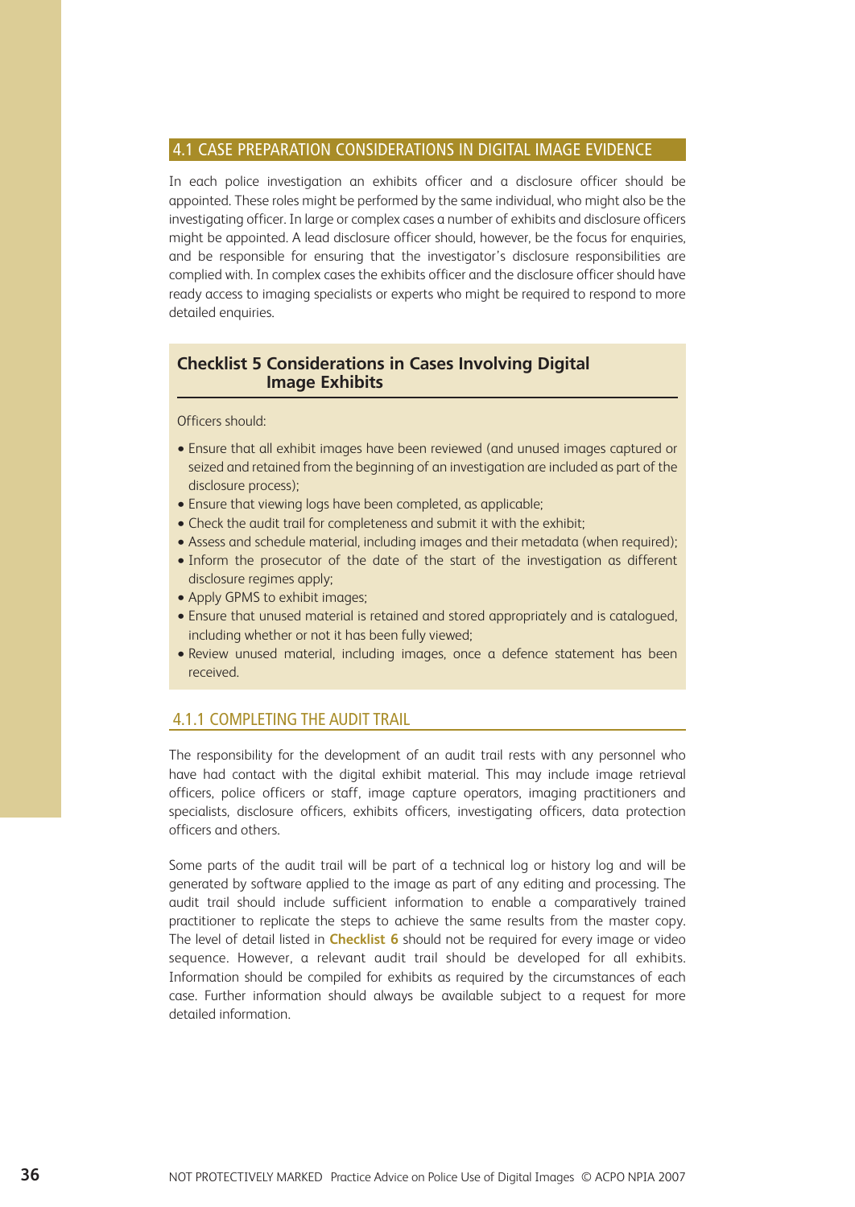## 4.1 CASE PREPARATION CONSIDERATIONS IN DIGITAL IMAGE EVIDENCE

In each police investigation an exhibits officer and a disclosure officer should be appointed. These roles might be performed by the same individual, who might also be the investigating officer. In large or complex cases a number of exhibits and disclosure officers might be appointed. A lead disclosure officer should, however, be the focus for enquiries, and be responsible for ensuring that the investigator's disclosure responsibilities are complied with. In complex cases the exhibits officer and the disclosure officer should have ready access to imaging specialists or experts who might be required to respond to more detailed enquiries.

**Checklist 5 Considerations in Cases Involving Digital Image Exhibits**

Officers should:

- Ensure that all exhibit images have been reviewed (and unused images captured or seized and retained from the beginning of an investigation are included as part of the disclosure process);
- Ensure that viewing logs have been completed, as applicable;
- Check the audit trail for completeness and submit it with the exhibit;
- Assess and schedule material, including images and their metadata (when required);
- Inform the prosecutor of the date of the start of the investigation as different disclosure regimes apply;
- Apply GPMS to exhibit images;
- Ensure that unused material is retained and stored appropriately and is catalogued, including whether or not it has been fully viewed;
- Review unused material, including images, once a defence statement has been received.

### 4.1.1 COMPLETING THE AUDIT TRAIL

The responsibility for the development of an audit trail rests with any personnel who have had contact with the digital exhibit material. This may include image retrieval officers, police officers or staff, image capture operators, imaging practitioners and specialists, disclosure officers, exhibits officers, investigating officers, data protection officers and others.

Some parts of the audit trail will be part of a technical log or history log and will be generated by software applied to the image as part of any editing and processing. The audit trail should include sufficient information to enable a comparatively trained practitioner to replicate the steps to achieve the same results from the master copy. The level of detail listed in **Checklist 6** should not be required for every image or video sequence. However, a relevant audit trail should be developed for all exhibits. Information should be compiled for exhibits as required by the circumstances of each case. Further information should always be available subject to a request for more detailed information.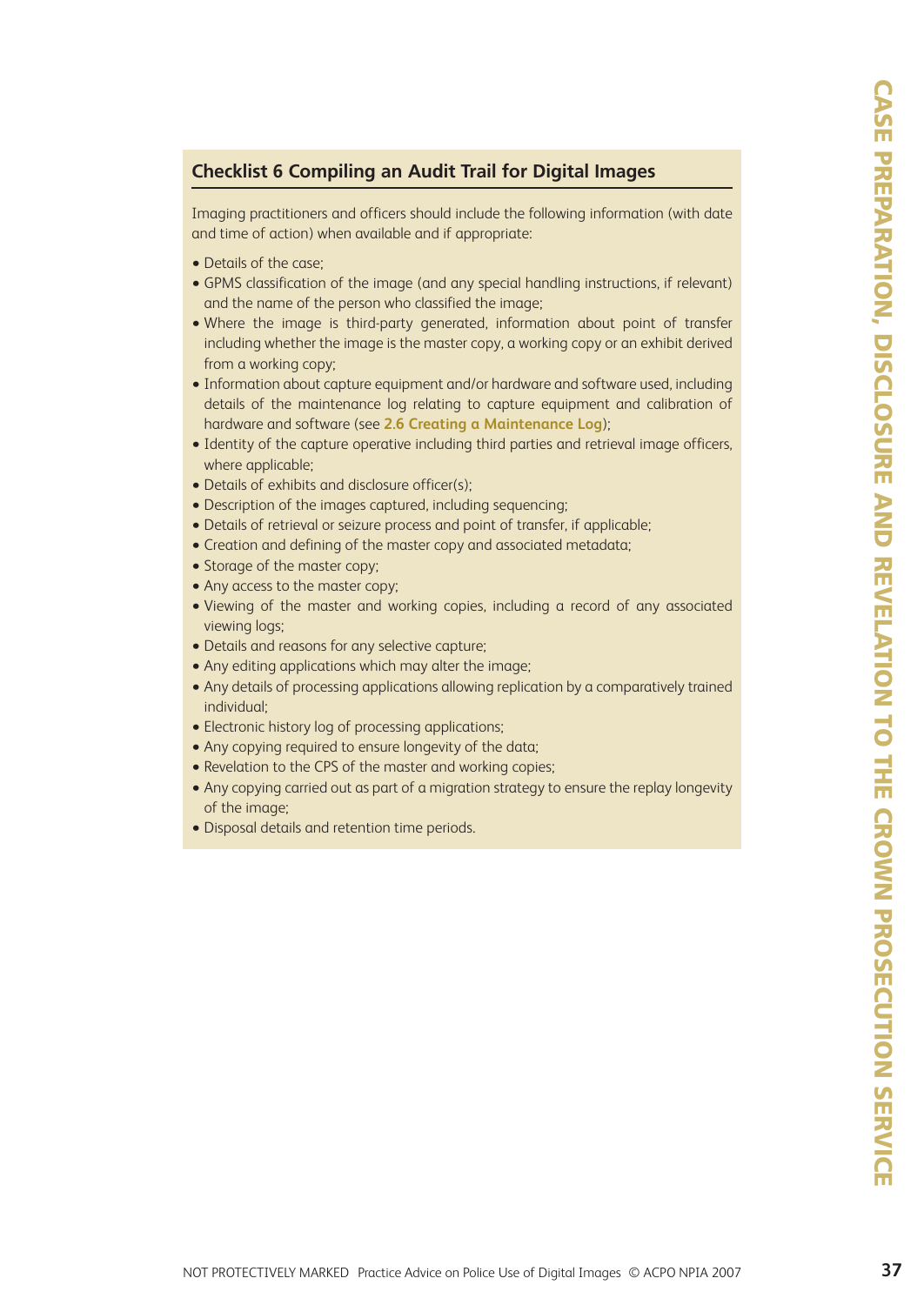## Checklist 6 Compiling an Audit Trail for Digital Images

Imaging practitioners and officers should include the following information (with date and time of action) when available and if appropriate:

- Details of the case;
- GPMS classification of the image (and any special handling instructions, if relevant) and the name of the person who classified the image;
- Where the image is third-party generated, information about point of transfer including whether the image is the master copy, a working copy or an exhibit derived from a working copy;
- Information about capture equipment and/or hardware and software used, including details of the maintenance log relating to capture equipment and calibration of hardware and software (see **2.6 Creating a Maintenance Log**);
- Identity of the capture operative including third parties and retrieval image officers, where applicable;
- Details of exhibits and disclosure officer(s);
- Description of the images captured, including sequencing;
- Details of retrieval or seizure process and point of transfer, if applicable;
- Creation and defining of the master copy and associated metadata;
- Storage of the master copy;
- Any access to the master copy;
- Viewing of the master and working copies, including a record of any associated viewing logs;
- Details and reasons for any selective capture;
- Any editing applications which may alter the image;
- Any details of processing applications allowing replication by a comparatively trained individual;
- Electronic history log of processing applications;
- Any copying required to ensure longevity of the data;
- Revelation to the CPS of the master and working copies;
- Any copying carried out as part of a migration strategy to ensure the replay longevity of the image;
- Disposal details and retention time periods.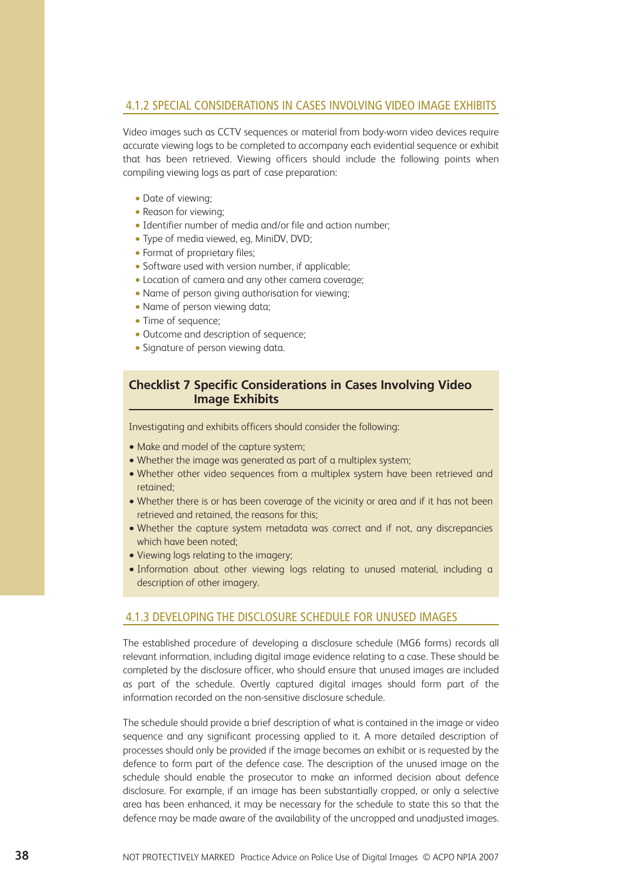### 4.1.2 SPECIAL CONSIDERATIONS IN CASES INVOLVING VIDEO IMAGE EXHIBITS

Video images such as CCTV sequences or material from body-worn video devices require accurate viewing logs to be completed to accompany each evidential sequence or exhibit that has been retrieved. Viewing officers should include the following points when compiling viewing logs as part of case preparation:

- Date of viewing;
- Reason for viewing;
- Identifier number of media and/or file and action number;
- Type of media viewed, eg, MiniDV, DVD;
- Format of proprietary files;
- Software used with version number, if applicable;
- Location of camera and any other camera coverage;
- Name of person giving authorisation for viewing;
- Name of person viewing data;
- Time of sequence;
- Outcome and description of sequence;
- Signature of person viewing data.

**Checklist 7 Specific Considerations in Cases Involving Video Image Exhibits**

Investigating and exhibits officers should consider the following:

- Make and model of the capture system;
- Whether the image was generated as part of a multiplex system;
- Whether other video sequences from a multiplex system have been retrieved and retained;
- Whether there is or has been coverage of the vicinity or area and if it has not been retrieved and retained, the reasons for this;
- Whether the capture system metadata was correct and if not, any discrepancies which have been noted;
- Viewing logs relating to the imagery;
- Information about other viewing logs relating to unused material, including a description of other imagery.

### 4.1.3 DEVELOPING THE DISCLOSURE SCHEDULE FOR UNUSED IMAGES

The established procedure of developing a disclosure schedule (MG6 forms) records all relevant information, including digital image evidence relating to a case. These should be completed by the disclosure officer, who should ensure that unused images are included as part of the schedule. Overtly captured digital images should form part of the information recorded on the non-sensitive disclosure schedule.

The schedule should provide a brief description of what is contained in the image or video sequence and any significant processing applied to it. A more detailed description of processes should only be provided if the image becomes an exhibit or is requested by the defence to form part of the defence case. The description of the unused image on the schedule should enable the prosecutor to make an informed decision about defence disclosure. For example, if an image has been substantially cropped, or only a selective area has been enhanced, it may be necessary for the schedule to state this so that the defence may be made aware of the availability of the uncropped and unadjusted images.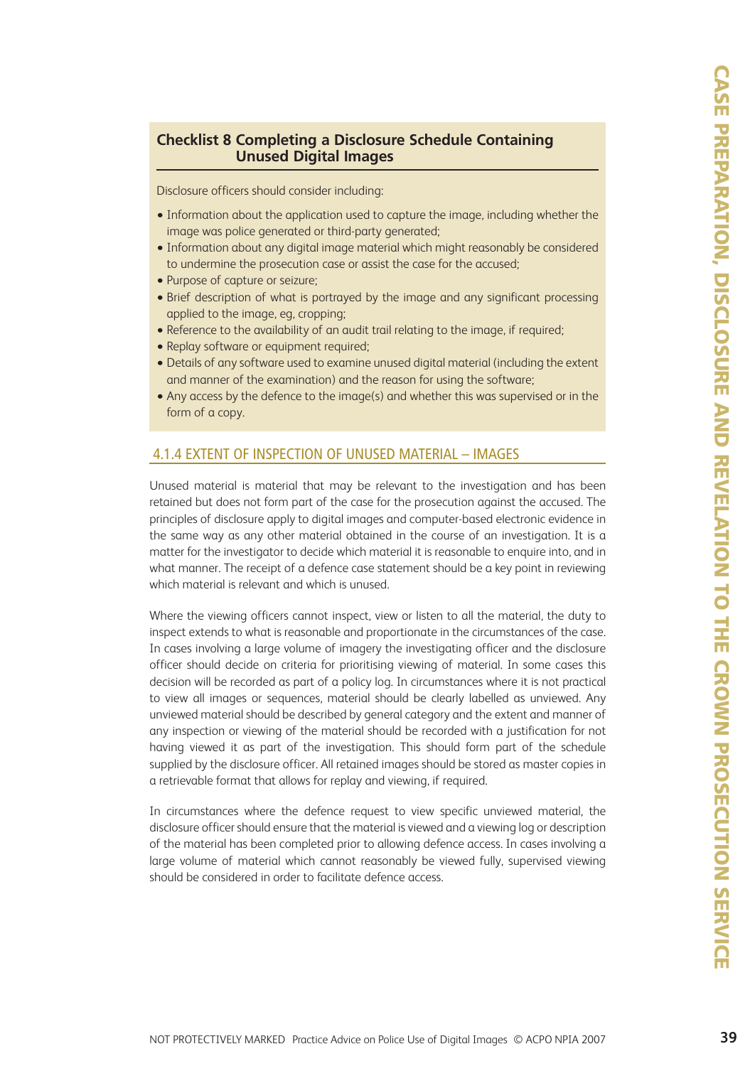### Checklist 8 Completing a Disclosure Schedule Containing Unused Digital Images

Disclosure officers should consider including:

- Information about the application used to capture the image, including whether the image was police generated or third-party generated;
- Information about any digital image material which might reasonably be considered to undermine the prosecution case or assist the case for the accused;
- Purpose of capture or seizure;
- Brief description of what is portrayed by the image and any significant processing applied to the image, eg, cropping;
- Reference to the availability of an audit trail relating to the image, if required;
- Replay software or equipment required;
- Details of any software used to examine unused digital material (including the extent and manner of the examination) and the reason for using the software;
- Any access by the defence to the image(s) and whether this was supervised or in the form of a copy.

### 4.1.4 EXTENT OF INSPECTION OF UNUSED MATERIAL – IMAGES

Unused material is material that may be relevant to the investigation and has been retained but does not form part of the case for the prosecution against the accused. The principles of disclosure apply to digital images and computer-based electronic evidence in the same way as any other material obtained in the course of an investigation. It is a matter for the investigator to decide which material it is reasonable to enquire into, and in what manner. The receipt of a defence case statement should be a key point in reviewing which material is relevant and which is unused.

Where the viewing officers cannot inspect, view or listen to all the material, the duty to inspect extends to what is reasonable and proportionate in the circumstances of the case. In cases involving a large volume of imagery the investigating officer and the disclosure officer should decide on criteria for prioritising viewing of material. In some cases this decision will be recorded as part of a policy log. In circumstances where it is not practical to view all images or sequences, material should be clearly labelled as unviewed. Any unviewed material should be described by general category and the extent and manner of any inspection or viewing of the material should be recorded with a justification for not having viewed it as part of the investigation. This should form part of the schedule supplied by the disclosure officer. All retained images should be stored as master copies in a retrievable format that allows for replay and viewing, if required.

In circumstances where the defence request to view specific unviewed material, the disclosure officer should ensure that the material is viewed and a viewing log or description of the material has been completed prior to allowing defence access. In cases involving a large volume of material which cannot reasonably be viewed fully, supervised viewing should be considered in order to facilitate defence access.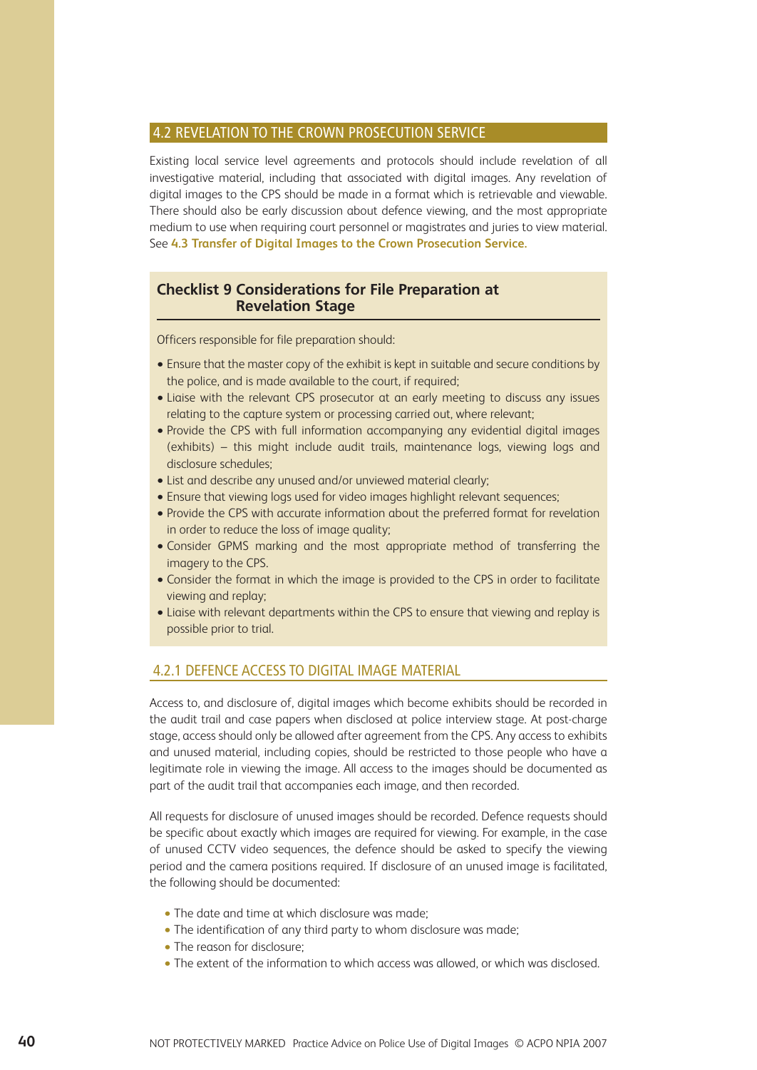## 4.2 REVELATION TO THE CROWN PROSECUTION SERVICE

Existing local service level agreements and protocols should include revelation of all investigative material, including that associated with digital images. Any revelation of digital images to the CPS should be made in a format which is retrievable and viewable. There should also be early discussion about defence viewing, and the most appropriate medium to use when requiring court personnel or magistrates and juries to view material. See **4.3 Transfer of Digital Images to the Crown Prosecution Service.**

### Checklist 9 Considerations for File Preparation at Revelation Stage

Officers responsible for file preparation should:

- Ensure that the master copy of the exhibit is kept in suitable and secure conditions by the police, and is made available to the court, if required;
- Liaise with the relevant CPS prosecutor at an early meeting to discuss any issues relating to the capture system or processing carried out, where relevant;
- Provide the CPS with full information accompanying any evidential digital images (exhibits) – this might include audit trails, maintenance logs, viewing logs and disclosure schedules;
- List and describe any unused and/or unviewed material clearly;
- Ensure that viewing logs used for video images highlight relevant sequences;
- Provide the CPS with accurate information about the preferred format for revelation in order to reduce the loss of image quality;
- Consider GPMS marking and the most appropriate method of transferring the imagery to the CPS.
- Consider the format in which the image is provided to the CPS in order to facilitate viewing and replay;
- Liaise with relevant departments within the CPS to ensure that viewing and replay is possible prior to trial.

### 4.2.1 DEFENCE ACCESS TO DIGITAL IMAGE MATERIAL

Access to, and disclosure of, digital images which become exhibits should be recorded in the audit trail and case papers when disclosed at police interview stage. At post-charge stage, access should only be allowed after agreement from the CPS. Any access to exhibits and unused material, including copies, should be restricted to those people who have a legitimate role in viewing the image. All access to the images should be documented as part of the audit trail that accompanies each image, and then recorded.

All requests for disclosure of unused images should be recorded. Defence requests should be specific about exactly which images are required for viewing. For example, in the case of unused CCTV video sequences, the defence should be asked to specify the viewing period and the camera positions required. If disclosure of an unused image is facilitated, the following should be documented:

- The date and time at which disclosure was made;
- The identification of any third party to whom disclosure was made;
- The reason for disclosure;
- The extent of the information to which access was allowed, or which was disclosed.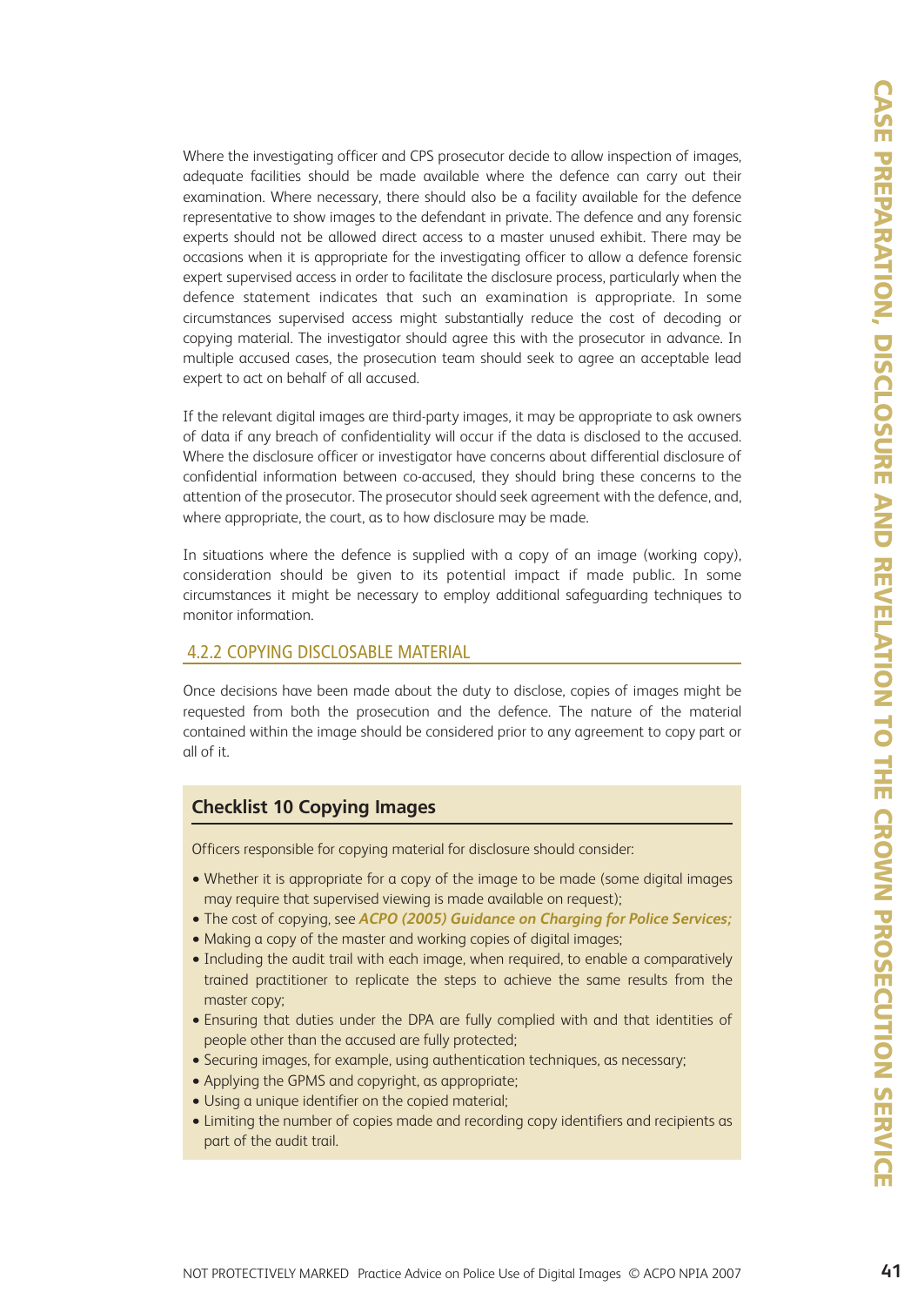Where the investigating officer and CPS prosecutor decide to allow inspection of images, adequate facilities should be made available where the defence can carry out their examination. Where necessary, there should also be a facility available for the defence representative to show images to the defendant in private. The defence and any forensic experts should not be allowed direct access to a master unused exhibit. There may be occasions when it is appropriate for the investigating officer to allow a defence forensic expert supervised access in order to facilitate the disclosure process, particularly when the defence statement indicates that such an examination is appropriate. In some circumstances supervised access might substantially reduce the cost of decoding or copying material. The investigator should agree this with the prosecutor in advance. In multiple accused cases, the prosecution team should seek to agree an acceptable lead expert to act on behalf of all accused.

If the relevant digital images are third-party images, it may be appropriate to ask owners of data if any breach of confidentiality will occur if the data is disclosed to the accused. Where the disclosure officer or investigator have concerns about differential disclosure of confidential information between co-accused, they should bring these concerns to the attention of the prosecutor. The prosecutor should seek agreement with the defence, and, where appropriate, the court, as to how disclosure may be made.

In situations where the defence is supplied with a copy of an image (working copy), consideration should be given to its potential impact if made public. In some circumstances it might be necessary to employ additional safeguarding techniques to monitor information.

### 4.2.2 COPYING DISCLOSABLE MATERIAL

Once decisions have been made about the duty to disclose, copies of images might be requested from both the prosecution and the defence. The nature of the material contained within the image should be considered prior to any agreement to copy part or all of it.

#### Checklist 10 Copying Images

Officers responsible for copying material for disclosure should consider:

- Whether it is appropriate for a copy of the image to be made (some digital images may require that supervised viewing is made available on request);
- The cost of copying, see ***ACPO (2005) Guidance on Charging for Police Services;***
- Making a copy of the master and working copies of digital images;
- Including the audit trail with each image, when required, to enable a comparatively trained practitioner to replicate the steps to achieve the same results from the master copy;
- Ensuring that duties under the DPA are fully complied with and that identities of people other than the accused are fully protected;
- Securing images, for example, using authentication techniques, as necessary;
- Applying the GPMS and copyright, as appropriate;
- Using a unique identifier on the copied material;
- Limiting the number of copies made and recording copy identifiers and recipients as part of the audit trail.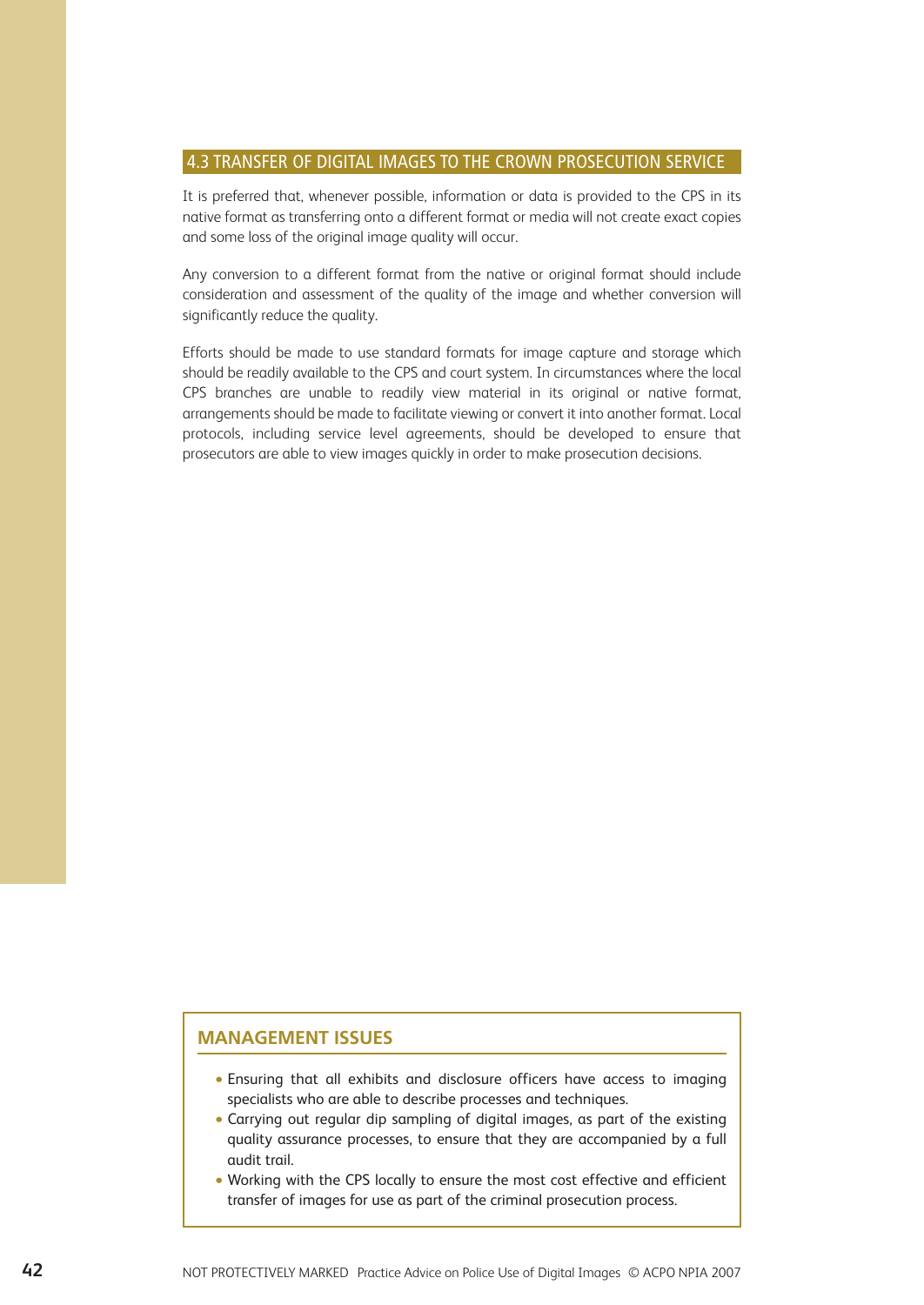## 4.3 TRANSFER OF DIGITAL IMAGES TO THE CROWN PROSECUTION SERVICE

It is preferred that, whenever possible, information or data is provided to the CPS in its native format as transferring onto a different format or media will not create exact copies and some loss of the original image quality will occur.

Any conversion to a different format from the native or original format should include consideration and assessment of the quality of the image and whether conversion will significantly reduce the quality.

Efforts should be made to use standard formats for image capture and storage which should be readily available to the CPS and court system. In circumstances where the local CPS branches are unable to readily view material in its original or native format, arrangements should be made to facilitate viewing or convert it into another format. Local protocols, including service level agreements, should be developed to ensure that prosecutors are able to view images quickly in order to make prosecution decisions.

### MANAGEMENT ISSUES

- Ensuring that all exhibits and disclosure officers have access to imaging specialists who are able to describe processes and techniques.
- Carrying out regular dip sampling of digital images, as part of the existing quality assurance processes, to ensure that they are accompanied by a full audit trail.
- Working with the CPS locally to ensure the most cost effective and efficient transfer of images for use as part of the criminal prosecution process.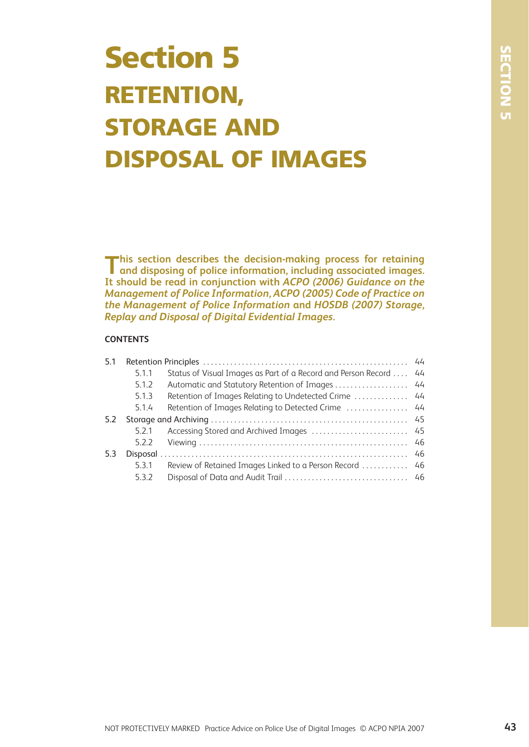# Section 5

## RETENTION, STORAGE AND DISPOSAL OF IMAGES

**This section describes the decision-making process for retaining and disposing of police information, including associated images. It should be read in conjunction with *ACPO (2006) Guidance on the Management of Police Information, ACPO (2005) Code of Practice on the Management of Police Information* and *HOSDB (2007) Storage, Replay and Disposal of Digital Evidential Images.***

**CONTENTS**

| | | | |
|---|---|---|---|
| 5.1 | Retention Principles | | 44 |
| | 5.1.1 | Status of Visual Images as Part of a Record and Person Record | 44 |
| | 5.1.2 | Automatic and Statutory Retention of Images | 44 |
| | 5.1.3 | Retention of Images Relating to Undetected Crime | 44 |
| | 5.1.4 | Retention of Images Relating to Detected Crime | 44 |
| 5.2 | Storage and Archiving | | 45 |
| | 5.2.1 | Accessing Stored and Archived Images | 45 |
| | 5.2.2 | Viewing | 46 |
| 5.3 | Disposal | | 46 |
| | 5.3.1 | Review of Retained Images Linked to a Person Record | 46 |
| | 5.3.2 | Disposal of Data and Audit Trail | 46 |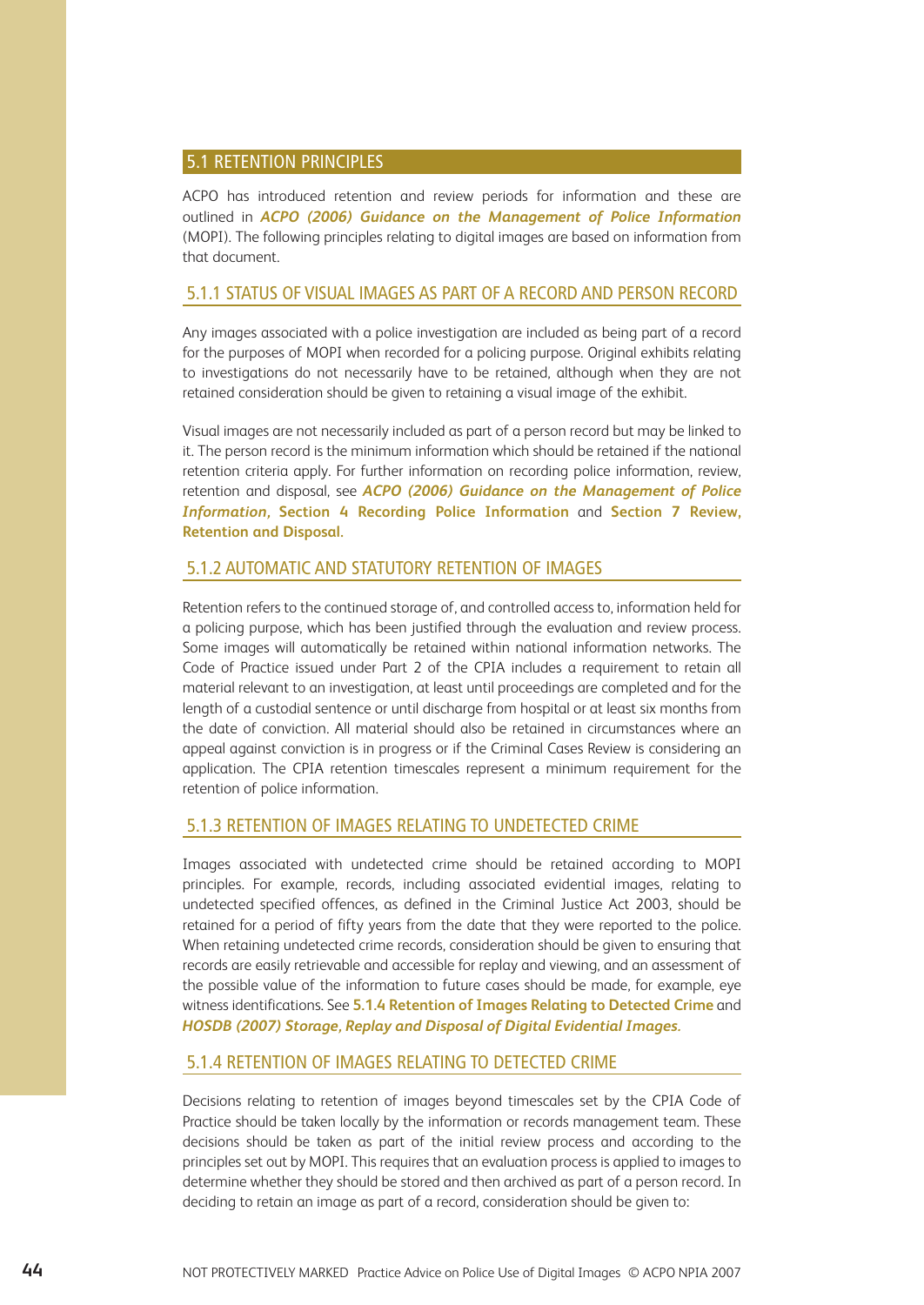## 5.1 RETENTION PRINCIPLES

ACPO has introduced retention and review periods for information and these are outlined in ***ACPO (2006) Guidance on the Management of Police Information*** (MOPI). The following principles relating to digital images are based on information from that document.

### 5.1.1 STATUS OF VISUAL IMAGES AS PART OF A RECORD AND PERSON RECORD

Any images associated with a police investigation are included as being part of a record for the purposes of MOPI when recorded for a policing purpose. Original exhibits relating to investigations do not necessarily have to be retained, although when they are not retained consideration should be given to retaining a visual image of the exhibit.

Visual images are not necessarily included as part of a person record but may be linked to it. The person record is the minimum information which should be retained if the national retention criteria apply. For further information on recording police information, review, retention and disposal, see ***ACPO (2006) Guidance on the Management of Police Information*, Section 4 Recording Police Information** and **Section 7 Review, Retention and Disposal.**

### 5.1.2 AUTOMATIC AND STATUTORY RETENTION OF IMAGES

Retention refers to the continued storage of, and controlled access to, information held for a policing purpose, which has been justified through the evaluation and review process. Some images will automatically be retained within national information networks. The Code of Practice issued under Part 2 of the CPIA includes a requirement to retain all material relevant to an investigation, at least until proceedings are completed and for the length of a custodial sentence or until discharge from hospital or at least six months from the date of conviction. All material should also be retained in circumstances where an appeal against conviction is in progress or if the Criminal Cases Review is considering an application. The CPIA retention timescales represent a minimum requirement for the retention of police information.

### 5.1.3 RETENTION OF IMAGES RELATING TO UNDETECTED CRIME

Images associated with undetected crime should be retained according to MOPI principles. For example, records, including associated evidential images, relating to undetected specified offences, as defined in the Criminal Justice Act 2003, should be retained for a period of fifty years from the date that they were reported to the police. When retaining undetected crime records, consideration should be given to ensuring that records are easily retrievable and accessible for replay and viewing, and an assessment of the possible value of the information to future cases should be made, for example, eye witness identifications. See **5.1.4 Retention of Images Relating to Detected Crime** and ***HOSDB (2007) Storage, Replay and Disposal of Digital Evidential Images.***

### 5.1.4 RETENTION OF IMAGES RELATING TO DETECTED CRIME

Decisions relating to retention of images beyond timescales set by the CPIA Code of Practice should be taken locally by the information or records management team. These decisions should be taken as part of the initial review process and according to the principles set out by MOPI. This requires that an evaluation process is applied to images to determine whether they should be stored and then archived as part of a person record. In deciding to retain an image as part of a record, consideration should be given to: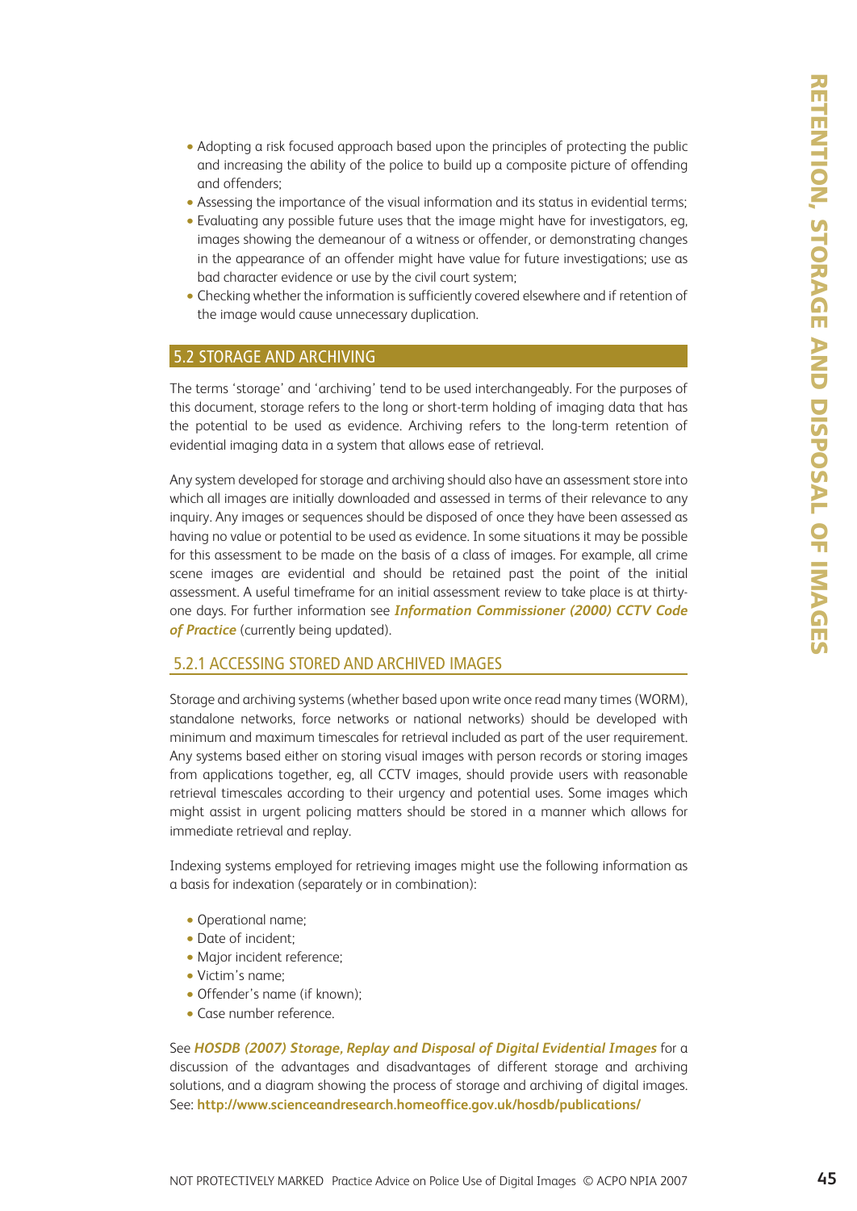- Adopting a risk focused approach based upon the principles of protecting the public and increasing the ability of the police to build up a composite picture of offending and offenders;
- Assessing the importance of the visual information and its status in evidential terms;
- Evaluating any possible future uses that the image might have for investigators, eg, images showing the demeanour of a witness or offender, or demonstrating changes in the appearance of an offender might have value for future investigations; use as bad character evidence or use by the civil court system;
- Checking whether the information is sufficiently covered elsewhere and if retention of the image would cause unnecessary duplication.

## 5.2 STORAGE AND ARCHIVING

The terms 'storage' and 'archiving' tend to be used interchangeably. For the purposes of this document, storage refers to the long or short-term holding of imaging data that has the potential to be used as evidence. Archiving refers to the long-term retention of evidential imaging data in a system that allows ease of retrieval.

Any system developed for storage and archiving should also have an assessment store into which all images are initially downloaded and assessed in terms of their relevance to any inquiry. Any images or sequences should be disposed of once they have been assessed as having no value or potential to be used as evidence. In some situations it may be possible for this assessment to be made on the basis of a class of images. For example, all crime scene images are evidential and should be retained past the point of the initial assessment. A useful timeframe for an initial assessment review to take place is at thirty-one days. For further information see ***Information Commissioner (2000) CCTV Code of Practice*** (currently being updated).

### 5.2.1 ACCESSING STORED AND ARCHIVED IMAGES

Storage and archiving systems (whether based upon write once read many times (WORM), standalone networks, force networks or national networks) should be developed with minimum and maximum timescales for retrieval included as part of the user requirement. Any systems based either on storing visual images with person records or storing images from applications together, eg, all CCTV images, should provide users with reasonable retrieval timescales according to their urgency and potential uses. Some images which might assist in urgent policing matters should be stored in a manner which allows for immediate retrieval and replay.

Indexing systems employed for retrieving images might use the following information as a basis for indexation (separately or in combination):

- Operational name;
- Date of incident;
- Major incident reference;
- Victim's name;
- Offender's name (if known);
- Case number reference.

See ***HOSDB (2007) Storage, Replay and Disposal of Digital Evidential Images*** for a discussion of the advantages and disadvantages of different storage and archiving solutions, and a diagram showing the process of storage and archiving of digital images. See: **http://www.scienceandresearch.homeoffice.gov.uk/hosdb/publications/**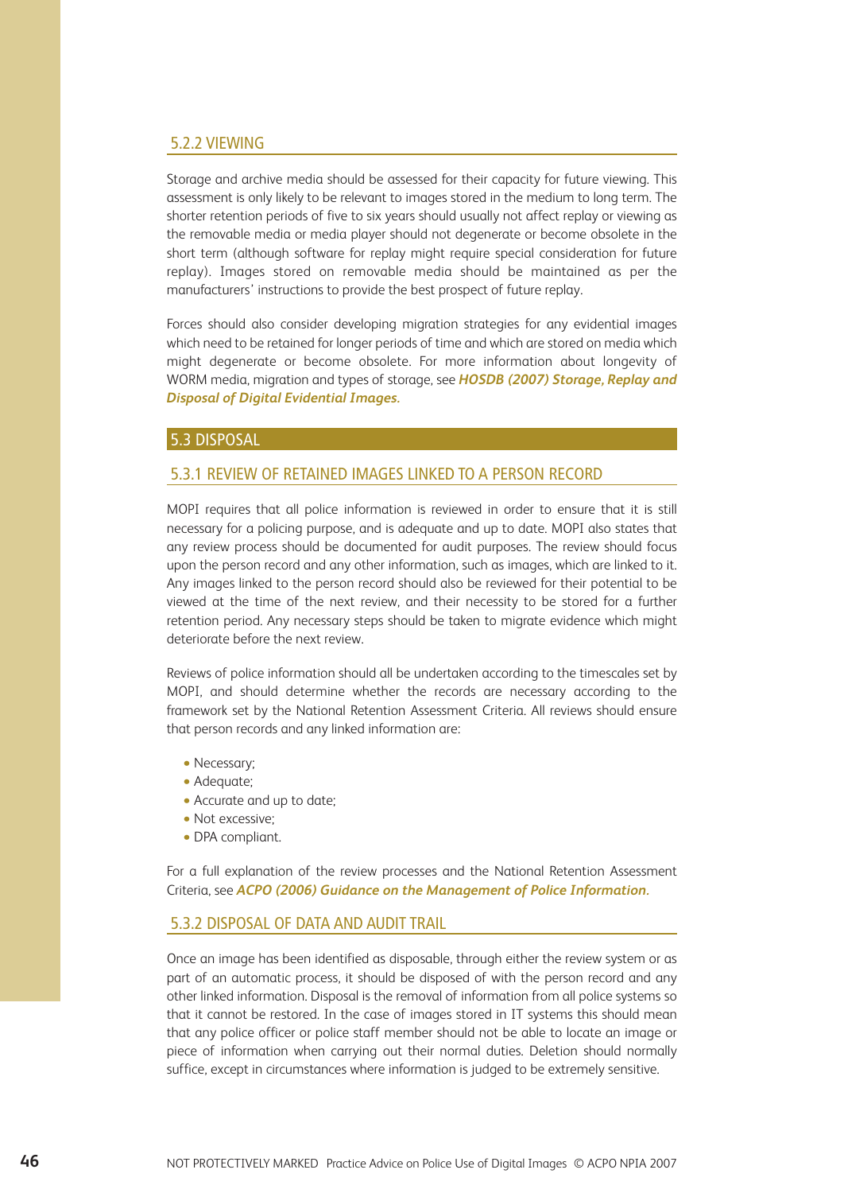### 5.2.2 VIEWING

Storage and archive media should be assessed for their capacity for future viewing. This assessment is only likely to be relevant to images stored in the medium to long term. The shorter retention periods of five to six years should usually not affect replay or viewing as the removable media or media player should not degenerate or become obsolete in the short term (although software for replay might require special consideration for future replay). Images stored on removable media should be maintained as per the manufacturers' instructions to provide the best prospect of future replay.

Forces should also consider developing migration strategies for any evidential images which need to be retained for longer periods of time and which are stored on media which might degenerate or become obsolete. For more information about longevity of WORM media, migration and types of storage, see ***HOSDB (2007) Storage, Replay and Disposal of Digital Evidential Images.***

## 5.3 DISPOSAL

### 5.3.1 REVIEW OF RETAINED IMAGES LINKED TO A PERSON RECORD

MOPI requires that all police information is reviewed in order to ensure that it is still necessary for a policing purpose, and is adequate and up to date. MOPI also states that any review process should be documented for audit purposes. The review should focus upon the person record and any other information, such as images, which are linked to it. Any images linked to the person record should also be reviewed for their potential to be viewed at the time of the next review, and their necessity to be stored for a further retention period. Any necessary steps should be taken to migrate evidence which might deteriorate before the next review.

Reviews of police information should all be undertaken according to the timescales set by MOPI, and should determine whether the records are necessary according to the framework set by the National Retention Assessment Criteria. All reviews should ensure that person records and any linked information are:

- Necessary;
- Adequate;
- Accurate and up to date;
- Not excessive;
- DPA compliant.

For a full explanation of the review processes and the National Retention Assessment Criteria, see ***ACPO (2006) Guidance on the Management of Police Information.***

### 5.3.2 DISPOSAL OF DATA AND AUDIT TRAIL

Once an image has been identified as disposable, through either the review system or as part of an automatic process, it should be disposed of with the person record and any other linked information. Disposal is the removal of information from all police systems so that it cannot be restored. In the case of images stored in IT systems this should mean that any police officer or police staff member should not be able to locate an image or piece of information when carrying out their normal duties. Deletion should normally suffice, except in circumstances where information is judged to be extremely sensitive.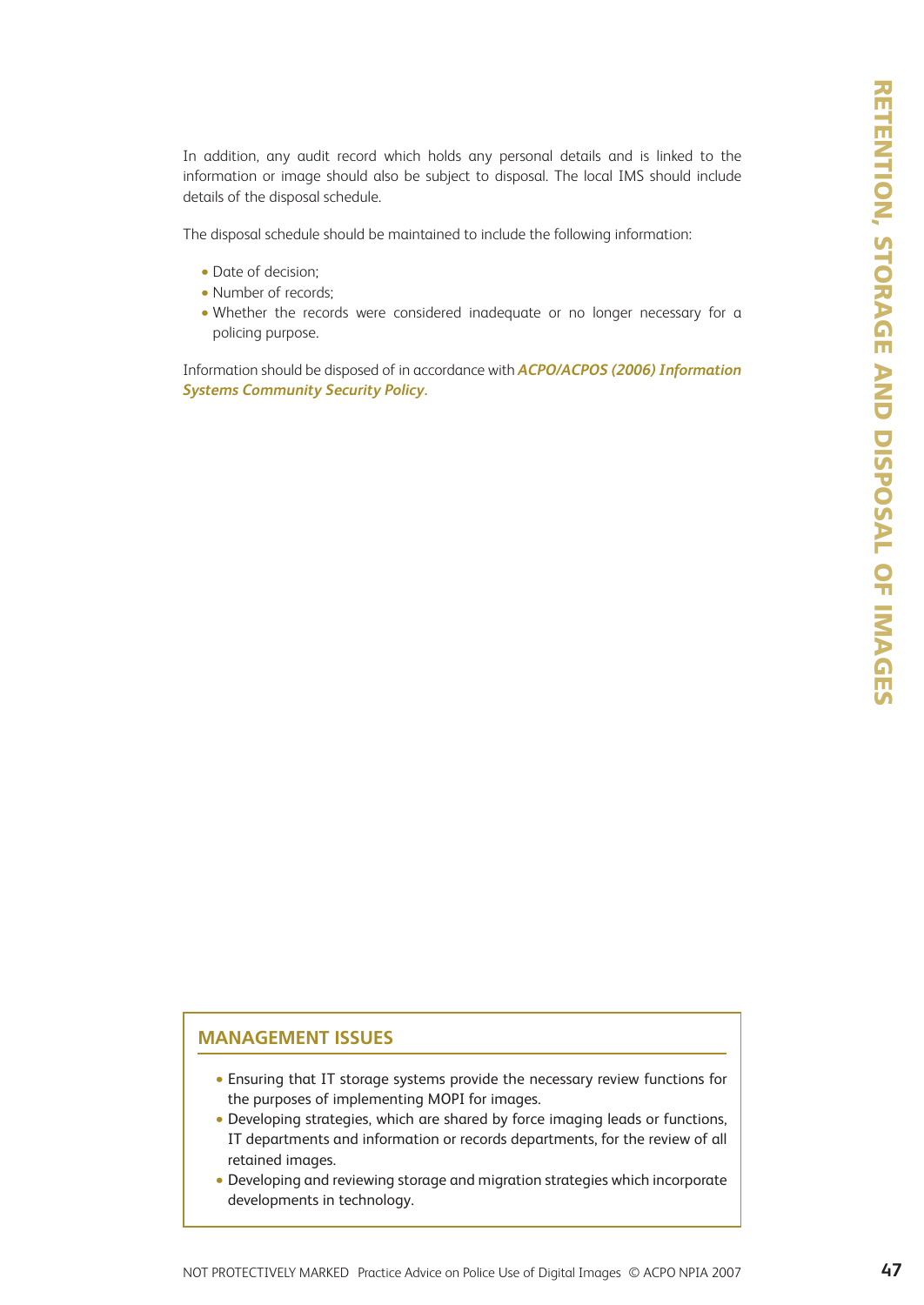In addition, any audit record which holds any personal details and is linked to the information or image should also be subject to disposal. The local IMS should include details of the disposal schedule.

The disposal schedule should be maintained to include the following information:

- Date of decision;
- Number of records;
- Whether the records were considered inadequate or no longer necessary for a policing purpose.

Information should be disposed of in accordance with ***ACPO/ACPOS (2006) Information Systems Community Security Policy***.

## MANAGEMENT ISSUES

- Ensuring that IT storage systems provide the necessary review functions for the purposes of implementing MOPI for images.
- Developing strategies, which are shared by force imaging leads or functions, IT departments and information or records departments, for the review of all retained images.
- Developing and reviewing storage and migration strategies which incorporate developments in technology.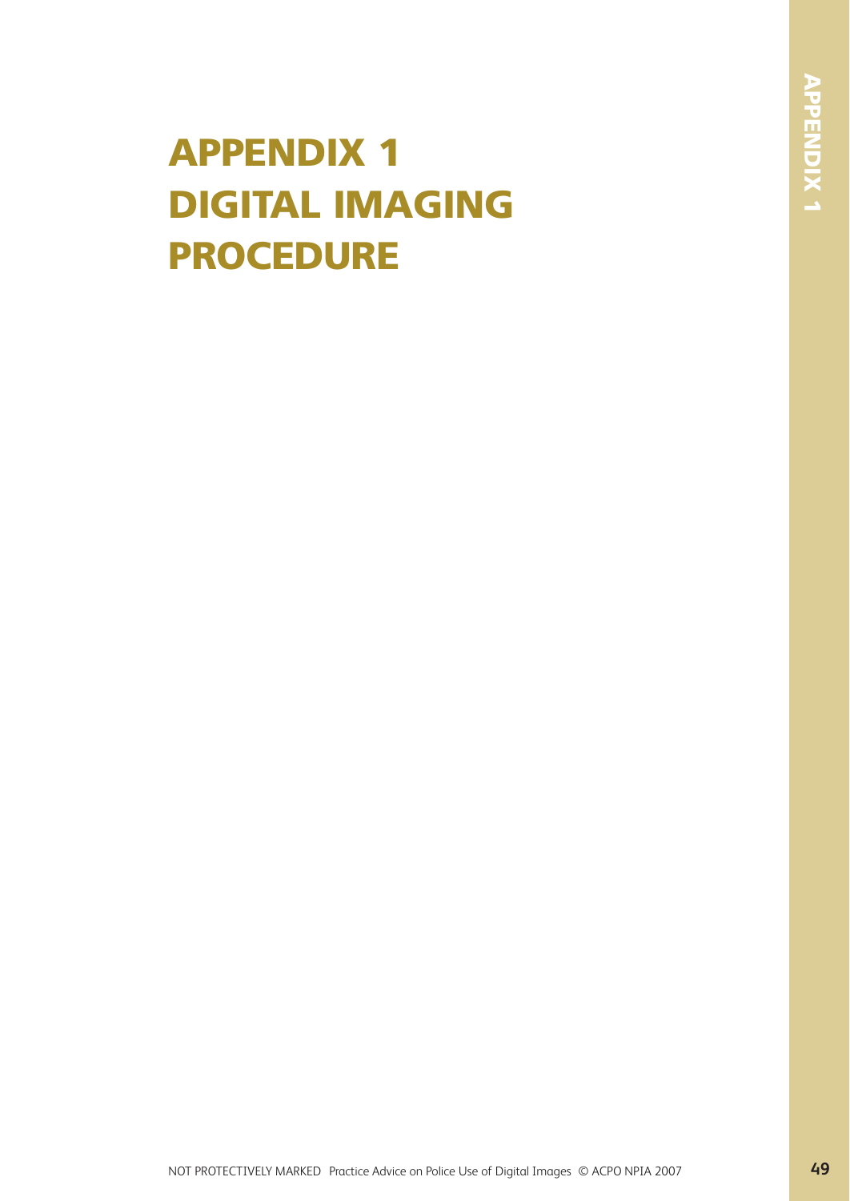# APPENDIX 1 DIGITAL IMAGING PROCEDURE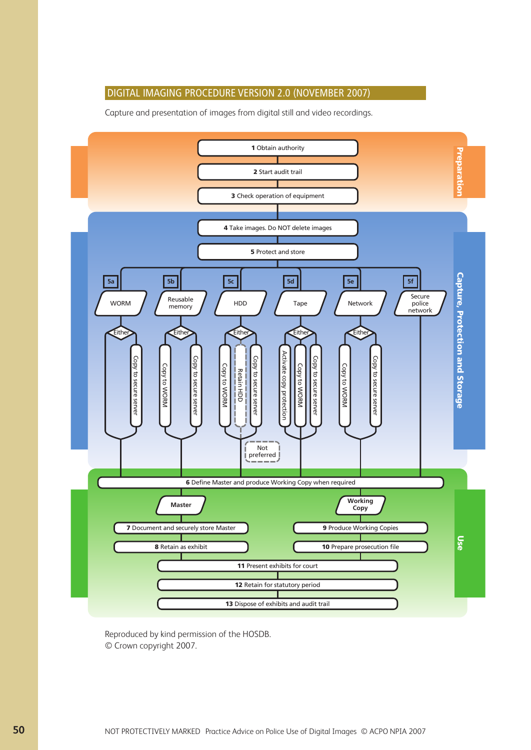## DIGITAL IMAGING PROCEDURE VERSION 2.0 (NOVEMBER 2007)

Capture and presentation of images from digital still and video recordings.

**Preparation**

- **1** Obtain authority
- **2** Start audit trail
- **3** Check operation of equipment

**Capture, Protection and Storage**

- **4** Take images. Do NOT delete images
- **5** Protect and store
  - **5a** WORM — Either: (nothing further) / Copy to secure server
  - **5b** Reusable memory — Either: Copy to WORM / Copy to secure server
  - **5c** HDD — Either: Copy to WORM / Retain HDD (Not preferred) / Copy to secure server
  - **5d** Tape — Either: Activate copy protection / Copy to WORM / Copy to secure server
  - **5e** Network — Either: Copy to WORM / Copy to secure server
  - **5f** Secure police network

**Use**

- **6** Define Master and produce Working Copy when required
  - Master
    - **7** Document and securely store Master
    - **8** Retain as exhibit
  - Working Copy
    - **9** Produce Working Copies
    - **10** Prepare prosecution file
- **11** Present exhibits for court
- **12** Retain for statutory period
- **13** Dispose of exhibits and audit trail

Reproduced by kind permission of the HOSDB.
© Crown copyright 2007.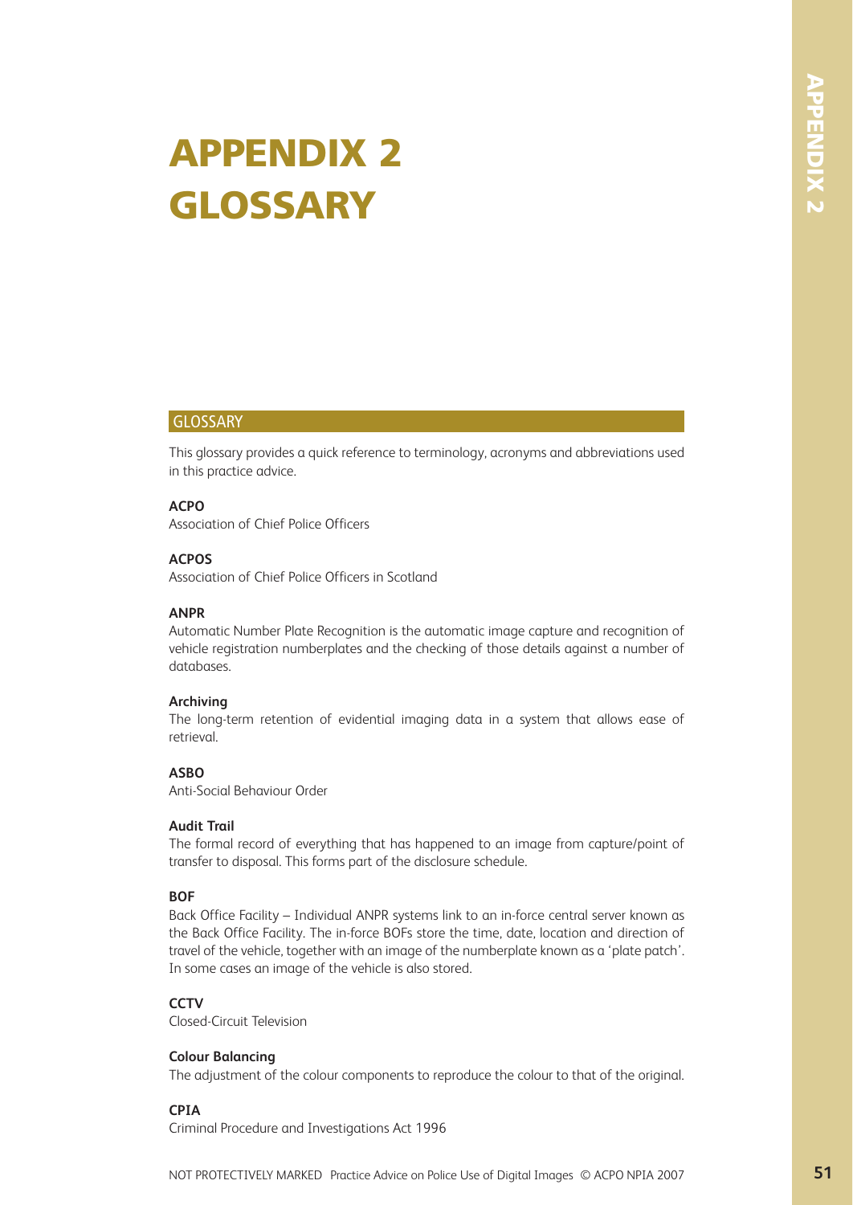# APPENDIX 2 GLOSSARY

## GLOSSARY

This glossary provides a quick reference to terminology, acronyms and abbreviations used in this practice advice.

**ACPO**
Association of Chief Police Officers

**ACPOS**
Association of Chief Police Officers in Scotland

**ANPR**
Automatic Number Plate Recognition is the automatic image capture and recognition of vehicle registration numberplates and the checking of those details against a number of databases.

**Archiving**
The long-term retention of evidential imaging data in a system that allows ease of retrieval.

**ASBO**
Anti-Social Behaviour Order

**Audit Trail**
The formal record of everything that has happened to an image from capture/point of transfer to disposal. This forms part of the disclosure schedule.

**BOF**
Back Office Facility – Individual ANPR systems link to an in-force central server known as the Back Office Facility. The in-force BOFs store the time, date, location and direction of travel of the vehicle, together with an image of the numberplate known as a 'plate patch'. In some cases an image of the vehicle is also stored.

**CCTV**
Closed-Circuit Television

**Colour Balancing**
The adjustment of the colour components to reproduce the colour to that of the original.

**CPIA**
Criminal Procedure and Investigations Act 1996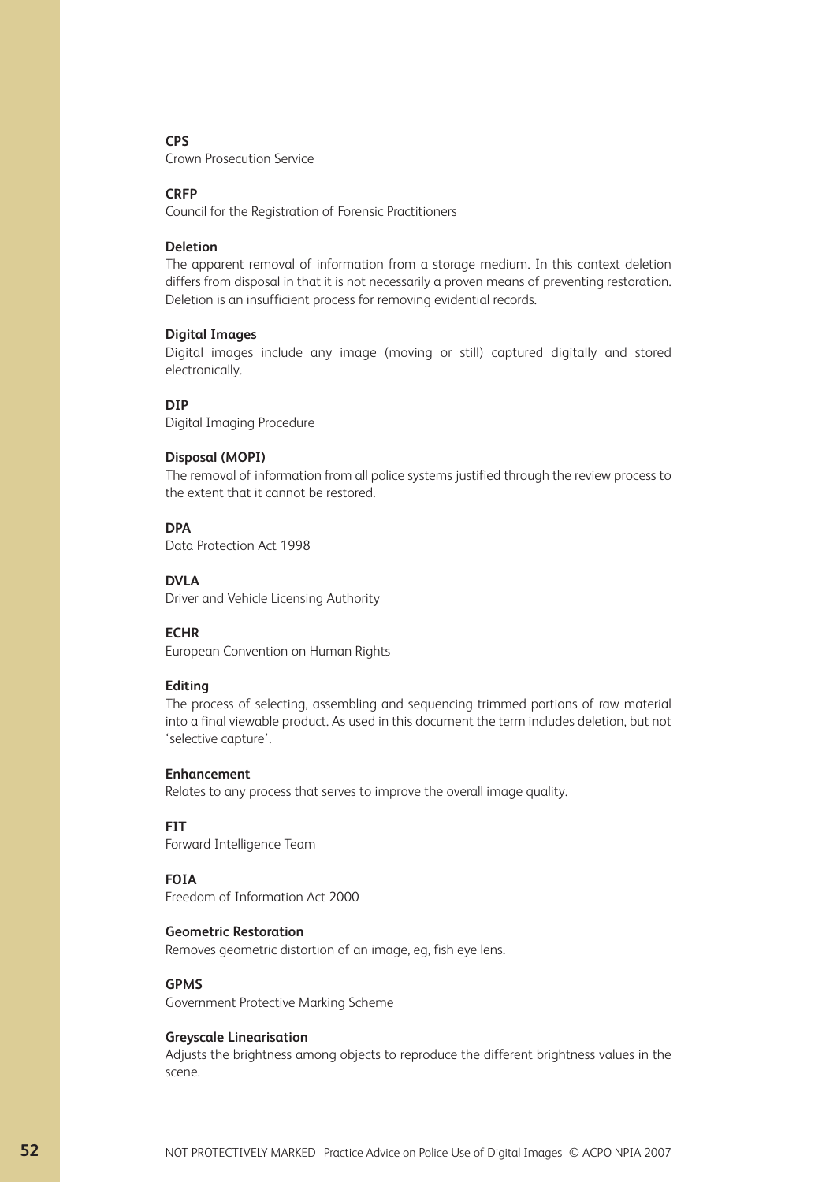**CPS**
Crown Prosecution Service

**CRFP**
Council for the Registration of Forensic Practitioners

**Deletion**
The apparent removal of information from a storage medium. In this context deletion differs from disposal in that it is not necessarily a proven means of preventing restoration. Deletion is an insufficient process for removing evidential records.

**Digital Images**
Digital images include any image (moving or still) captured digitally and stored electronically.

**DIP**
Digital Imaging Procedure

**Disposal (MOPI)**
The removal of information from all police systems justified through the review process to the extent that it cannot be restored.

**DPA**
Data Protection Act 1998

**DVLA**
Driver and Vehicle Licensing Authority

**ECHR**
European Convention on Human Rights

**Editing**
The process of selecting, assembling and sequencing trimmed portions of raw material into a final viewable product. As used in this document the term includes deletion, but not 'selective capture'.

**Enhancement**
Relates to any process that serves to improve the overall image quality.

**FIT**
Forward Intelligence Team

**FOIA**
Freedom of Information Act 2000

**Geometric Restoration**
Removes geometric distortion of an image, eg, fish eye lens.

**GPMS**
Government Protective Marking Scheme

**Greyscale Linearisation**
Adjusts the brightness among objects to reproduce the different brightness values in the scene.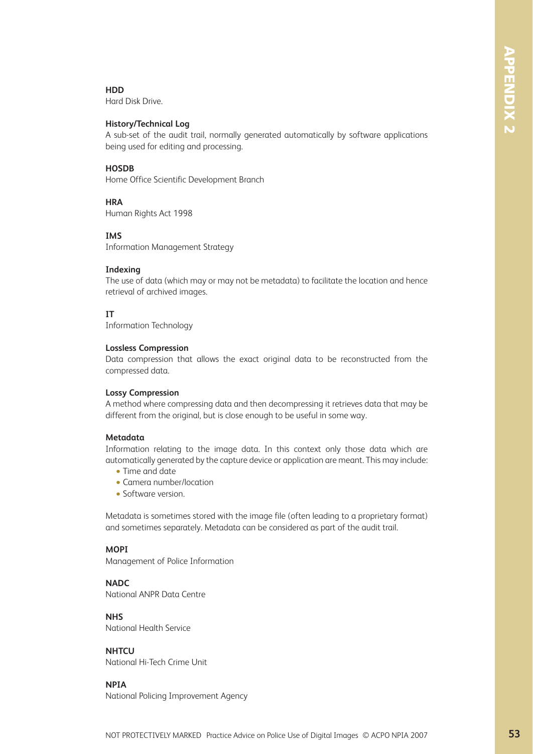**HDD**
Hard Disk Drive.

**History/Technical Log**
A sub-set of the audit trail, normally generated automatically by software applications being used for editing and processing.

**HOSDB**
Home Office Scientific Development Branch

**HRA**
Human Rights Act 1998

**IMS**
Information Management Strategy

**Indexing**
The use of data (which may or may not be metadata) to facilitate the location and hence retrieval of archived images.

**IT**
Information Technology

**Lossless Compression**
Data compression that allows the exact original data to be reconstructed from the compressed data.

**Lossy Compression**
A method where compressing data and then decompressing it retrieves data that may be different from the original, but is close enough to be useful in some way.

**Metadata**
Information relating to the image data. In this context only those data which are automatically generated by the capture device or application are meant. This may include:

- Time and date
- Camera number/location
- Software version.

Metadata is sometimes stored with the image file (often leading to a proprietary format) and sometimes separately. Metadata can be considered as part of the audit trail.

**MOPI**
Management of Police Information

**NADC**
National ANPR Data Centre

**NHS**
National Health Service

**NHTCU**
National Hi-Tech Crime Unit

**NPIA**
National Policing Improvement Agency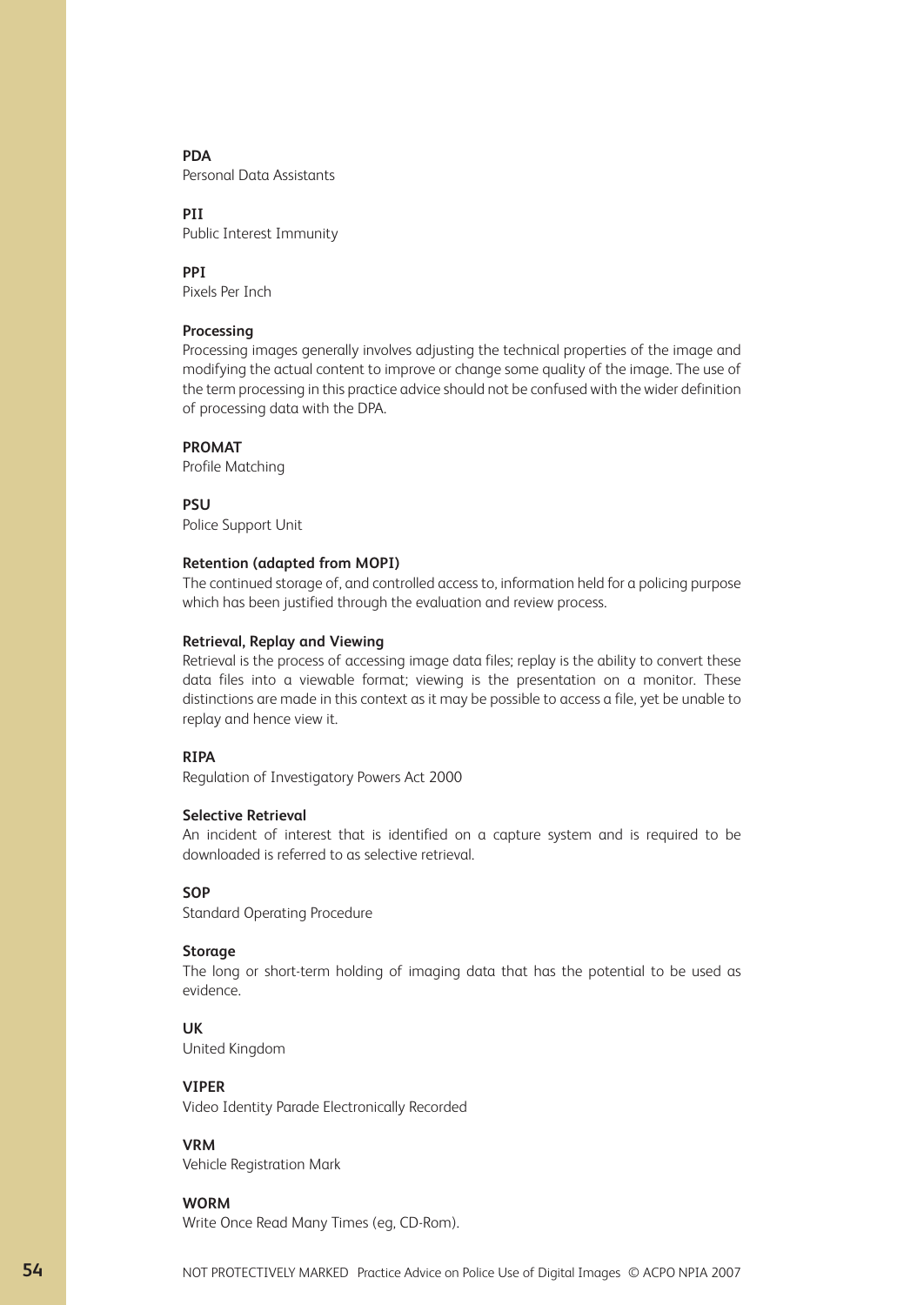**PDA**
Personal Data Assistants

**PII**
Public Interest Immunity

**PPI**
Pixels Per Inch

**Processing**
Processing images generally involves adjusting the technical properties of the image and modifying the actual content to improve or change some quality of the image. The use of the term processing in this practice advice should not be confused with the wider definition of processing data with the DPA.

**PROMAT**
Profile Matching

**PSU**
Police Support Unit

**Retention (adapted from MOPI)**
The continued storage of, and controlled access to, information held for a policing purpose which has been justified through the evaluation and review process.

**Retrieval, Replay and Viewing**
Retrieval is the process of accessing image data files; replay is the ability to convert these data files into a viewable format; viewing is the presentation on a monitor. These distinctions are made in this context as it may be possible to access a file, yet be unable to replay and hence view it.

**RIPA**
Regulation of Investigatory Powers Act 2000

**Selective Retrieval**
An incident of interest that is identified on a capture system and is required to be downloaded is referred to as selective retrieval.

**SOP**
Standard Operating Procedure

**Storage**
The long or short-term holding of imaging data that has the potential to be used as evidence.

**UK**
United Kingdom

**VIPER**
Video Identity Parade Electronically Recorded

**VRM**
Vehicle Registration Mark

**WORM**
Write Once Read Many Times (eg, CD-Rom).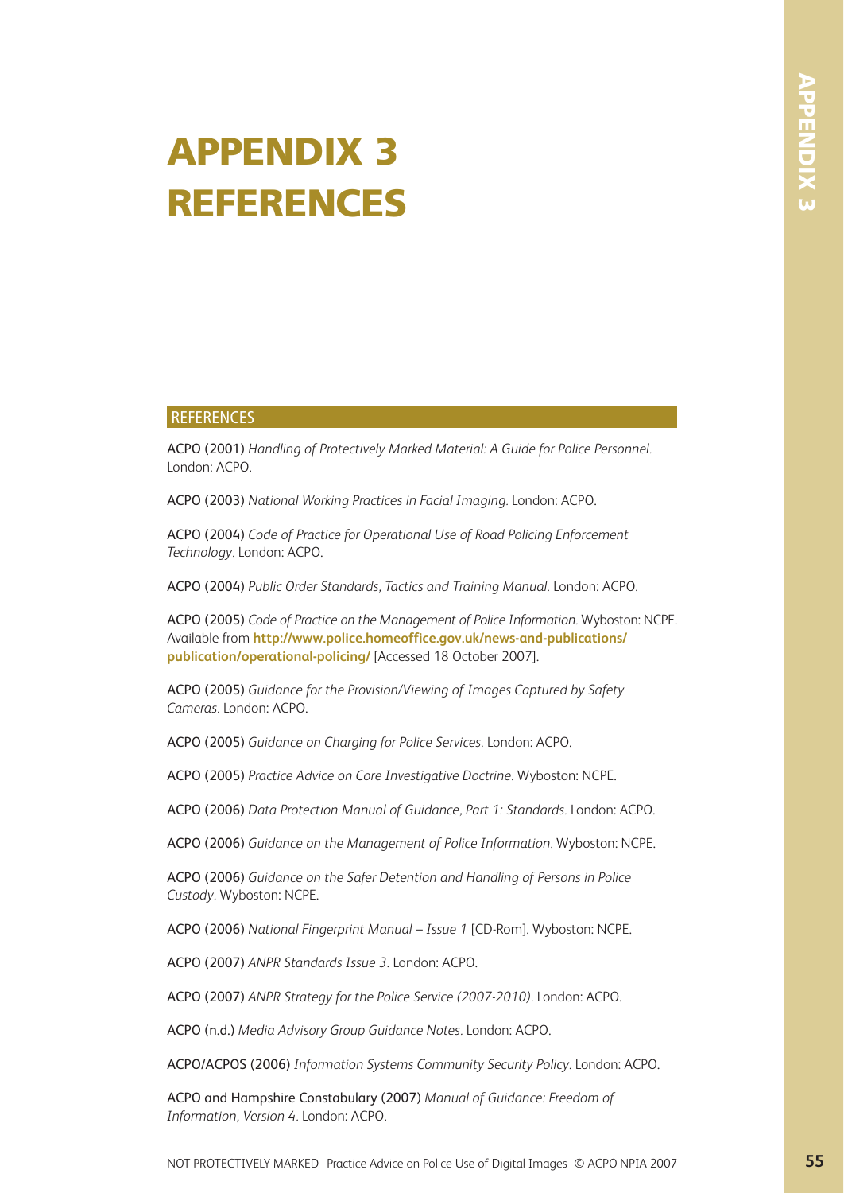# APPENDIX 3 REFERENCES

## REFERENCES

ACPO (2001) *Handling of Protectively Marked Material: A Guide for Police Personnel.* London: ACPO.

ACPO (2003) *National Working Practices in Facial Imaging.* London: ACPO.

ACPO (2004) *Code of Practice for Operational Use of Road Policing Enforcement Technology*. London: ACPO.

ACPO (2004) *Public Order Standards, Tactics and Training Manual.* London: ACPO.

ACPO (2005) *Code of Practice on the Management of Police Information.* Wyboston: NCPE. Available from **http://www.police.homeoffice.gov.uk/news-and-publications/publication/operational-policing/** [Accessed 18 October 2007].

ACPO (2005) *Guidance for the Provision/Viewing of Images Captured by Safety Cameras.* London: ACPO.

ACPO (2005) *Guidance on Charging for Police Services.* London: ACPO.

ACPO (2005) *Practice Advice on Core Investigative Doctrine.* Wyboston: NCPE.

ACPO (2006) *Data Protection Manual of Guidance, Part 1: Standards.* London: ACPO.

ACPO (2006) *Guidance on the Management of Police Information.* Wyboston: NCPE.

ACPO (2006) *Guidance on the Safer Detention and Handling of Persons in Police Custody*. Wyboston: NCPE.

ACPO (2006) *National Fingerprint Manual – Issue 1* [CD-Rom]. Wyboston: NCPE.

ACPO (2007) *ANPR Standards Issue 3*. London: ACPO.

ACPO (2007) *ANPR Strategy for the Police Service (2007-2010)*. London: ACPO.

ACPO (n.d.) *Media Advisory Group Guidance Notes*. London: ACPO.

ACPO/ACPOS (2006) *Information Systems Community Security Policy.* London: ACPO.

ACPO and Hampshire Constabulary (2007) *Manual of Guidance: Freedom of Information, Version 4*. London: ACPO.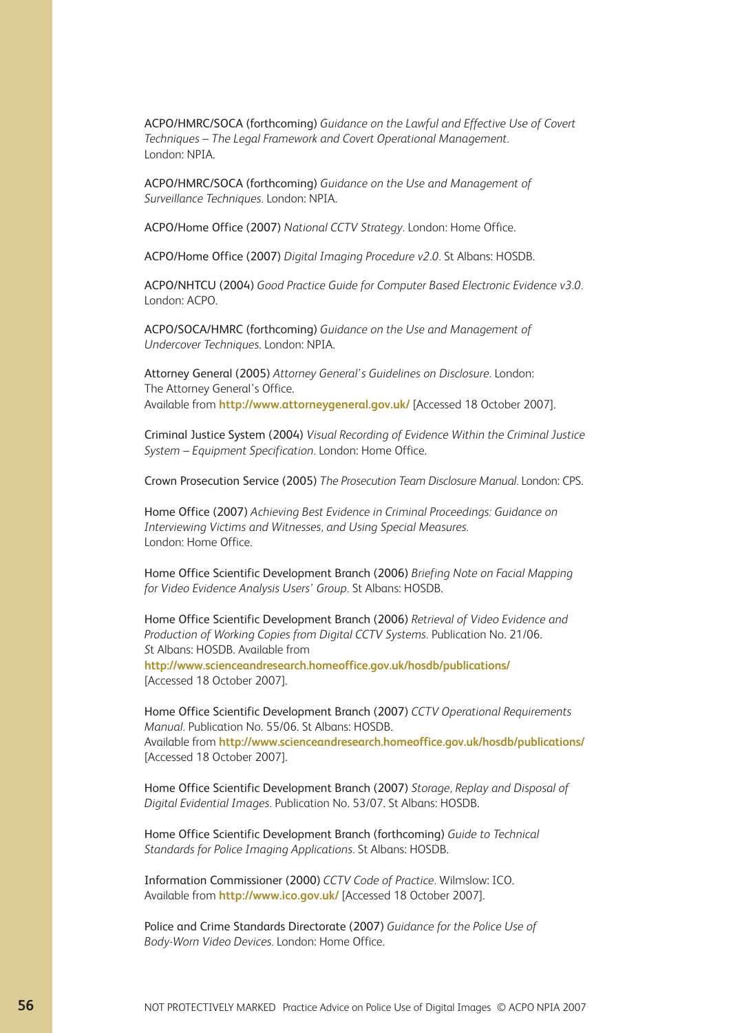ACPO/HMRC/SOCA (forthcoming) *Guidance on the Lawful and Effective Use of Covert Techniques – The Legal Framework and Covert Operational Management*. London: NPIA.

ACPO/HMRC/SOCA (forthcoming) *Guidance on the Use and Management of Surveillance Techniques*. London: NPIA.

ACPO/Home Office (2007) *National CCTV Strategy*. London: Home Office.

ACPO/Home Office (2007) *Digital Imaging Procedure v2.0*. St Albans: HOSDB.

ACPO/NHTCU (2004) *Good Practice Guide for Computer Based Electronic Evidence v3.0*. London: ACPO.

ACPO/SOCA/HMRC (forthcoming) *Guidance on the Use and Management of Undercover Techniques*. London: NPIA.

Attorney General (2005) *Attorney General's Guidelines on Disclosure*. London: The Attorney General's Office.
Available from **http://www.attorneygeneral.gov.uk/** [Accessed 18 October 2007].

Criminal Justice System (2004) *Visual Recording of Evidence Within the Criminal Justice System – Equipment Specification*. London: Home Office.

Crown Prosecution Service (2005) *The Prosecution Team Disclosure Manual*. London: CPS.

Home Office (2007) *Achieving Best Evidence in Criminal Proceedings: Guidance on Interviewing Victims and Witnesses, and Using Special Measures*. London: Home Office.

Home Office Scientific Development Branch (2006) *Briefing Note on Facial Mapping for Video Evidence Analysis Users' Group*. St Albans: HOSDB.

Home Office Scientific Development Branch (2006) *Retrieval of Video Evidence and Production of Working Copies from Digital CCTV Systems*. Publication No. 21/06. St Albans: HOSDB. Available from
**http://www.scienceandresearch.homeoffice.gov.uk/hosdb/publications/**
[Accessed 18 October 2007].

Home Office Scientific Development Branch (2007) *CCTV Operational Requirements Manual*. Publication No. 55/06. St Albans: HOSDB.
Available from **http://www.scienceandresearch.homeoffice.gov.uk/hosdb/publications/**
[Accessed 18 October 2007].

Home Office Scientific Development Branch (2007) *Storage, Replay and Disposal of Digital Evidential Images*. Publication No. 53/07. St Albans: HOSDB.

Home Office Scientific Development Branch (forthcoming) *Guide to Technical Standards for Police Imaging Applications*. St Albans: HOSDB.

Information Commissioner (2000) *CCTV Code of Practice*. Wilmslow: ICO.
Available from **http://www.ico.gov.uk/** [Accessed 18 October 2007].

Police and Crime Standards Directorate (2007) *Guidance for the Police Use of Body-Worn Video Devices*. London: Home Office.